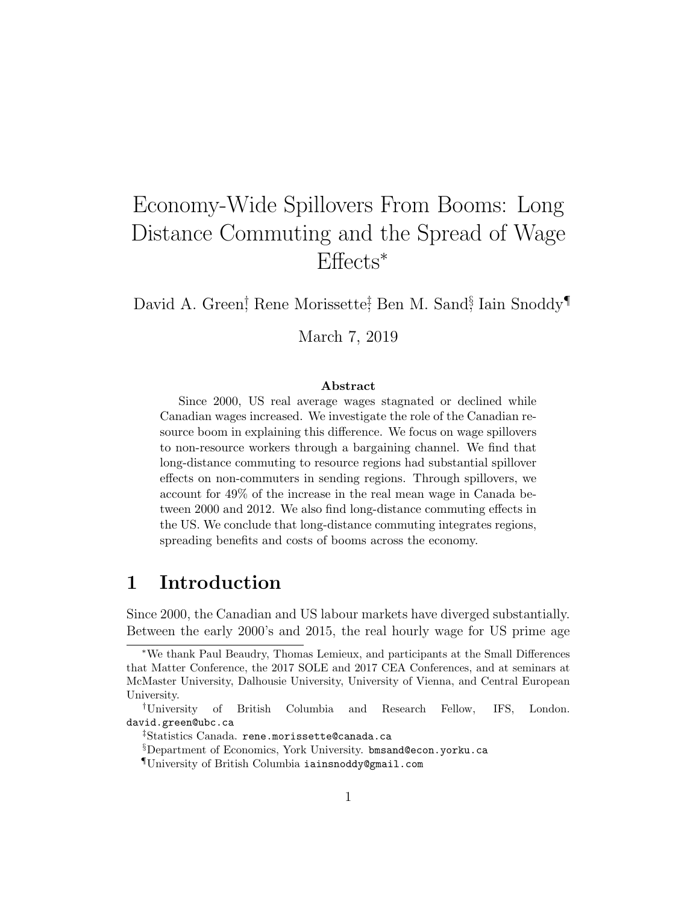# Economy-Wide Spillovers From Booms: Long Distance Commuting and the Spread of Wage Effects*

David A. Green[†], Rene Morissette[‡], Ben M. Sand[§], Iain Snoddy[¶]

March 7, 2019

**Abstract**

Since 2000, US real average wages stagnated or declined while Canadian wages increased. We investigate the role of the Canadian resource boom in explaining this difference. We focus on wage spillovers to non-resource workers through a bargaining channel. We find that long-distance commuting to resource regions had substantial spillover effects on non-commuters in sending regions. Through spillovers, we account for 49% of the increase in the real mean wage in Canada between 2000 and 2012. We also find long-distance commuting effects in the US. We conclude that long-distance commuting integrates regions, spreading benefits and costs of booms across the economy.

## 1 Introduction

Since 2000, the Canadian and US labour markets have diverged substantially. Between the early 2000's and 2015, the real hourly wage for US prime age

---

*We thank Paul Beaudry, Thomas Lemieux, and participants at the Small Differences that Matter Conference, the 2017 SOLE and 2017 CEA Conferences, and at seminars at McMaster University, Dalhousie University, University of Vienna, and Central European University.

[†]University of British Columbia and Research Fellow, IFS, London. david.green@ubc.ca

[‡]Statistics Canada. rene.morissette@canada.ca

[§]Department of Economics, York University. bmsand@econ.yorku.ca

[¶]University of British Columbia iainsnoddy@gmail.com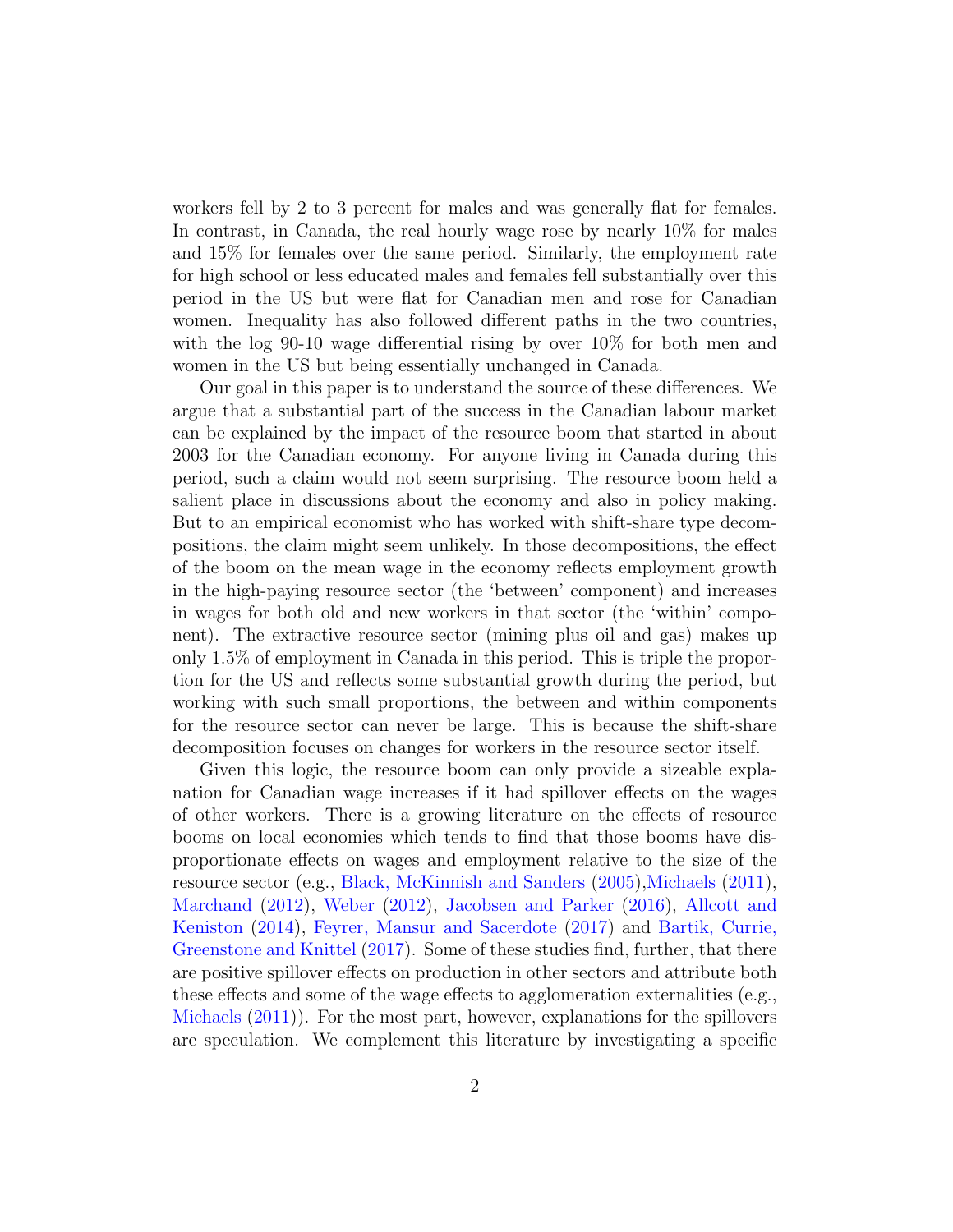workers fell by 2 to 3 percent for males and was generally flat for females. In contrast, in Canada, the real hourly wage rose by nearly 10% for males and 15% for females over the same period. Similarly, the employment rate for high school or less educated males and females fell substantially over this period in the US but were flat for Canadian men and rose for Canadian women. Inequality has also followed different paths in the two countries, with the log 90-10 wage differential rising by over 10% for both men and women in the US but being essentially unchanged in Canada.

Our goal in this paper is to understand the source of these differences. We argue that a substantial part of the success in the Canadian labour market can be explained by the impact of the resource boom that started in about 2003 for the Canadian economy. For anyone living in Canada during this period, such a claim would not seem surprising. The resource boom held a salient place in discussions about the economy and also in policy making. But to an empirical economist who has worked with shift-share type decompositions, the claim might seem unlikely. In those decompositions, the effect of the boom on the mean wage in the economy reflects employment growth in the high-paying resource sector (the 'between' component) and increases in wages for both old and new workers in that sector (the 'within' component). The extractive resource sector (mining plus oil and gas) makes up only 1.5% of employment in Canada in this period. This is triple the proportion for the US and reflects some substantial growth during the period, but working with such small proportions, the between and within components for the resource sector can never be large. This is because the shift-share decomposition focuses on changes for workers in the resource sector itself.

Given this logic, the resource boom can only provide a sizeable explanation for Canadian wage increases if it had spillover effects on the wages of other workers. There is a growing literature on the effects of resource booms on local economies which tends to find that those booms have disproportionate effects on wages and employment relative to the size of the resource sector (e.g., Black, McKinnish and Sanders (2005),Michaels (2011), Marchand (2012), Weber (2012), Jacobsen and Parker (2016), Allcott and Keniston (2014), Feyrer, Mansur and Sacerdote (2017) and Bartik, Currie, Greenstone and Knittel (2017). Some of these studies find, further, that there are positive spillover effects on production in other sectors and attribute both these effects and some of the wage effects to agglomeration externalities (e.g., Michaels (2011)). For the most part, however, explanations for the spillovers are speculation. We complement this literature by investigating a specific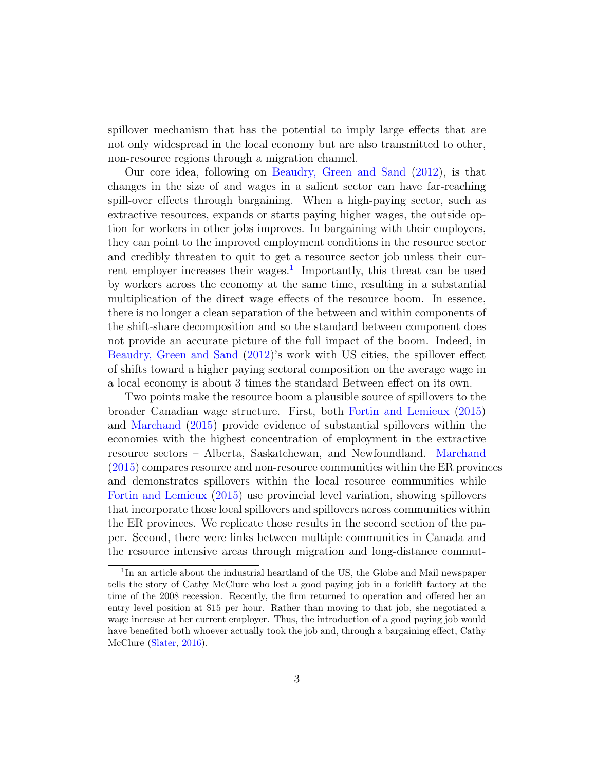spillover mechanism that has the potential to imply large effects that are not only widespread in the local economy but are also transmitted to other, non-resource regions through a migration channel.

Our core idea, following on Beaudry, Green and Sand (2012), is that changes in the size of and wages in a salient sector can have far-reaching spill-over effects through bargaining. When a high-paying sector, such as extractive resources, expands or starts paying higher wages, the outside option for workers in other jobs improves. In bargaining with their employers, they can point to the improved employment conditions in the resource sector and credibly threaten to quit to get a resource sector job unless their current employer increases their wages.[1] Importantly, this threat can be used by workers across the economy at the same time, resulting in a substantial multiplication of the direct wage effects of the resource boom. In essence, there is no longer a clean separation of the between and within components of the shift-share decomposition and so the standard between component does not provide an accurate picture of the full impact of the boom. Indeed, in Beaudry, Green and Sand (2012)'s work with US cities, the spillover effect of shifts toward a higher paying sectoral composition on the average wage in a local economy is about 3 times the standard Between effect on its own.

Two points make the resource boom a plausible source of spillovers to the broader Canadian wage structure. First, both Fortin and Lemieux (2015) and Marchand (2015) provide evidence of substantial spillovers within the economies with the highest concentration of employment in the extractive resource sectors – Alberta, Saskatchewan, and Newfoundland. Marchand (2015) compares resource and non-resource communities within the ER provinces and demonstrates spillovers within the local resource communities while Fortin and Lemieux (2015) use provincial level variation, showing spillovers that incorporate those local spillovers and spillovers across communities within the ER provinces. We replicate those results in the second section of the paper. Second, there were links between multiple communities in Canada and the resource intensive areas through migration and long-distance commut-

[1] In an article about the industrial heartland of the US, the Globe and Mail newspaper tells the story of Cathy McClure who lost a good paying job in a forklift factory at the time of the 2008 recession. Recently, the firm returned to operation and offered her an entry level position at $15 per hour. Rather than moving to that job, she negotiated a wage increase at her current employer. Thus, the introduction of a good paying job would have benefited both whoever actually took the job and, through a bargaining effect, Cathy McClure (Slater, 2016).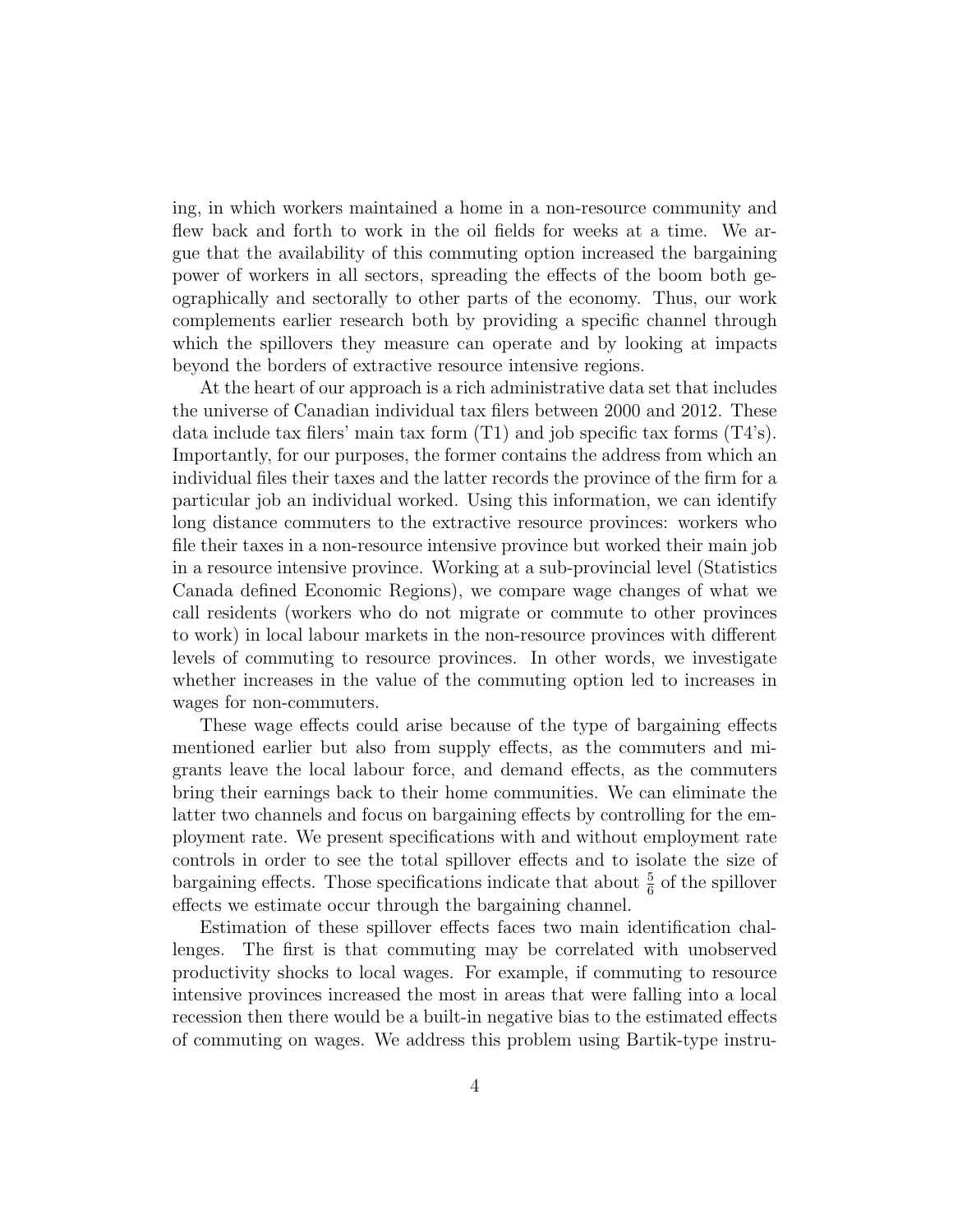ing, in which workers maintained a home in a non-resource community and flew back and forth to work in the oil fields for weeks at a time. We argue that the availability of this commuting option increased the bargaining power of workers in all sectors, spreading the effects of the boom both geographically and sectorally to other parts of the economy. Thus, our work complements earlier research both by providing a specific channel through which the spillovers they measure can operate and by looking at impacts beyond the borders of extractive resource intensive regions.

At the heart of our approach is a rich administrative data set that includes the universe of Canadian individual tax filers between 2000 and 2012. These data include tax filers' main tax form (T1) and job specific tax forms (T4's). Importantly, for our purposes, the former contains the address from which an individual files their taxes and the latter records the province of the firm for a particular job an individual worked. Using this information, we can identify long distance commuters to the extractive resource provinces: workers who file their taxes in a non-resource intensive province but worked their main job in a resource intensive province. Working at a sub-provincial level (Statistics Canada defined Economic Regions), we compare wage changes of what we call residents (workers who do not migrate or commute to other provinces to work) in local labour markets in the non-resource provinces with different levels of commuting to resource provinces. In other words, we investigate whether increases in the value of the commuting option led to increases in wages for non-commuters.

These wage effects could arise because of the type of bargaining effects mentioned earlier but also from supply effects, as the commuters and migrants leave the local labour force, and demand effects, as the commuters bring their earnings back to their home communities. We can eliminate the latter two channels and focus on bargaining effects by controlling for the employment rate. We present specifications with and without employment rate controls in order to see the total spillover effects and to isolate the size of bargaining effects. Those specifications indicate that about $\frac{5}{6}$ of the spillover effects we estimate occur through the bargaining channel.

Estimation of these spillover effects faces two main identification challenges. The first is that commuting may be correlated with unobserved productivity shocks to local wages. For example, if commuting to resource intensive provinces increased the most in areas that were falling into a local recession then there would be a built-in negative bias to the estimated effects of commuting on wages. We address this problem using Bartik-type instru-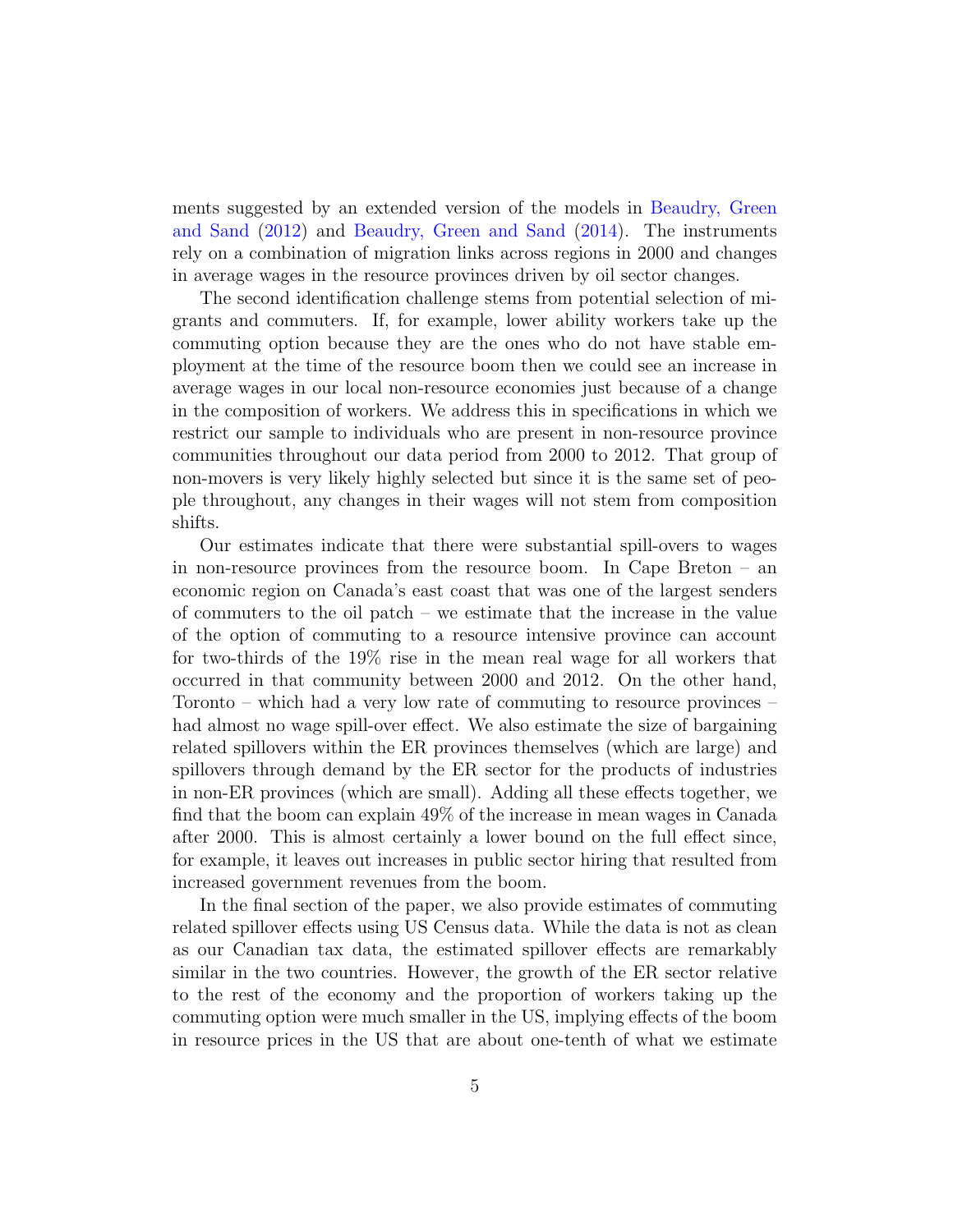ments suggested by an extended version of the models in Beaudry, Green and Sand (2012) and Beaudry, Green and Sand (2014). The instruments rely on a combination of migration links across regions in 2000 and changes in average wages in the resource provinces driven by oil sector changes.

The second identification challenge stems from potential selection of migrants and commuters. If, for example, lower ability workers take up the commuting option because they are the ones who do not have stable employment at the time of the resource boom then we could see an increase in average wages in our local non-resource economies just because of a change in the composition of workers. We address this in specifications in which we restrict our sample to individuals who are present in non-resource province communities throughout our data period from 2000 to 2012. That group of non-movers is very likely highly selected but since it is the same set of people throughout, any changes in their wages will not stem from composition shifts.

Our estimates indicate that there were substantial spill-overs to wages in non-resource provinces from the resource boom. In Cape Breton – an economic region on Canada's east coast that was one of the largest senders of commuters to the oil patch – we estimate that the increase in the value of the option of commuting to a resource intensive province can account for two-thirds of the 19% rise in the mean real wage for all workers that occurred in that community between 2000 and 2012. On the other hand, Toronto – which had a very low rate of commuting to resource provinces – had almost no wage spill-over effect. We also estimate the size of bargaining related spillovers within the ER provinces themselves (which are large) and spillovers through demand by the ER sector for the products of industries in non-ER provinces (which are small). Adding all these effects together, we find that the boom can explain 49% of the increase in mean wages in Canada after 2000. This is almost certainly a lower bound on the full effect since, for example, it leaves out increases in public sector hiring that resulted from increased government revenues from the boom.

In the final section of the paper, we also provide estimates of commuting related spillover effects using US Census data. While the data is not as clean as our Canadian tax data, the estimated spillover effects are remarkably similar in the two countries. However, the growth of the ER sector relative to the rest of the economy and the proportion of workers taking up the commuting option were much smaller in the US, implying effects of the boom in resource prices in the US that are about one-tenth of what we estimate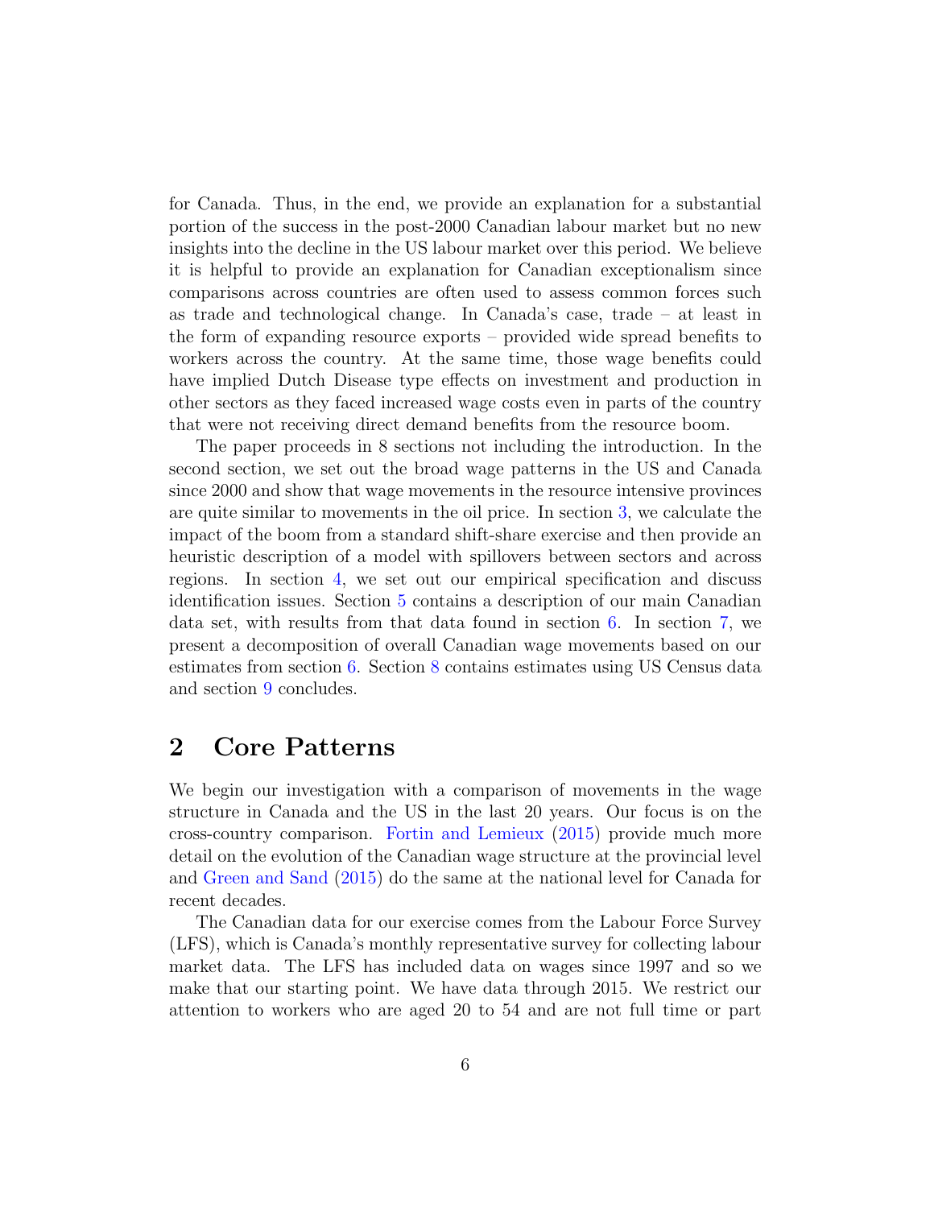for Canada. Thus, in the end, we provide an explanation for a substantial portion of the success in the post-2000 Canadian labour market but no new insights into the decline in the US labour market over this period. We believe it is helpful to provide an explanation for Canadian exceptionalism since comparisons across countries are often used to assess common forces such as trade and technological change. In Canada's case, trade – at least in the form of expanding resource exports – provided wide spread benefits to workers across the country. At the same time, those wage benefits could have implied Dutch Disease type effects on investment and production in other sectors as they faced increased wage costs even in parts of the country that were not receiving direct demand benefits from the resource boom.

The paper proceeds in 8 sections not including the introduction. In the second section, we set out the broad wage patterns in the US and Canada since 2000 and show that wage movements in the resource intensive provinces are quite similar to movements in the oil price. In section 3, we calculate the impact of the boom from a standard shift-share exercise and then provide an heuristic description of a model with spillovers between sectors and across regions. In section 4, we set out our empirical specification and discuss identification issues. Section 5 contains a description of our main Canadian data set, with results from that data found in section 6. In section 7, we present a decomposition of overall Canadian wage movements based on our estimates from section 6. Section 8 contains estimates using US Census data and section 9 concludes.

## 2 Core Patterns

We begin our investigation with a comparison of movements in the wage structure in Canada and the US in the last 20 years. Our focus is on the cross-country comparison. Fortin and Lemieux (2015) provide much more detail on the evolution of the Canadian wage structure at the provincial level and Green and Sand (2015) do the same at the national level for Canada for recent decades.

The Canadian data for our exercise comes from the Labour Force Survey (LFS), which is Canada's monthly representative survey for collecting labour market data. The LFS has included data on wages since 1997 and so we make that our starting point. We have data through 2015. We restrict our attention to workers who are aged 20 to 54 and are not full time or part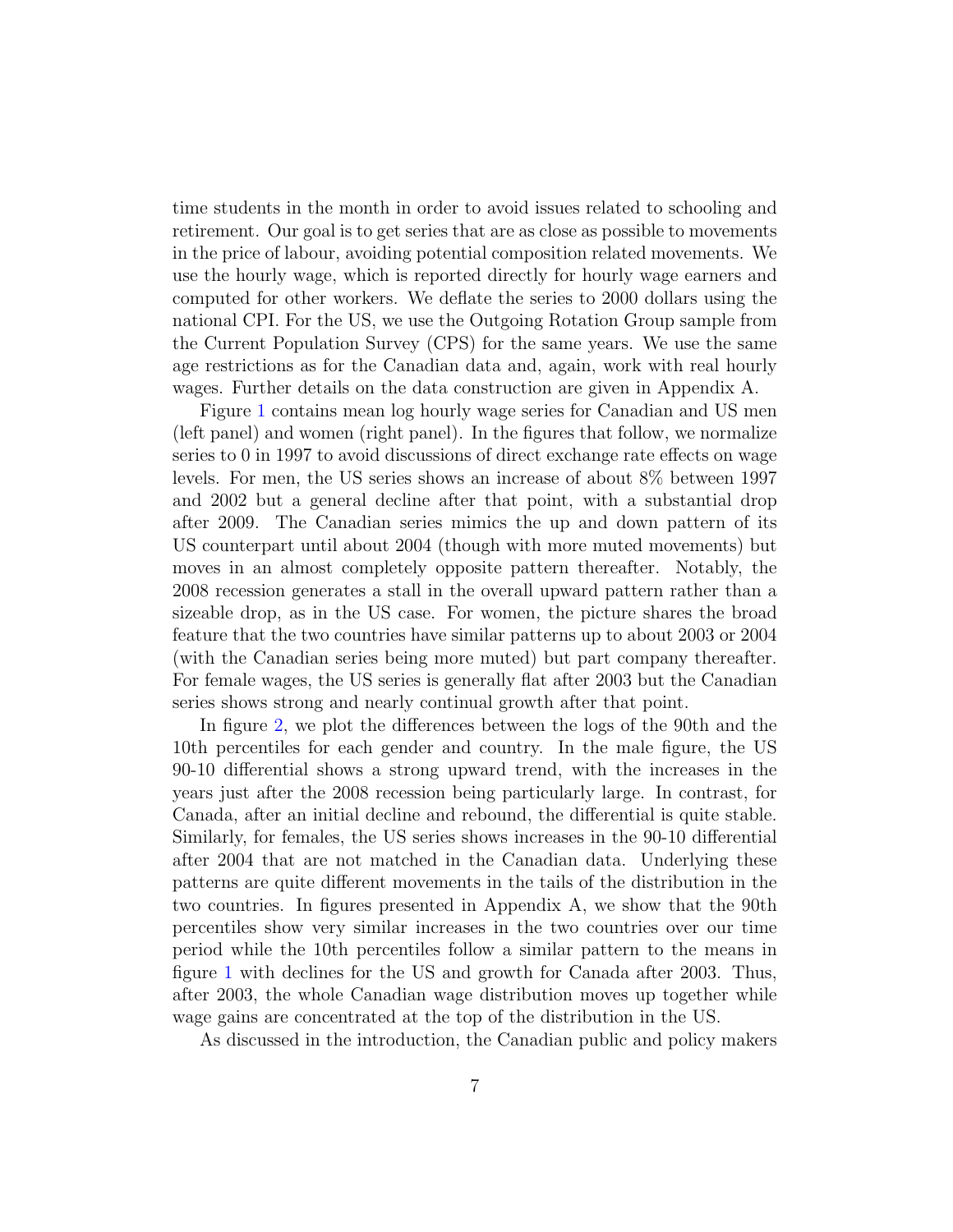time students in the month in order to avoid issues related to schooling and retirement. Our goal is to get series that are as close as possible to movements in the price of labour, avoiding potential composition related movements. We use the hourly wage, which is reported directly for hourly wage earners and computed for other workers. We deflate the series to 2000 dollars using the national CPI. For the US, we use the Outgoing Rotation Group sample from the Current Population Survey (CPS) for the same years. We use the same age restrictions as for the Canadian data and, again, work with real hourly wages. Further details on the data construction are given in Appendix A.

Figure 1 contains mean log hourly wage series for Canadian and US men (left panel) and women (right panel). In the figures that follow, we normalize series to 0 in 1997 to avoid discussions of direct exchange rate effects on wage levels. For men, the US series shows an increase of about 8% between 1997 and 2002 but a general decline after that point, with a substantial drop after 2009. The Canadian series mimics the up and down pattern of its US counterpart until about 2004 (though with more muted movements) but moves in an almost completely opposite pattern thereafter. Notably, the 2008 recession generates a stall in the overall upward pattern rather than a sizeable drop, as in the US case. For women, the picture shares the broad feature that the two countries have similar patterns up to about 2003 or 2004 (with the Canadian series being more muted) but part company thereafter. For female wages, the US series is generally flat after 2003 but the Canadian series shows strong and nearly continual growth after that point.

In figure 2, we plot the differences between the logs of the 90th and the 10th percentiles for each gender and country. In the male figure, the US 90-10 differential shows a strong upward trend, with the increases in the years just after the 2008 recession being particularly large. In contrast, for Canada, after an initial decline and rebound, the differential is quite stable. Similarly, for females, the US series shows increases in the 90-10 differential after 2004 that are not matched in the Canadian data. Underlying these patterns are quite different movements in the tails of the distribution in the two countries. In figures presented in Appendix A, we show that the 90th percentiles show very similar increases in the two countries over our time period while the 10th percentiles follow a similar pattern to the means in figure 1 with declines for the US and growth for Canada after 2003. Thus, after 2003, the whole Canadian wage distribution moves up together while wage gains are concentrated at the top of the distribution in the US.

As discussed in the introduction, the Canadian public and policy makers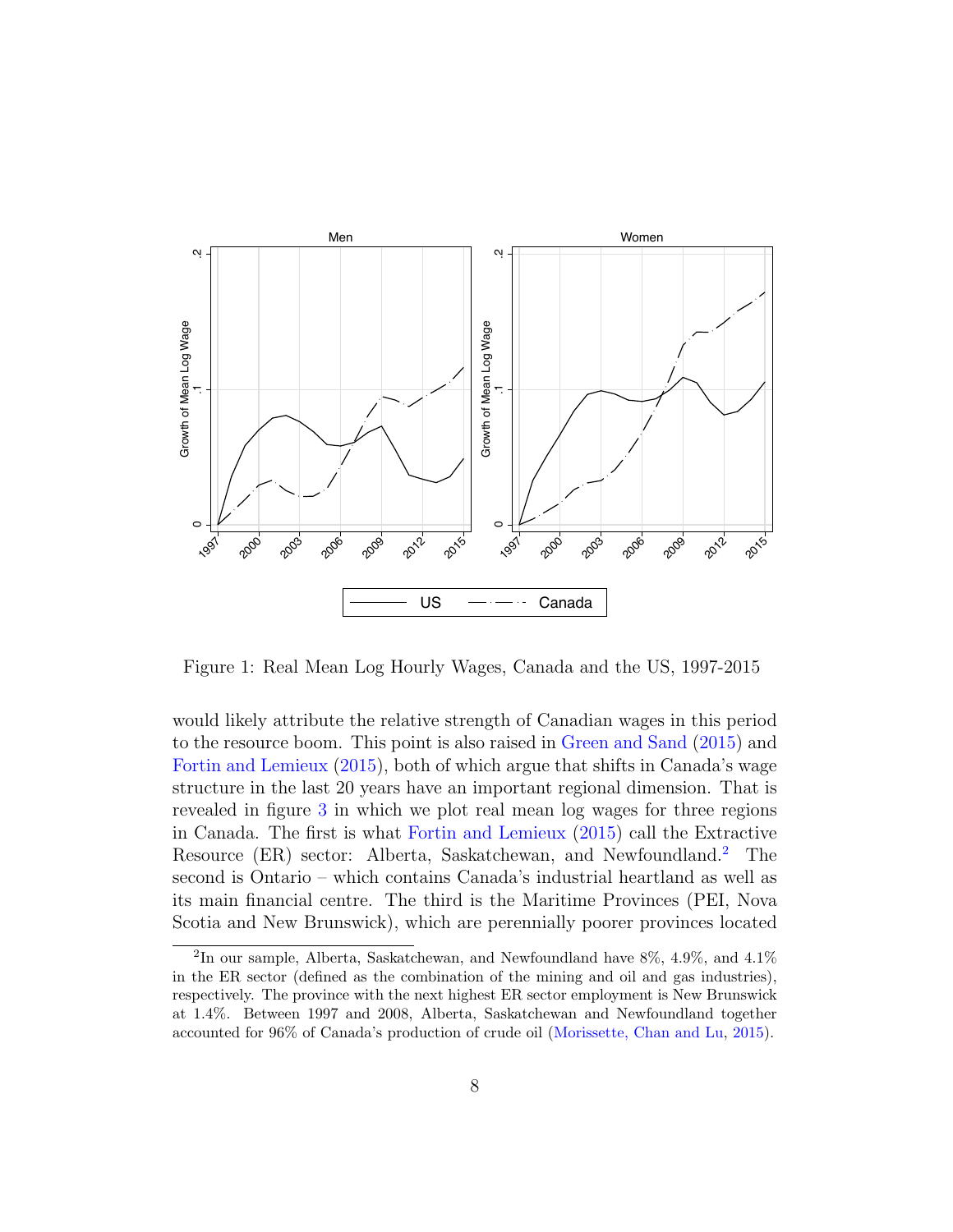Figure 1: Real Mean Log Hourly Wages, Canada and the US, 1997-2015

would likely attribute the relative strength of Canadian wages in this period to the resource boom. This point is also raised in Green and Sand (2015) and Fortin and Lemieux (2015), both of which argue that shifts in Canada's wage structure in the last 20 years have an important regional dimension. That is revealed in figure 3 in which we plot real mean log wages for three regions in Canada. The first is what Fortin and Lemieux (2015) call the Extractive Resource (ER) sector: Alberta, Saskatchewan, and Newfoundland.[2] The second is Ontario – which contains Canada's industrial heartland as well as its main financial centre. The third is the Maritime Provinces (PEI, Nova Scotia and New Brunswick), which are perennially poorer provinces located

[2]In our sample, Alberta, Saskatchewan, and Newfoundland have 8%, 4.9%, and 4.1% in the ER sector (defined as the combination of the mining and oil and gas industries), respectively. The province with the next highest ER sector employment is New Brunswick at 1.4%. Between 1997 and 2008, Alberta, Saskatchewan and Newfoundland together accounted for 96% of Canada's production of crude oil (Morissette, Chan and Lu, 2015).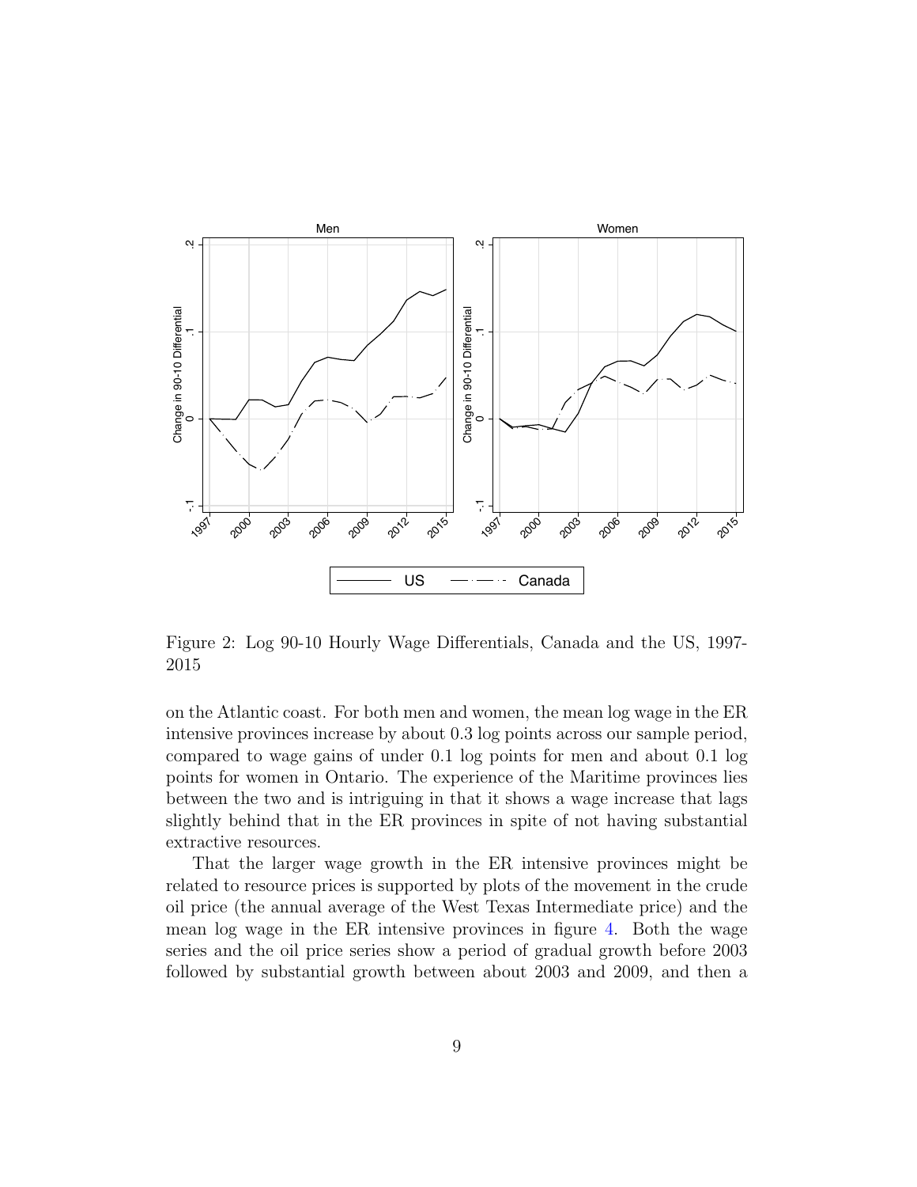Figure 2: Log 90-10 Hourly Wage Differentials, Canada and the US, 1997-2015

on the Atlantic coast. For both men and women, the mean log wage in the ER intensive provinces increase by about 0.3 log points across our sample period, compared to wage gains of under 0.1 log points for men and about 0.1 log points for women in Ontario. The experience of the Maritime provinces lies between the two and is intriguing in that it shows a wage increase that lags slightly behind that in the ER provinces in spite of not having substantial extractive resources.

That the larger wage growth in the ER intensive provinces might be related to resource prices is supported by plots of the movement in the crude oil price (the annual average of the West Texas Intermediate price) and the mean log wage in the ER intensive provinces in figure 4. Both the wage series and the oil price series show a period of gradual growth before 2003 followed by substantial growth between about 2003 and 2009, and then a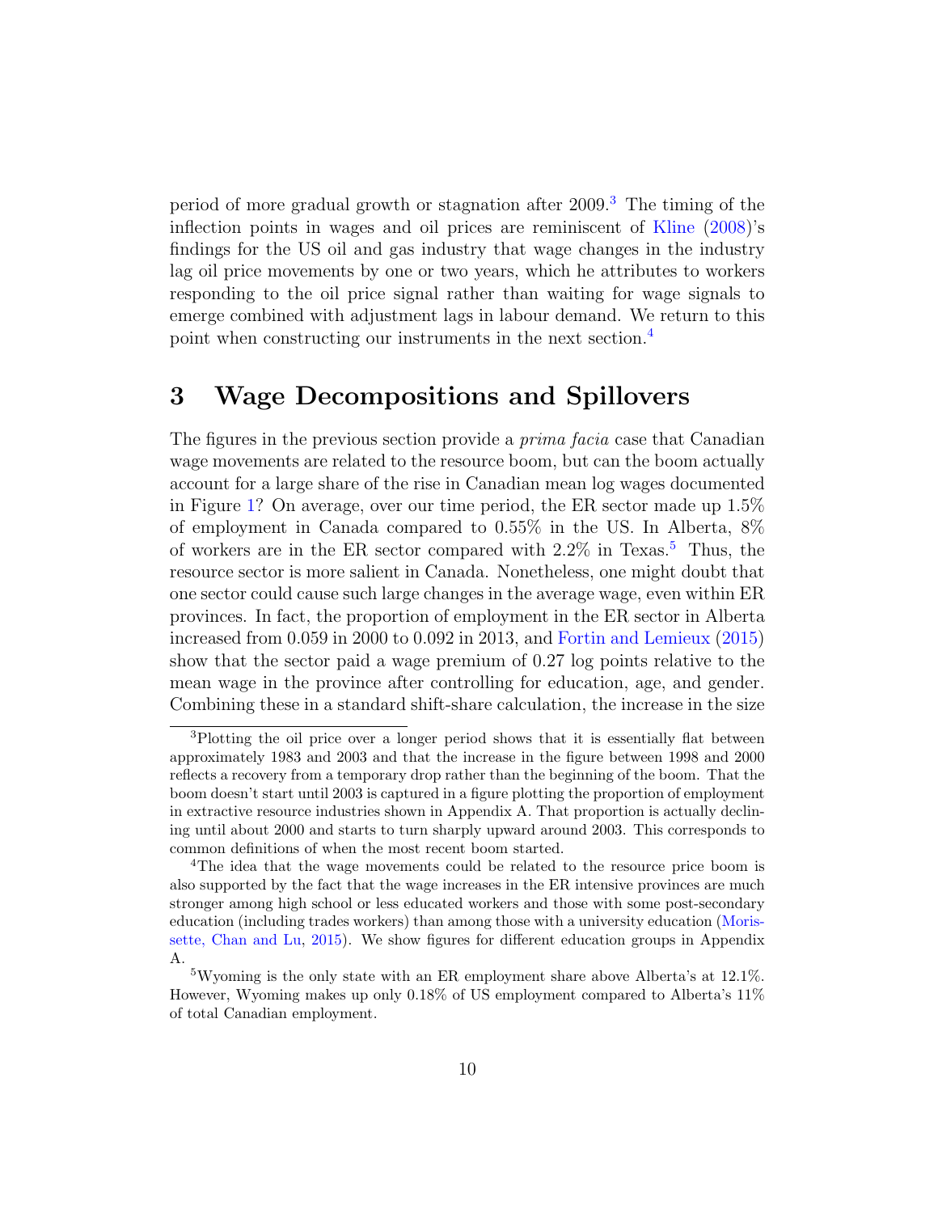period of more gradual growth or stagnation after 2009.[3] The timing of the inflection points in wages and oil prices are reminiscent of Kline (2008)'s findings for the US oil and gas industry that wage changes in the industry lag oil price movements by one or two years, which he attributes to workers responding to the oil price signal rather than waiting for wage signals to emerge combined with adjustment lags in labour demand. We return to this point when constructing our instruments in the next section.[4]

# 3 Wage Decompositions and Spillovers

The figures in the previous section provide a *prima facia* case that Canadian wage movements are related to the resource boom, but can the boom actually account for a large share of the rise in Canadian mean log wages documented in Figure 1? On average, over our time period, the ER sector made up 1.5% of employment in Canada compared to 0.55% in the US. In Alberta, 8% of workers are in the ER sector compared with 2.2% in Texas.[5] Thus, the resource sector is more salient in Canada. Nonetheless, one might doubt that one sector could cause such large changes in the average wage, even within ER provinces. In fact, the proportion of employment in the ER sector in Alberta increased from 0.059 in 2000 to 0.092 in 2013, and Fortin and Lemieux (2015) show that the sector paid a wage premium of 0.27 log points relative to the mean wage in the province after controlling for education, age, and gender. Combining these in a standard shift-share calculation, the increase in the size

[3] Plotting the oil price over a longer period shows that it is essentially flat between approximately 1983 and 2003 and that the increase in the figure between 1998 and 2000 reflects a recovery from a temporary drop rather than the beginning of the boom. That the boom doesn't start until 2003 is captured in a figure plotting the proportion of employment in extractive resource industries shown in Appendix A. That proportion is actually declining until about 2000 and starts to turn sharply upward around 2003. This corresponds to common definitions of when the most recent boom started.

[4] The idea that the wage movements could be related to the resource price boom is also supported by the fact that the wage increases in the ER intensive provinces are much stronger among high school or less educated workers and those with some post-secondary education (including trades workers) than among those with a university education (Morissette, Chan and Lu, 2015). We show figures for different education groups in Appendix A.

[5] Wyoming is the only state with an ER employment share above Alberta's at 12.1%. However, Wyoming makes up only 0.18% of US employment compared to Alberta's 11% of total Canadian employment.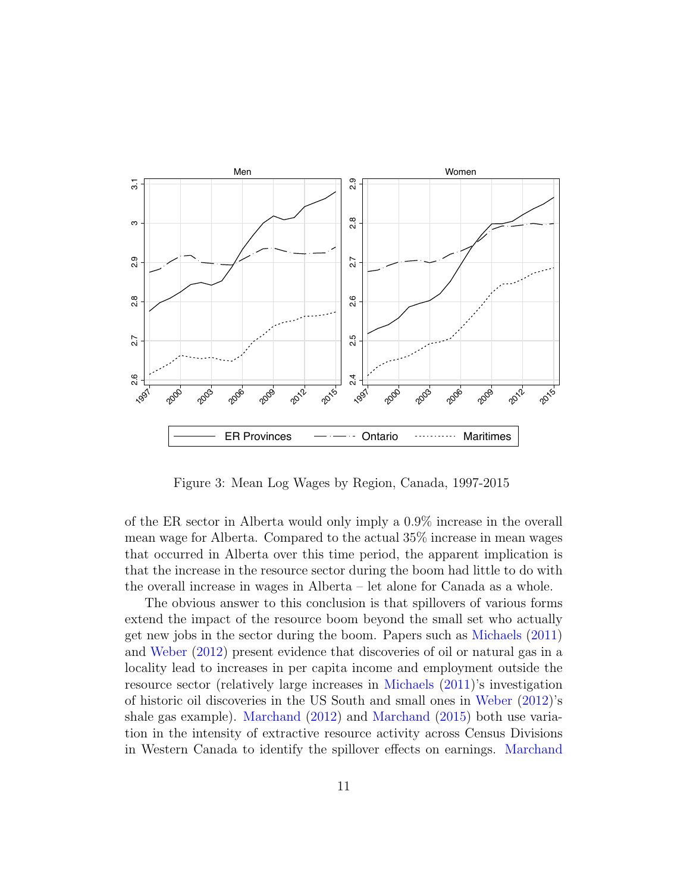Figure 3: Mean Log Wages by Region, Canada, 1997-2015

of the ER sector in Alberta would only imply a 0.9% increase in the overall mean wage for Alberta. Compared to the actual 35% increase in mean wages that occurred in Alberta over this time period, the apparent implication is that the increase in the resource sector during the boom had little to do with the overall increase in wages in Alberta – let alone for Canada as a whole.

The obvious answer to this conclusion is that spillovers of various forms extend the impact of the resource boom beyond the small set who actually get new jobs in the sector during the boom. Papers such as Michaels (2011) and Weber (2012) present evidence that discoveries of oil or natural gas in a locality lead to increases in per capita income and employment outside the resource sector (relatively large increases in Michaels (2011)'s investigation of historic oil discoveries in the US South and small ones in Weber (2012)'s shale gas example). Marchand (2012) and Marchand (2015) both use variation in the intensity of extractive resource activity across Census Divisions in Western Canada to identify the spillover effects on earnings. Marchand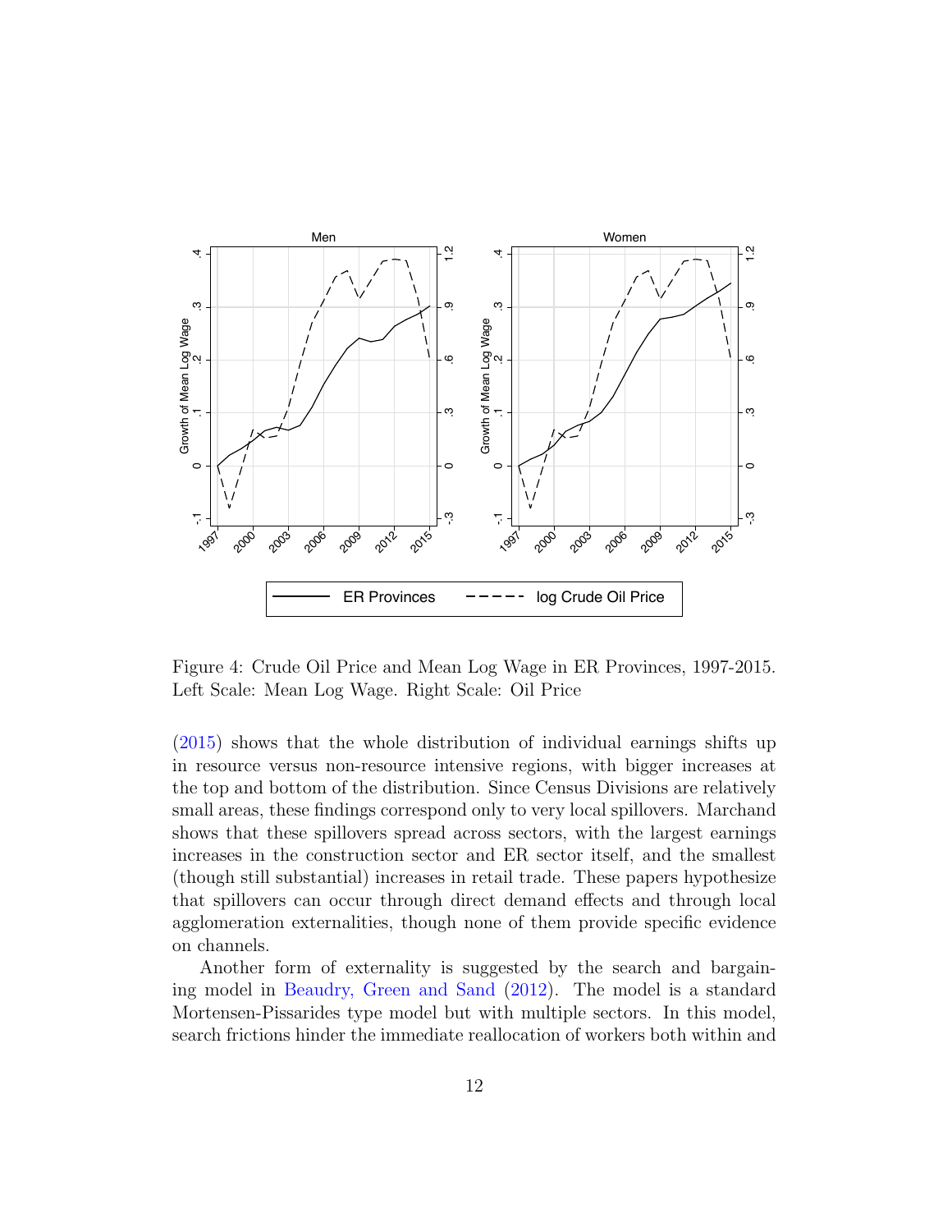Figure 4: Crude Oil Price and Mean Log Wage in ER Provinces, 1997-2015. Left Scale: Mean Log Wage. Right Scale: Oil Price

(2015) shows that the whole distribution of individual earnings shifts up in resource versus non-resource intensive regions, with bigger increases at the top and bottom of the distribution. Since Census Divisions are relatively small areas, these findings correspond only to very local spillovers. Marchand shows that these spillovers spread across sectors, with the largest earnings increases in the construction sector and ER sector itself, and the smallest (though still substantial) increases in retail trade. These papers hypothesize that spillovers can occur through direct demand effects and through local agglomeration externalities, though none of them provide specific evidence on channels.

Another form of externality is suggested by the search and bargaining model in Beaudry, Green and Sand (2012). The model is a standard Mortensen-Pissarides type model but with multiple sectors. In this model, search frictions hinder the immediate reallocation of workers both within and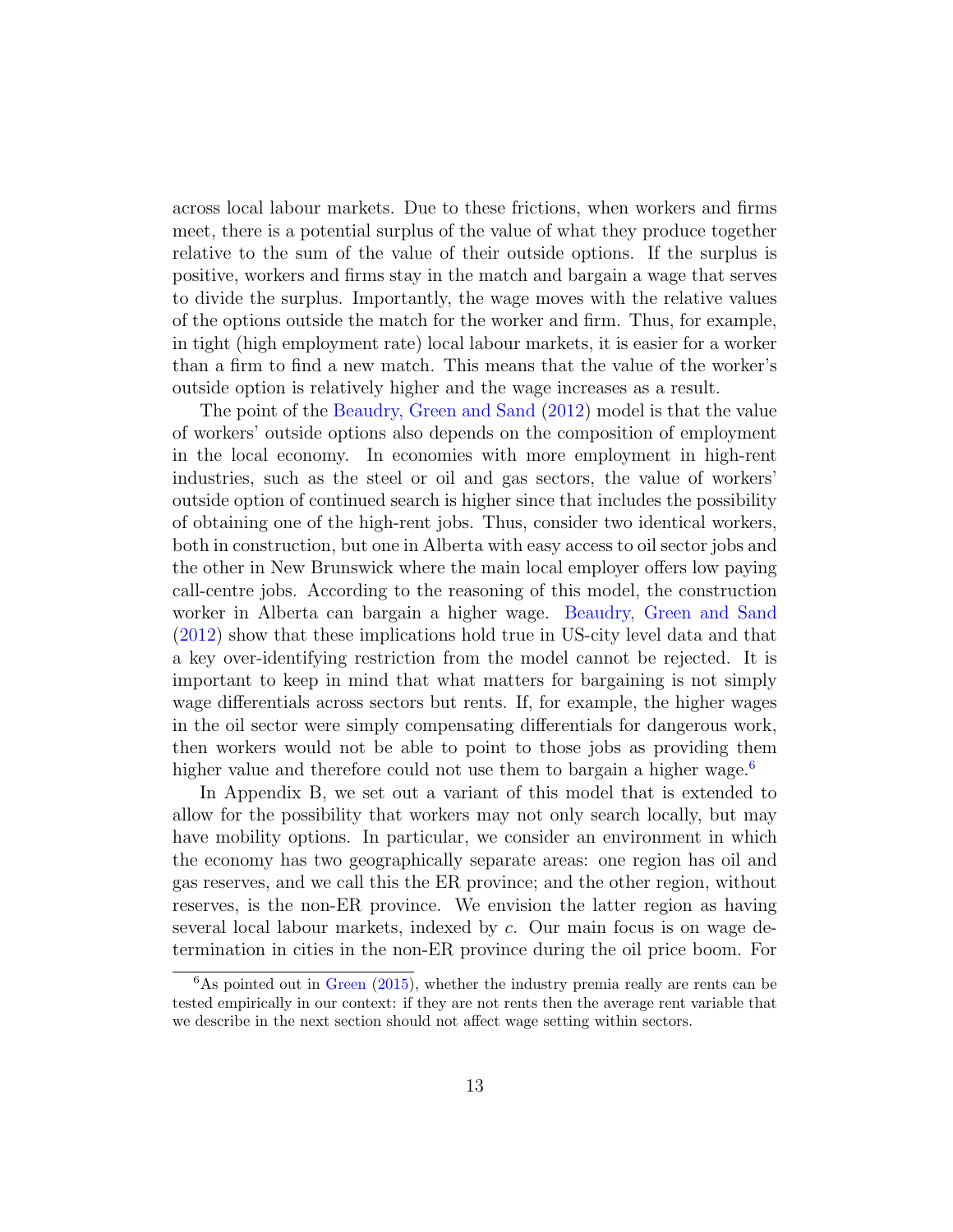across local labour markets. Due to these frictions, when workers and firms meet, there is a potential surplus of the value of what they produce together relative to the sum of the value of their outside options. If the surplus is positive, workers and firms stay in the match and bargain a wage that serves to divide the surplus. Importantly, the wage moves with the relative values of the options outside the match for the worker and firm. Thus, for example, in tight (high employment rate) local labour markets, it is easier for a worker than a firm to find a new match. This means that the value of the worker's outside option is relatively higher and the wage increases as a result.

The point of the Beaudry, Green and Sand (2012) model is that the value of workers' outside options also depends on the composition of employment in the local economy. In economies with more employment in high-rent industries, such as the steel or oil and gas sectors, the value of workers' outside option of continued search is higher since that includes the possibility of obtaining one of the high-rent jobs. Thus, consider two identical workers, both in construction, but one in Alberta with easy access to oil sector jobs and the other in New Brunswick where the main local employer offers low paying call-centre jobs. According to the reasoning of this model, the construction worker in Alberta can bargain a higher wage. Beaudry, Green and Sand (2012) show that these implications hold true in US-city level data and that a key over-identifying restriction from the model cannot be rejected. It is important to keep in mind that what matters for bargaining is not simply wage differentials across sectors but rents. If, for example, the higher wages in the oil sector were simply compensating differentials for dangerous work, then workers would not be able to point to those jobs as providing them higher value and therefore could not use them to bargain a higher wage.[6]

In Appendix B, we set out a variant of this model that is extended to allow for the possibility that workers may not only search locally, but may have mobility options. In particular, we consider an environment in which the economy has two geographically separate areas: one region has oil and gas reserves, and we call this the ER province; and the other region, without reserves, is the non-ER province. We envision the latter region as having several local labour markets, indexed by $c$. Our main focus is on wage determination in cities in the non-ER province during the oil price boom. For

[6] As pointed out in Green (2015), whether the industry premia really are rents can be tested empirically in our context: if they are not rents then the average rent variable that we describe in the next section should not affect wage setting within sectors.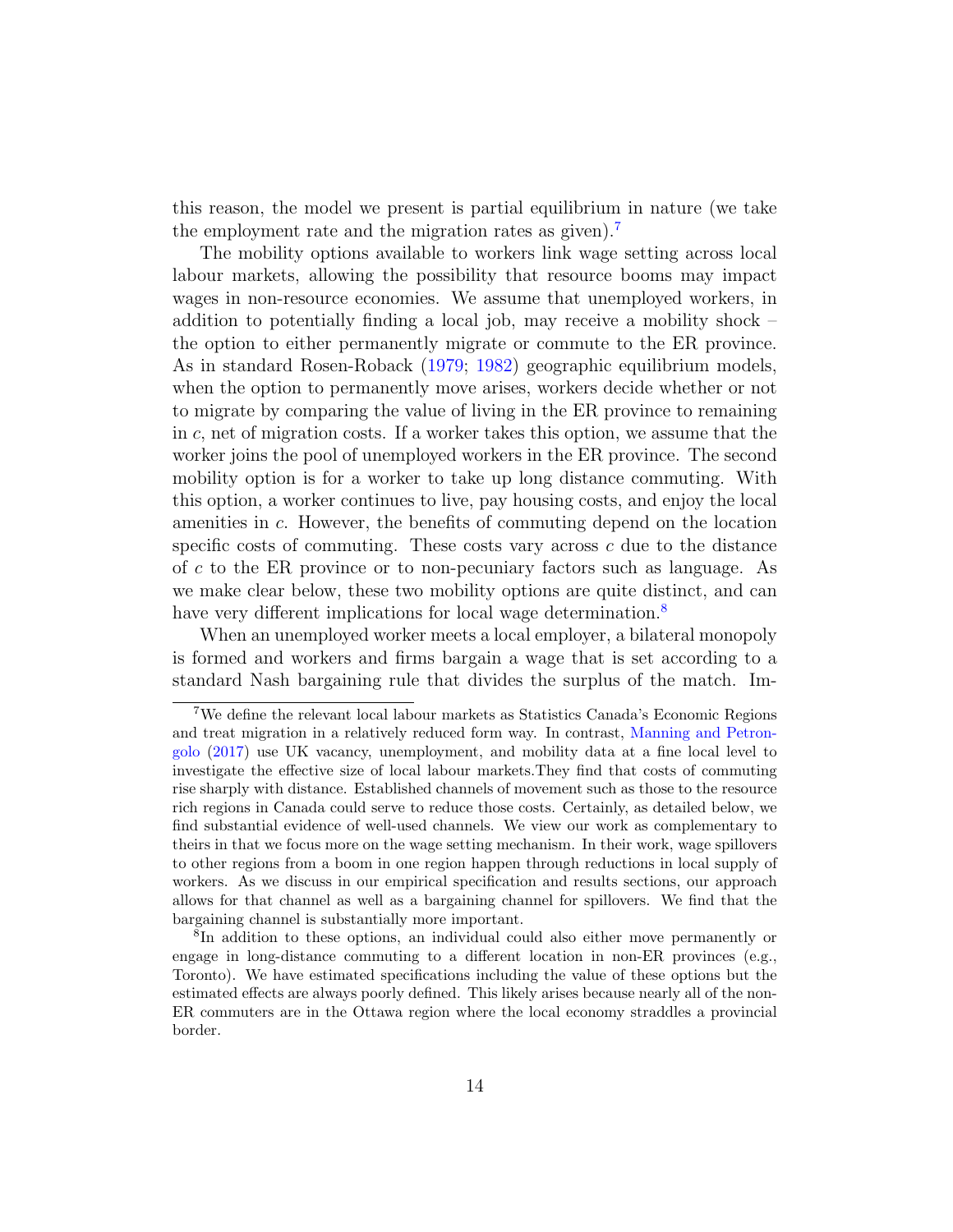this reason, the model we present is partial equilibrium in nature (we take the employment rate and the migration rates as given).[7]

The mobility options available to workers link wage setting across local labour markets, allowing the possibility that resource booms may impact wages in non-resource economies. We assume that unemployed workers, in addition to potentially finding a local job, may receive a mobility shock – the option to either permanently migrate or commute to the ER province. As in standard Rosen-Roback (1979; 1982) geographic equilibrium models, when the option to permanently move arises, workers decide whether or not to migrate by comparing the value of living in the ER province to remaining in $c$, net of migration costs. If a worker takes this option, we assume that the worker joins the pool of unemployed workers in the ER province. The second mobility option is for a worker to take up long distance commuting. With this option, a worker continues to live, pay housing costs, and enjoy the local amenities in $c$. However, the benefits of commuting depend on the location specific costs of commuting. These costs vary across $c$ due to the distance of $c$ to the ER province or to non-pecuniary factors such as language. As we make clear below, these two mobility options are quite distinct, and can have very different implications for local wage determination.[8]

When an unemployed worker meets a local employer, a bilateral monopoly is formed and workers and firms bargain a wage that is set according to a standard Nash bargaining rule that divides the surplus of the match. Im-

[7] We define the relevant local labour markets as Statistics Canada's Economic Regions and treat migration in a relatively reduced form way. In contrast, Manning and Petrongolo (2017) use UK vacancy, unemployment, and mobility data at a fine local level to investigate the effective size of local labour markets.They find that costs of commuting rise sharply with distance. Established channels of movement such as those to the resource rich regions in Canada could serve to reduce those costs. Certainly, as detailed below, we find substantial evidence of well-used channels. We view our work as complementary to theirs in that we focus more on the wage setting mechanism. In their work, wage spillovers to other regions from a boom in one region happen through reductions in local supply of workers. As we discuss in our empirical specification and results sections, our approach allows for that channel as well as a bargaining channel for spillovers. We find that the bargaining channel is substantially more important.

[8] In addition to these options, an individual could also either move permanently or engage in long-distance commuting to a different location in non-ER provinces (e.g., Toronto). We have estimated specifications including the value of these options but the estimated effects are always poorly defined. This likely arises because nearly all of the non-ER commuters are in the Ottawa region where the local economy straddles a provincial border.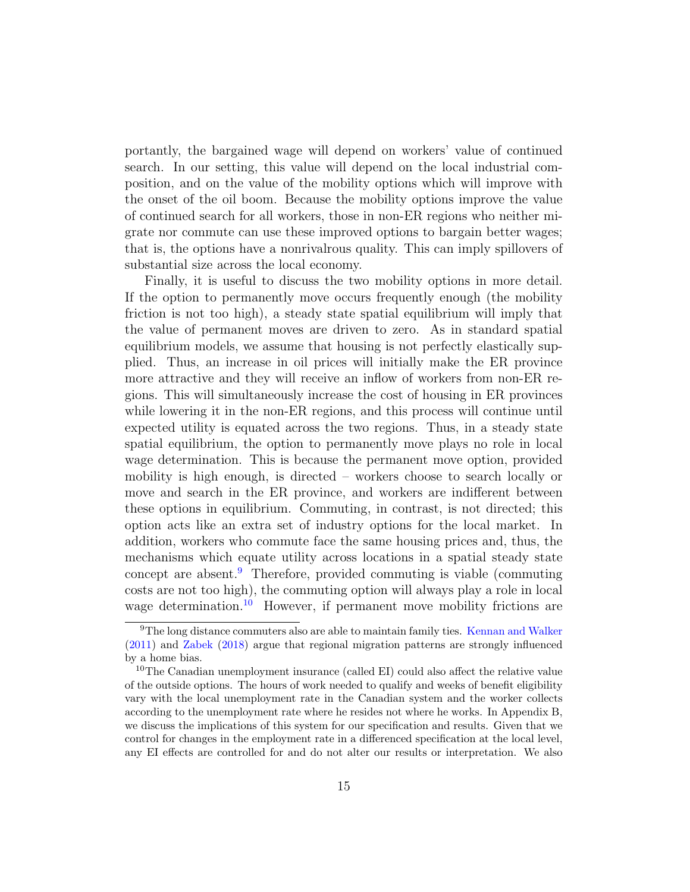portantly, the bargained wage will depend on workers' value of continued search. In our setting, this value will depend on the local industrial composition, and on the value of the mobility options which will improve with the onset of the oil boom. Because the mobility options improve the value of continued search for all workers, those in non-ER regions who neither migrate nor commute can use these improved options to bargain better wages; that is, the options have a nonrivalrous quality. This can imply spillovers of substantial size across the local economy.

Finally, it is useful to discuss the two mobility options in more detail. If the option to permanently move occurs frequently enough (the mobility friction is not too high), a steady state spatial equilibrium will imply that the value of permanent moves are driven to zero. As in standard spatial equilibrium models, we assume that housing is not perfectly elastically supplied. Thus, an increase in oil prices will initially make the ER province more attractive and they will receive an inflow of workers from non-ER regions. This will simultaneously increase the cost of housing in ER provinces while lowering it in the non-ER regions, and this process will continue until expected utility is equated across the two regions. Thus, in a steady state spatial equilibrium, the option to permanently move plays no role in local wage determination. This is because the permanent move option, provided mobility is high enough, is directed – workers choose to search locally or move and search in the ER province, and workers are indifferent between these options in equilibrium. Commuting, in contrast, is not directed; this option acts like an extra set of industry options for the local market. In addition, workers who commute face the same housing prices and, thus, the mechanisms which equate utility across locations in a spatial steady state concept are absent.[9] Therefore, provided commuting is viable (commuting costs are not too high), the commuting option will always play a role in local wage determination.[10] However, if permanent move mobility frictions are

[9] The long distance commuters also are able to maintain family ties. Kennan and Walker (2011) and Zabek (2018) argue that regional migration patterns are strongly influenced by a home bias.

[10] The Canadian unemployment insurance (called EI) could also affect the relative value of the outside options. The hours of work needed to qualify and weeks of benefit eligibility vary with the local unemployment rate in the Canadian system and the worker collects according to the unemployment rate where he resides not where he works. In Appendix B, we discuss the implications of this system for our specification and results. Given that we control for changes in the employment rate in a differenced specification at the local level, any EI effects are controlled for and do not alter our results or interpretation. We also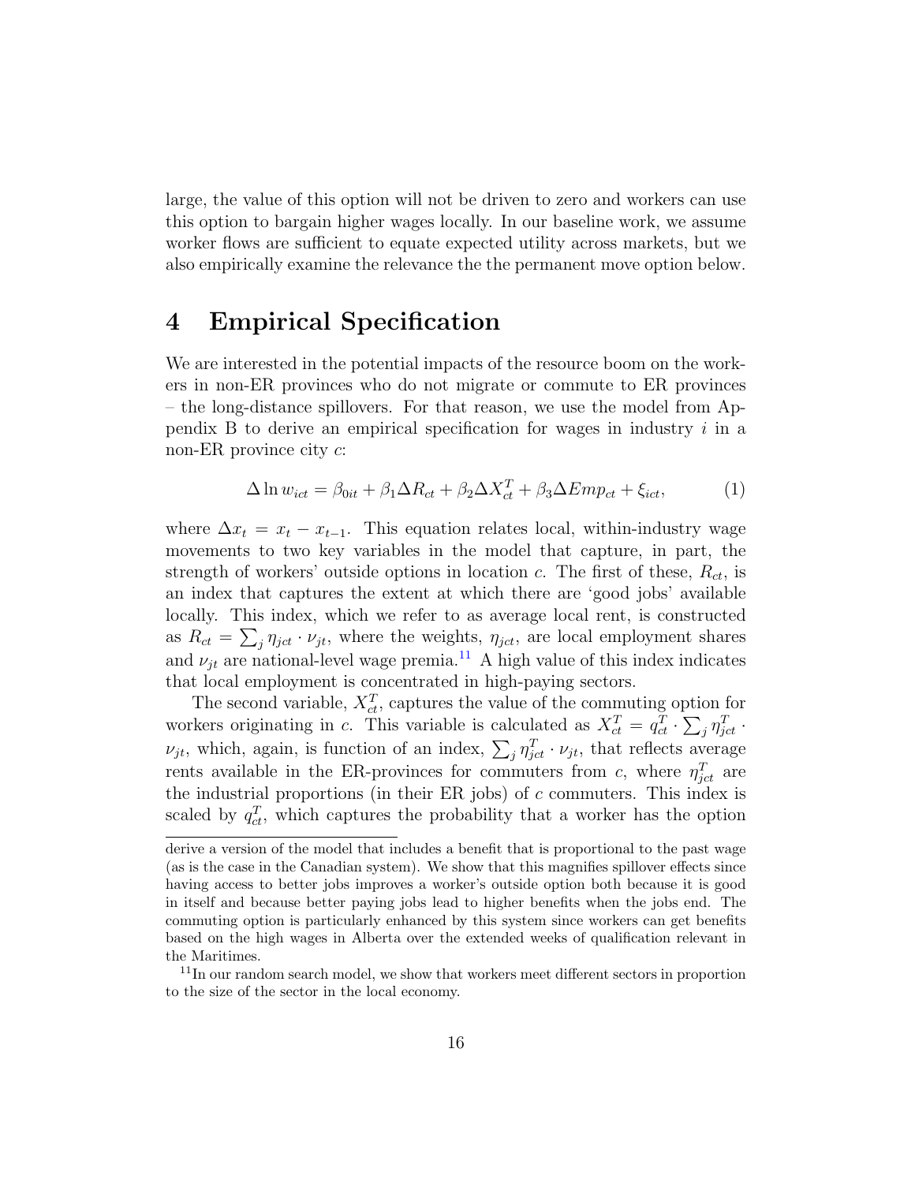large, the value of this option will not be driven to zero and workers can use this option to bargain higher wages locally. In our baseline work, we assume worker flows are sufficient to equate expected utility across markets, but we also empirically examine the relevance the the permanent move option below.

# 4 Empirical Specification

We are interested in the potential impacts of the resource boom on the workers in non-ER provinces who do not migrate or commute to ER provinces – the long-distance spillovers. For that reason, we use the model from Appendix B to derive an empirical specification for wages in industry $i$ in a non-ER province city $c$:

$$\Delta \ln w_{ict} = \beta_{0it} + \beta_1 \Delta R_{ct} + \beta_2 \Delta X_{ct}^T + \beta_3 \Delta Emp_{ct} + \xi_{ict}, \tag{1}$$

where $\Delta x_t = x_t - x_{t-1}$. This equation relates local, within-industry wage movements to two key variables in the model that capture, in part, the strength of workers' outside options in location $c$. The first of these, $R_{ct}$, is an index that captures the extent at which there are 'good jobs' available locally. This index, which we refer to as average local rent, is constructed as $R_{ct} = \sum_j \eta_{jct} \cdot \nu_{jt}$, where the weights, $\eta_{jct}$, are local employment shares and $\nu_{jt}$ are national-level wage premia.[11] A high value of this index indicates that local employment is concentrated in high-paying sectors.

The second variable, $X_{ct}^T$, captures the value of the commuting option for workers originating in $c$. This variable is calculated as $X_{ct}^T = q_{ct}^T \cdot \sum_j \eta_{jct}^T \cdot \nu_{jt}$, which, again, is function of an index, $\sum_j \eta_{jct}^T \cdot \nu_{jt}$, that reflects average rents available in the ER-provinces for commuters from $c$, where $\eta_{jct}^T$ are the industrial proportions (in their ER jobs) of $c$ commuters. This index is scaled by $q_{ct}^T$, which captures the probability that a worker has the option

derive a version of the model that includes a benefit that is proportional to the past wage (as is the case in the Canadian system). We show that this magnifies spillover effects since having access to better jobs improves a worker's outside option both because it is good in itself and because better paying jobs lead to higher benefits when the jobs end. The commuting option is particularly enhanced by this system since workers can get benefits based on the high wages in Alberta over the extended weeks of qualification relevant in the Maritimes.

[11] In our random search model, we show that workers meet different sectors in proportion to the size of the sector in the local economy.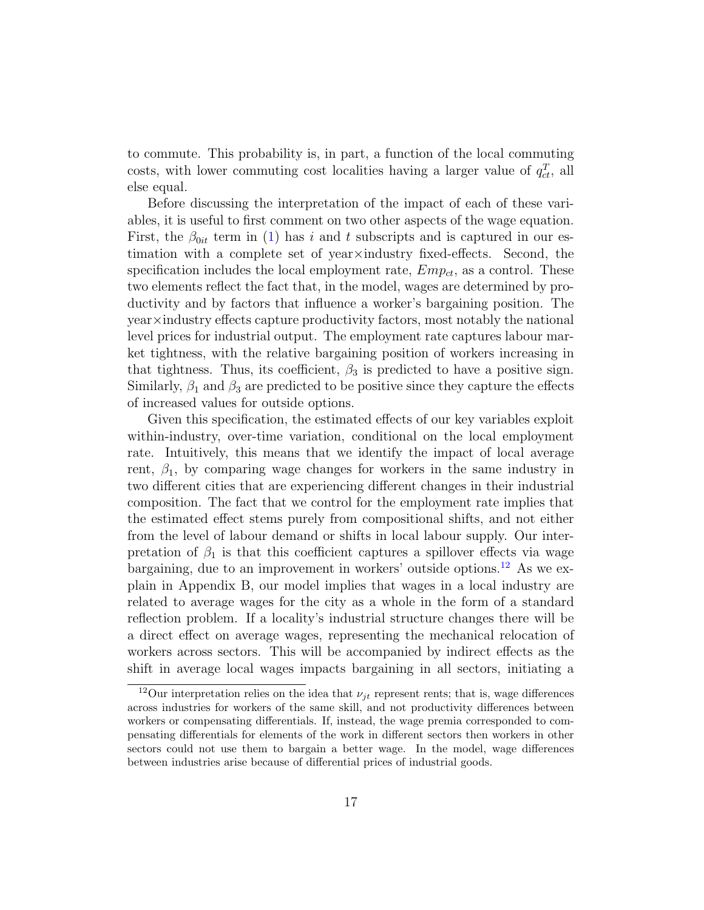to commute. This probability is, in part, a function of the local commuting costs, with lower commuting cost localities having a larger value of $q^T_{ct}$, all else equal.

Before discussing the interpretation of the impact of each of these variables, it is useful to first comment on two other aspects of the wage equation. First, the $\beta_{0it}$ term in (1) has $i$ and $t$ subscripts and is captured in our estimation with a complete set of year×industry fixed-effects. Second, the specification includes the local employment rate, $Emp_{ct}$, as a control. These two elements reflect the fact that, in the model, wages are determined by productivity and by factors that influence a worker's bargaining position. The year×industry effects capture productivity factors, most notably the national level prices for industrial output. The employment rate captures labour market tightness, with the relative bargaining position of workers increasing in that tightness. Thus, its coefficient, $\beta_3$ is predicted to have a positive sign. Similarly, $\beta_1$ and $\beta_3$ are predicted to be positive since they capture the effects of increased values for outside options.

Given this specification, the estimated effects of our key variables exploit within-industry, over-time variation, conditional on the local employment rate. Intuitively, this means that we identify the impact of local average rent, $\beta_1$, by comparing wage changes for workers in the same industry in two different cities that are experiencing different changes in their industrial composition. The fact that we control for the employment rate implies that the estimated effect stems purely from compositional shifts, and not either from the level of labour demand or shifts in local labour supply. Our interpretation of $\beta_1$ is that this coefficient captures a spillover effects via wage bargaining, due to an improvement in workers' outside options.[12] As we explain in Appendix B, our model implies that wages in a local industry are related to average wages for the city as a whole in the form of a standard reflection problem. If a locality's industrial structure changes there will be a direct effect on average wages, representing the mechanical relocation of workers across sectors. This will be accompanied by indirect effects as the shift in average local wages impacts bargaining in all sectors, initiating a

[12] Our interpretation relies on the idea that $\nu_{jt}$ represent rents; that is, wage differences across industries for workers of the same skill, and not productivity differences between workers or compensating differentials. If, instead, the wage premia corresponded to compensating differentials for elements of the work in different sectors then workers in other sectors could not use them to bargain a better wage. In the model, wage differences between industries arise because of differential prices of industrial goods.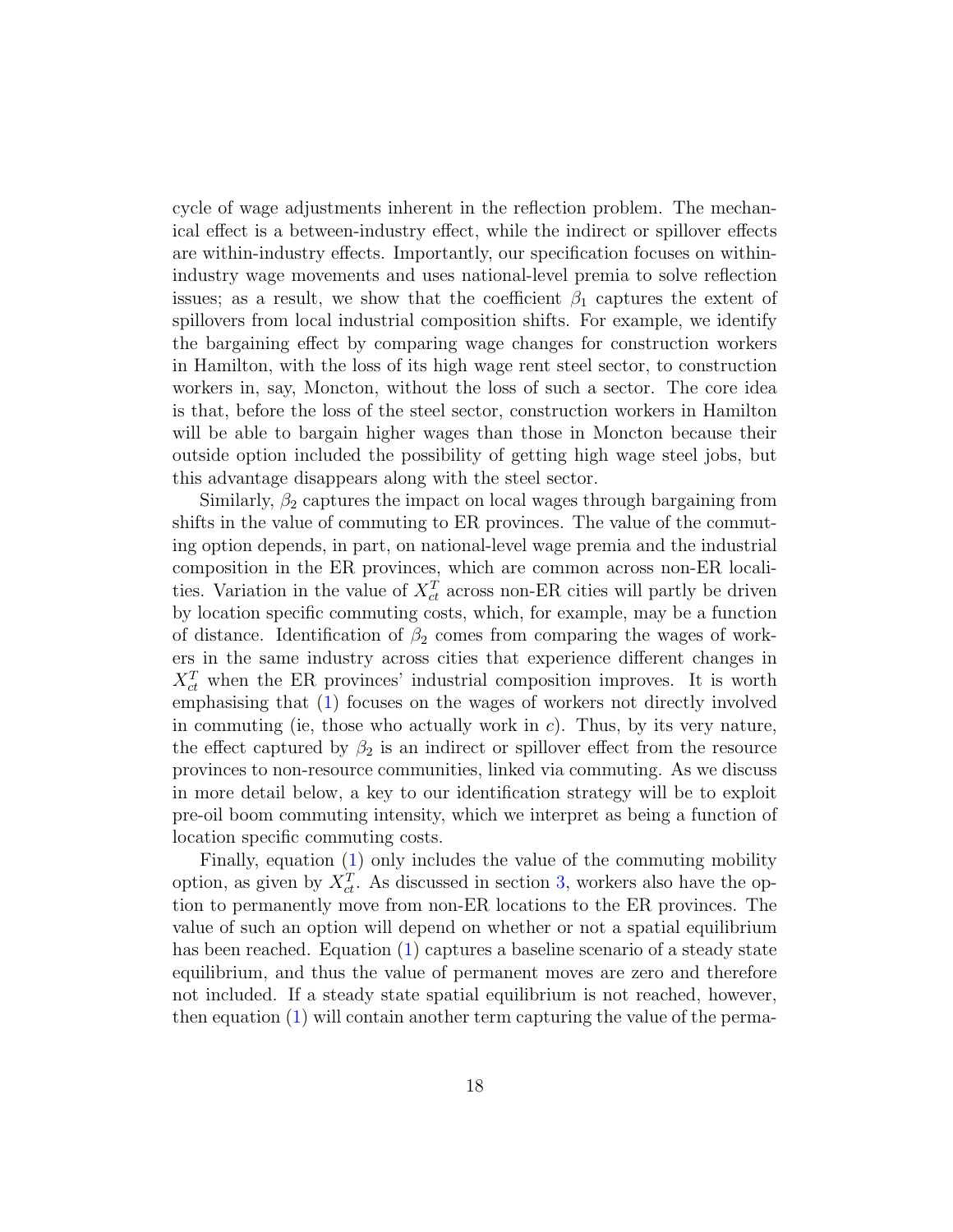cycle of wage adjustments inherent in the reflection problem. The mechanical effect is a between-industry effect, while the indirect or spillover effects are within-industry effects. Importantly, our specification focuses on within-industry wage movements and uses national-level premia to solve reflection issues; as a result, we show that the coefficient $\beta_1$ captures the extent of spillovers from local industrial composition shifts. For example, we identify the bargaining effect by comparing wage changes for construction workers in Hamilton, with the loss of its high wage rent steel sector, to construction workers in, say, Moncton, without the loss of such a sector. The core idea is that, before the loss of the steel sector, construction workers in Hamilton will be able to bargain higher wages than those in Moncton because their outside option included the possibility of getting high wage steel jobs, but this advantage disappears along with the steel sector.

Similarly, $\beta_2$ captures the impact on local wages through bargaining from shifts in the value of commuting to ER provinces. The value of the commuting option depends, in part, on national-level wage premia and the industrial composition in the ER provinces, which are common across non-ER localities. Variation in the value of $X_{ct}^T$ across non-ER cities will partly be driven by location specific commuting costs, which, for example, may be a function of distance. Identification of $\beta_2$ comes from comparing the wages of workers in the same industry across cities that experience different changes in $X_{ct}^T$ when the ER provinces' industrial composition improves. It is worth emphasising that (1) focuses on the wages of workers not directly involved in commuting (ie, those who actually work in $c$). Thus, by its very nature, the effect captured by $\beta_2$ is an indirect or spillover effect from the resource provinces to non-resource communities, linked via commuting. As we discuss in more detail below, a key to our identification strategy will be to exploit pre-oil boom commuting intensity, which we interpret as being a function of location specific commuting costs.

Finally, equation (1) only includes the value of the commuting mobility option, as given by $X_{ct}^T$. As discussed in section 3, workers also have the option to permanently move from non-ER locations to the ER provinces. The value of such an option will depend on whether or not a spatial equilibrium has been reached. Equation (1) captures a baseline scenario of a steady state equilibrium, and thus the value of permanent moves are zero and therefore not included. If a steady state spatial equilibrium is not reached, however, then equation (1) will contain another term capturing the value of the perma-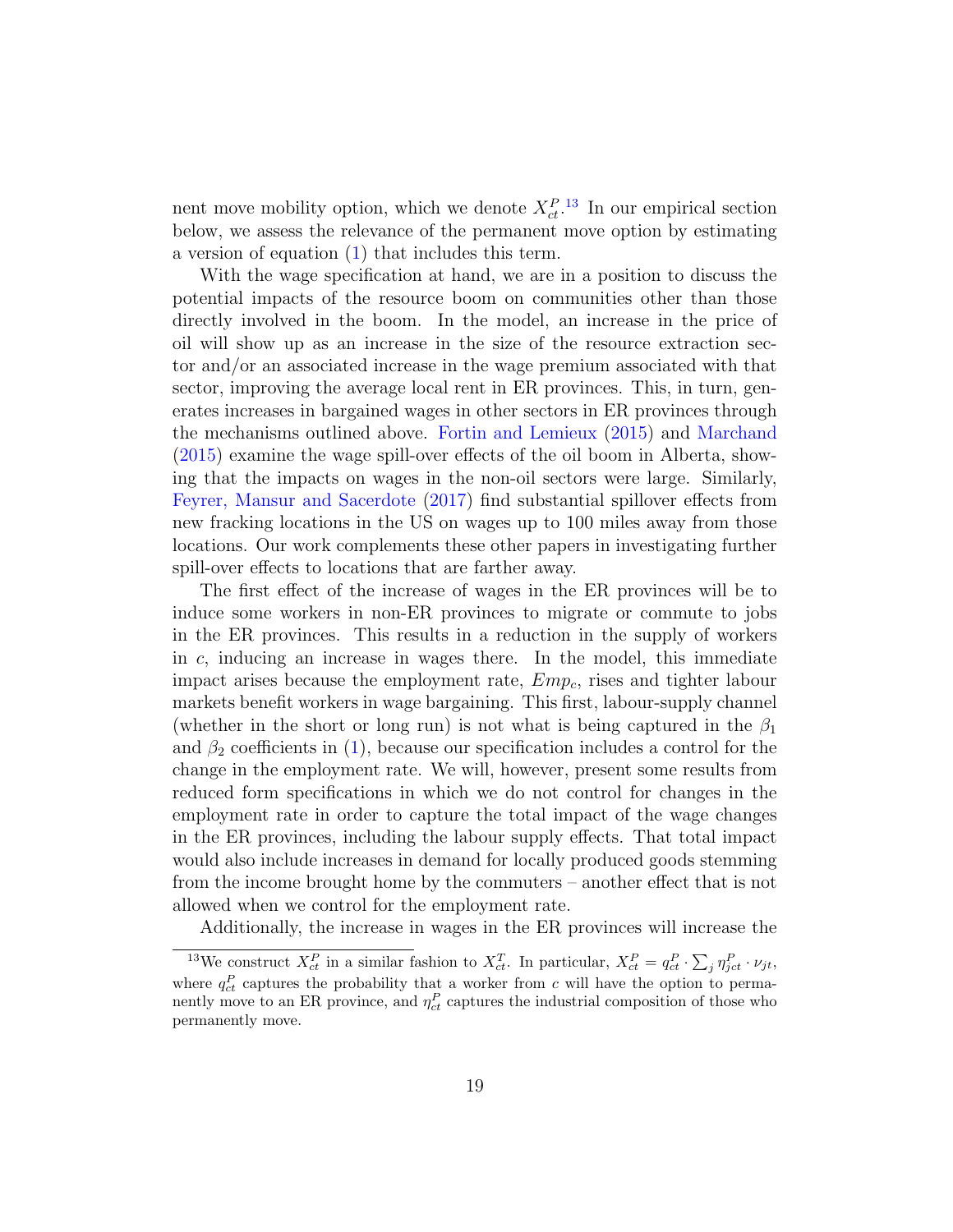nent move mobility option, which we denote $X^P_{ct}$.[13] In our empirical section below, we assess the relevance of the permanent move option by estimating a version of equation (1) that includes this term.

With the wage specification at hand, we are in a position to discuss the potential impacts of the resource boom on communities other than those directly involved in the boom. In the model, an increase in the price of oil will show up as an increase in the size of the resource extraction sector and/or an associated increase in the wage premium associated with that sector, improving the average local rent in ER provinces. This, in turn, generates increases in bargained wages in other sectors in ER provinces through the mechanisms outlined above. Fortin and Lemieux (2015) and Marchand (2015) examine the wage spill-over effects of the oil boom in Alberta, showing that the impacts on wages in the non-oil sectors were large. Similarly, Feyrer, Mansur and Sacerdote (2017) find substantial spillover effects from new fracking locations in the US on wages up to 100 miles away from those locations. Our work complements these other papers in investigating further spill-over effects to locations that are farther away.

The first effect of the increase of wages in the ER provinces will be to induce some workers in non-ER provinces to migrate or commute to jobs in the ER provinces. This results in a reduction in the supply of workers in $c$, inducing an increase in wages there. In the model, this immediate impact arises because the employment rate, $Emp_c$, rises and tighter labour markets benefit workers in wage bargaining. This first, labour-supply channel (whether in the short or long run) is not what is being captured in the $\beta_1$ and $\beta_2$ coefficients in (1), because our specification includes a control for the change in the employment rate. We will, however, present some results from reduced form specifications in which we do not control for changes in the employment rate in order to capture the total impact of the wage changes in the ER provinces, including the labour supply effects. That total impact would also include increases in demand for locally produced goods stemming from the income brought home by the commuters – another effect that is not allowed when we control for the employment rate.

Additionally, the increase in wages in the ER provinces will increase the

[13] We construct $X^P_{ct}$ in a similar fashion to $X^T_{ct}$. In particular, $X^P_{ct} = q^P_{ct} \cdot \sum_j \eta^P_{jct} \cdot \nu_{jt}$, where $q^P_{ct}$ captures the probability that a worker from $c$ will have the option to permanently move to an ER province, and $\eta^P_{ct}$ captures the industrial composition of those who permanently move.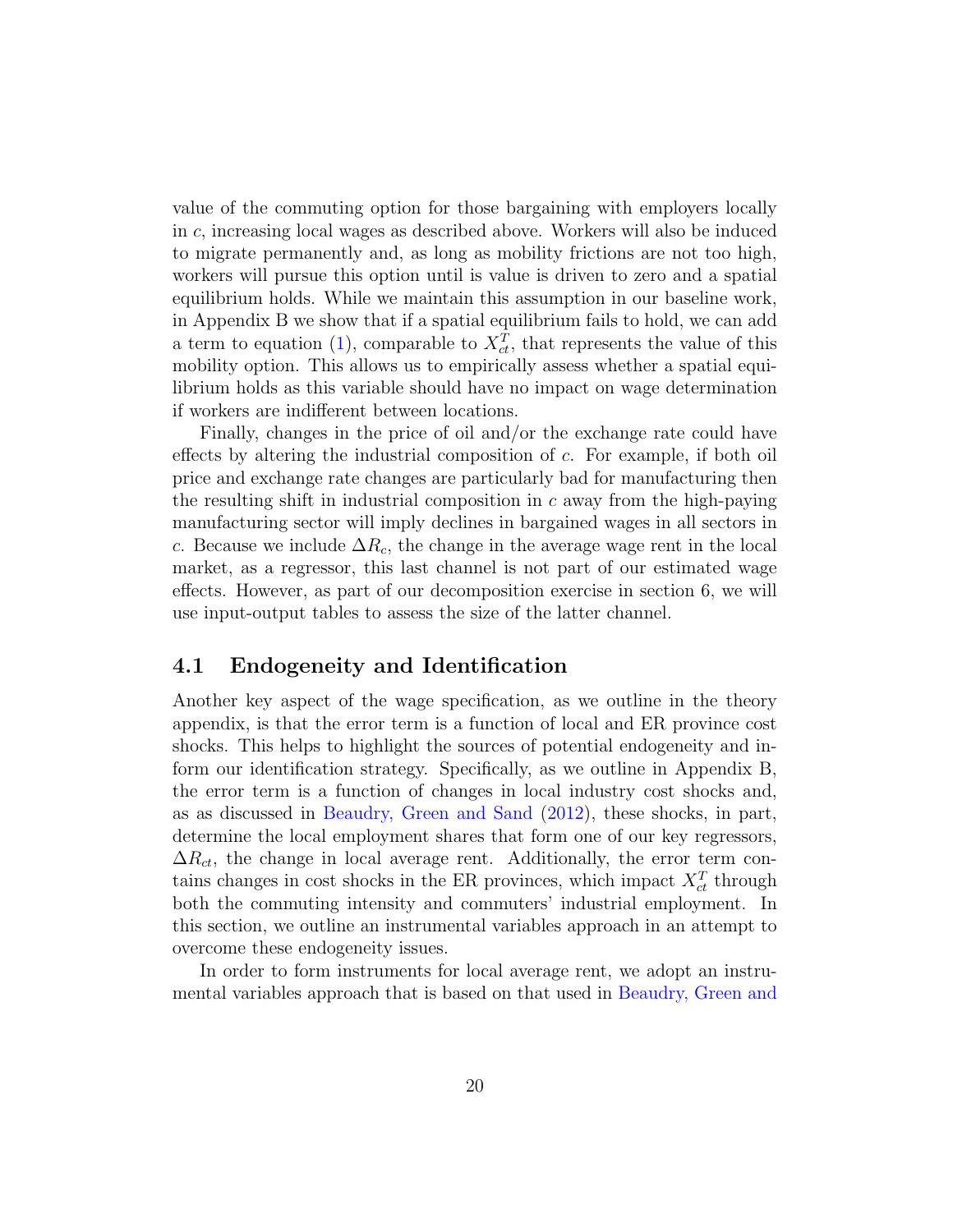value of the commuting option for those bargaining with employers locally in $c$, increasing local wages as described above. Workers will also be induced to migrate permanently and, as long as mobility frictions are not too high, workers will pursue this option until is value is driven to zero and a spatial equilibrium holds. While we maintain this assumption in our baseline work, in Appendix B we show that if a spatial equilibrium fails to hold, we can add a term to equation (1), comparable to $X_{ct}^{T}$, that represents the value of this mobility option. This allows us to empirically assess whether a spatial equilibrium holds as this variable should have no impact on wage determination if workers are indifferent between locations.

Finally, changes in the price of oil and/or the exchange rate could have effects by altering the industrial composition of $c$. For example, if both oil price and exchange rate changes are particularly bad for manufacturing then the resulting shift in industrial composition in $c$ away from the high-paying manufacturing sector will imply declines in bargained wages in all sectors in $c$. Because we include $\Delta R_c$, the change in the average wage rent in the local market, as a regressor, this last channel is not part of our estimated wage effects. However, as part of our decomposition exercise in section 6, we will use input-output tables to assess the size of the latter channel.

## 4.1 Endogeneity and Identification

Another key aspect of the wage specification, as we outline in the theory appendix, is that the error term is a function of local and ER province cost shocks. This helps to highlight the sources of potential endogeneity and inform our identification strategy. Specifically, as we outline in Appendix B, the error term is a function of changes in local industry cost shocks and, as as discussed in Beaudry, Green and Sand (2012), these shocks, in part, determine the local employment shares that form one of our key regressors, $\Delta R_{ct}$, the change in local average rent. Additionally, the error term contains changes in cost shocks in the ER provinces, which impact $X_{ct}^{T}$ through both the commuting intensity and commuters' industrial employment. In this section, we outline an instrumental variables approach in an attempt to overcome these endogeneity issues.

In order to form instruments for local average rent, we adopt an instrumental variables approach that is based on that used in Beaudry, Green and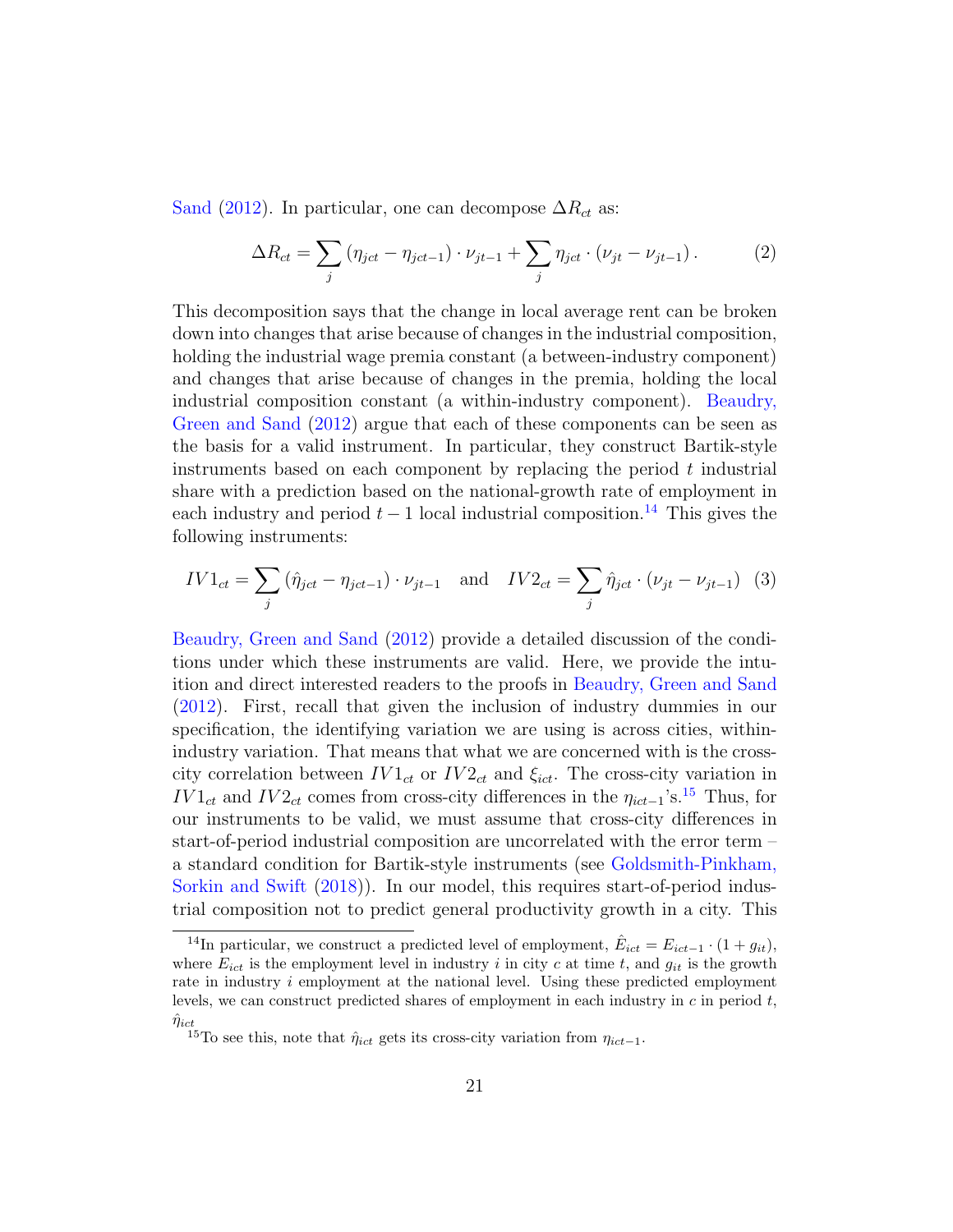Sand (2012). In particular, one can decompose $\Delta R_{ct}$ as:

$$\Delta R_{ct} = \sum_j \left(\eta_{jct} - \eta_{jct-1}\right) \cdot \nu_{jt-1} + \sum_j \eta_{jct} \cdot \left(\nu_{jt} - \nu_{jt-1}\right). \tag{2}$$

This decomposition says that the change in local average rent can be broken down into changes that arise because of changes in the industrial composition, holding the industrial wage premia constant (a between-industry component) and changes that arise because of changes in the premia, holding the local industrial composition constant (a within-industry component). Beaudry, Green and Sand (2012) argue that each of these components can be seen as the basis for a valid instrument. In particular, they construct Bartik-style instruments based on each component by replacing the period $t$ industrial share with a prediction based on the national-growth rate of employment in each industry and period $t-1$ local industrial composition.[14] This gives the following instruments:

$$IV1_{ct} = \sum_j \left(\hat{\eta}_{jct} - \eta_{jct-1}\right) \cdot \nu_{jt-1} \quad \text{and} \quad IV2_{ct} = \sum_j \hat{\eta}_{jct} \cdot \left(\nu_{jt} - \nu_{jt-1}\right) \tag{3}$$

Beaudry, Green and Sand (2012) provide a detailed discussion of the conditions under which these instruments are valid. Here, we provide the intuition and direct interested readers to the proofs in Beaudry, Green and Sand (2012). First, recall that given the inclusion of industry dummies in our specification, the identifying variation we are using is across cities, within-industry variation. That means that what we are concerned with is the cross-city correlation between $IV1_{ct}$ or $IV2_{ct}$ and $\xi_{ict}$. The cross-city variation in $IV1_{ct}$ and $IV2_{ct}$ comes from cross-city differences in the $\eta_{ict-1}$'s.[15] Thus, for our instruments to be valid, we must assume that cross-city differences in start-of-period industrial composition are uncorrelated with the error term – a standard condition for Bartik-style instruments (see Goldsmith-Pinkham, Sorkin and Swift (2018)). In our model, this requires start-of-period industrial composition not to predict general productivity growth in a city. This

[14] In particular, we construct a predicted level of employment, $\hat{E}_{ict} = E_{ict-1} \cdot (1 + g_{it})$, where $E_{ict}$ is the employment level in industry $i$ in city $c$ at time $t$, and $g_{it}$ is the growth rate in industry $i$ employment at the national level. Using these predicted employment levels, we can construct predicted shares of employment in each industry in $c$ in period $t$, $\hat{\eta}_{ict}$

[15] To see this, note that $\hat{\eta}_{ict}$ gets its cross-city variation from $\eta_{ict-1}$.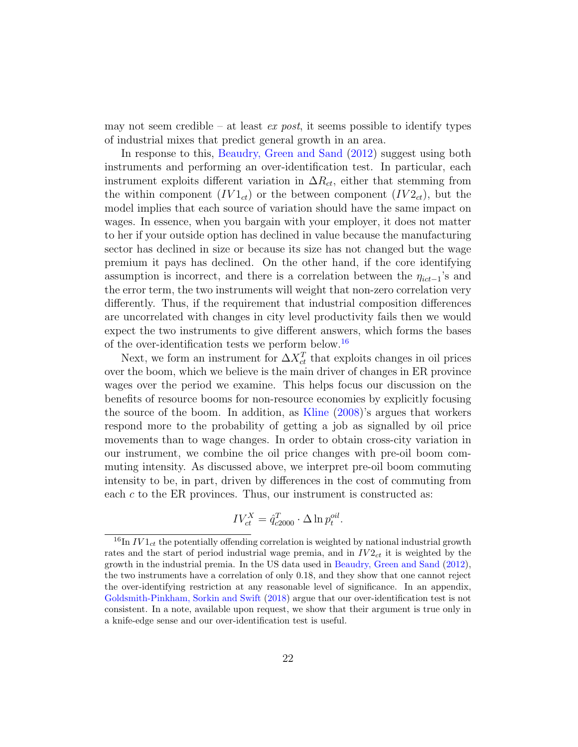may not seem credible – at least *ex post*, it seems possible to identify types of industrial mixes that predict general growth in an area.

In response to this, Beaudry, Green and Sand (2012) suggest using both instruments and performing an over-identification test. In particular, each instrument exploits different variation in $\Delta R_{ct}$, either that stemming from the within component ($IV1_{ct}$) or the between component ($IV2_{ct}$), but the model implies that each source of variation should have the same impact on wages. In essence, when you bargain with your employer, it does not matter to her if your outside option has declined in value because the manufacturing sector has declined in size or because its size has not changed but the wage premium it pays has declined. On the other hand, if the core identifying assumption is incorrect, and there is a correlation between the $\eta_{ict-1}$'s and the error term, the two instruments will weight that non-zero correlation very differently. Thus, if the requirement that industrial composition differences are uncorrelated with changes in city level productivity fails then we would expect the two instruments to give different answers, which forms the bases of the over-identification tests we perform below.[16]

Next, we form an instrument for $\Delta X^T_{ct}$ that exploits changes in oil prices over the boom, which we believe is the main driver of changes in ER province wages over the period we examine. This helps focus our discussion on the benefits of resource booms for non-resource economies by explicitly focusing the source of the boom. In addition, as Kline (2008)'s argues that workers respond more to the probability of getting a job as signalled by oil price movements than to wage changes. In order to obtain cross-city variation in our instrument, we combine the oil price changes with pre-oil boom commuting intensity. As discussed above, we interpret pre-oil boom commuting intensity to be, in part, driven by differences in the cost of commuting from each $c$ to the ER provinces. Thus, our instrument is constructed as:

$$IV^X_{ct} = \hat{q}^T_{c2000} \cdot \Delta \ln p^{oil}_t.$$

[16] In $IV1_{ct}$ the potentially offending correlation is weighted by national industrial growth rates and the start of period industrial wage premia, and in $IV2_{ct}$ it is weighted by the growth in the industrial premia. In the US data used in Beaudry, Green and Sand (2012), the two instruments have a correlation of only 0.18, and they show that one cannot reject the over-identifying restriction at any reasonable level of significance. In an appendix, Goldsmith-Pinkham, Sorkin and Swift (2018) argue that our over-identification test is not consistent. In a note, available upon request, we show that their argument is true only in a knife-edge sense and our over-identification test is useful.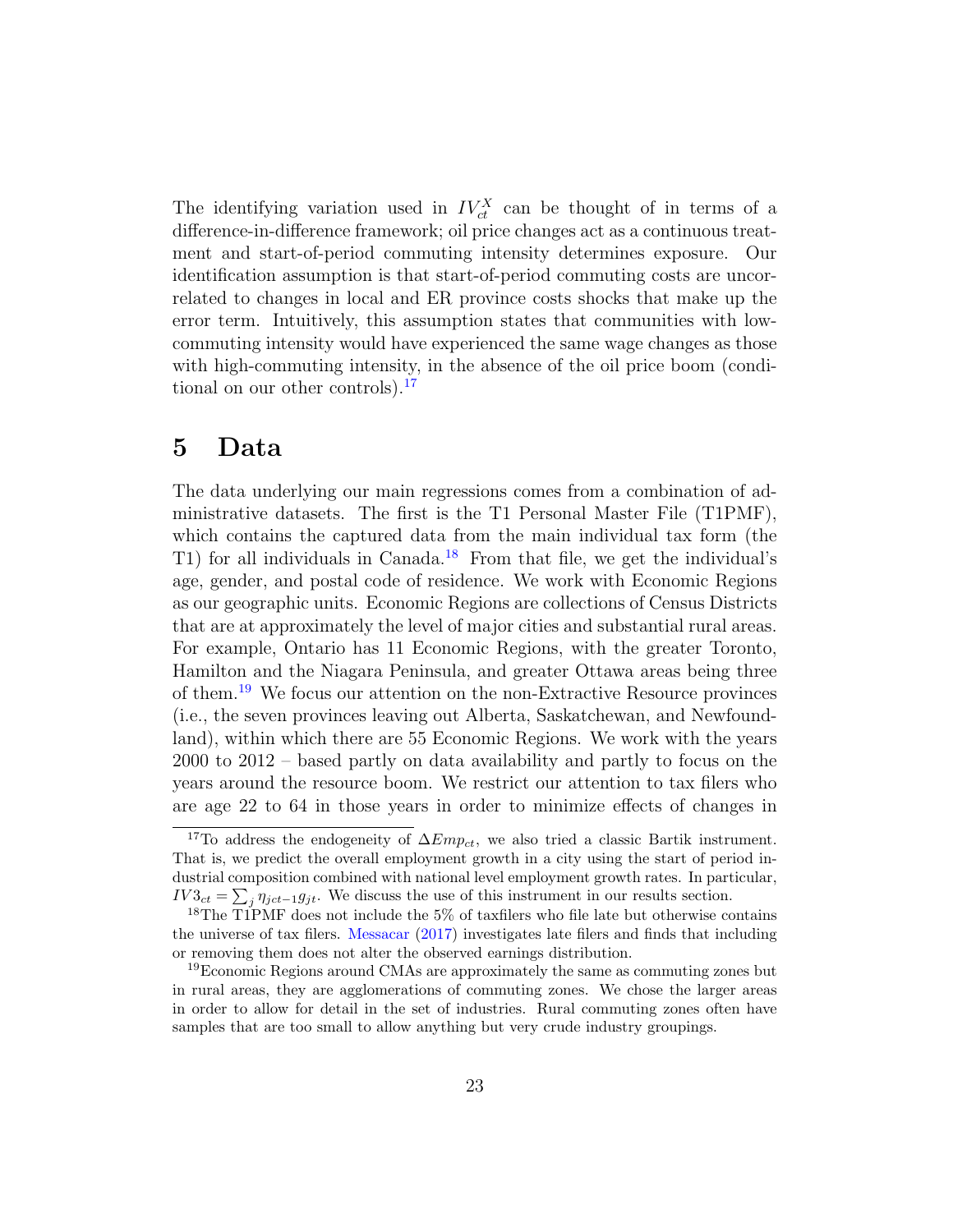The identifying variation used in $IV_{ct}^{X}$ can be thought of in terms of a difference-in-difference framework; oil price changes act as a continuous treatment and start-of-period commuting intensity determines exposure. Our identification assumption is that start-of-period commuting costs are uncorrelated to changes in local and ER province costs shocks that make up the error term. Intuitively, this assumption states that communities with low-commuting intensity would have experienced the same wage changes as those with high-commuting intensity, in the absence of the oil price boom (conditional on our other controls).[17]

# 5 Data

The data underlying our main regressions comes from a combination of administrative datasets. The first is the T1 Personal Master File (T1PMF), which contains the captured data from the main individual tax form (the T1) for all individuals in Canada.[18] From that file, we get the individual's age, gender, and postal code of residence. We work with Economic Regions as our geographic units. Economic Regions are collections of Census Districts that are at approximately the level of major cities and substantial rural areas. For example, Ontario has 11 Economic Regions, with the greater Toronto, Hamilton and the Niagara Peninsula, and greater Ottawa areas being three of them.[19] We focus our attention on the non-Extractive Resource provinces (i.e., the seven provinces leaving out Alberta, Saskatchewan, and Newfoundland), within which there are 55 Economic Regions. We work with the years 2000 to 2012 – based partly on data availability and partly to focus on the years around the resource boom. We restrict our attention to tax filers who are age 22 to 64 in those years in order to minimize effects of changes in

[17] To address the endogeneity of $\Delta Emp_{ct}$, we also tried a classic Bartik instrument. That is, we predict the overall employment growth in a city using the start of period industrial composition combined with national level employment growth rates. In particular, $IV3_{ct} = \sum_j \eta_{jct-1} g_{jt}$. We discuss the use of this instrument in our results section.

[18] The T1PMF does not include the 5% of taxfilers who file late but otherwise contains the universe of tax filers. Messacar (2017) investigates late filers and finds that including or removing them does not alter the observed earnings distribution.

[19] Economic Regions around CMAs are approximately the same as commuting zones but in rural areas, they are agglomerations of commuting zones. We chose the larger areas in order to allow for detail in the set of industries. Rural commuting zones often have samples that are too small to allow anything but very crude industry groupings.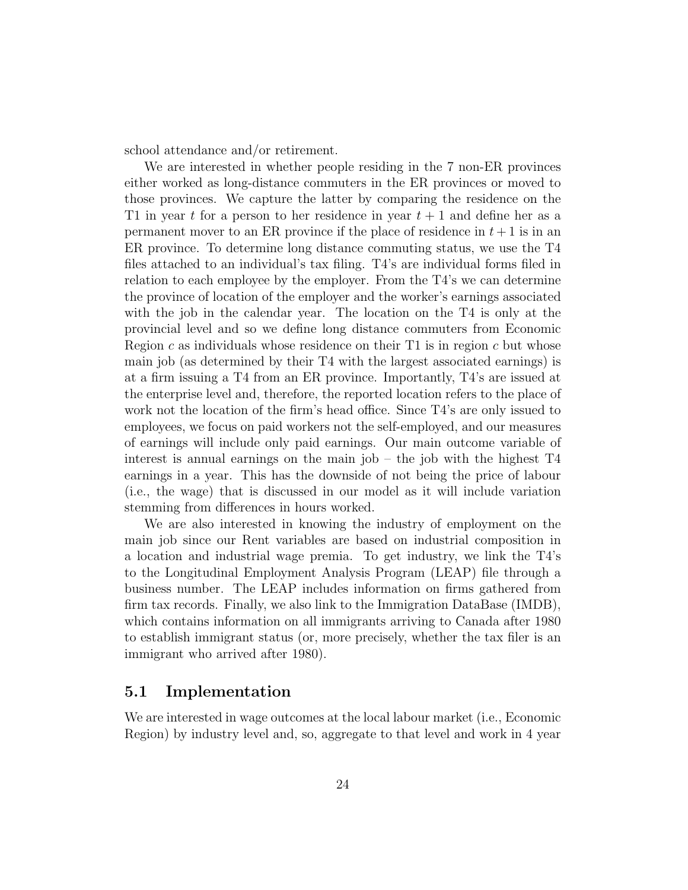school attendance and/or retirement.

We are interested in whether people residing in the 7 non-ER provinces either worked as long-distance commuters in the ER provinces or moved to those provinces. We capture the latter by comparing the residence on the T1 in year $t$ for a person to her residence in year $t+1$ and define her as a permanent mover to an ER province if the place of residence in $t+1$ is in an ER province. To determine long distance commuting status, we use the T4 files attached to an individual's tax filing. T4's are individual forms filed in relation to each employee by the employer. From the T4's we can determine the province of location of the employer and the worker's earnings associated with the job in the calendar year. The location on the T4 is only at the provincial level and so we define long distance commuters from Economic Region $c$ as individuals whose residence on their T1 is in region $c$ but whose main job (as determined by their T4 with the largest associated earnings) is at a firm issuing a T4 from an ER province. Importantly, T4's are issued at the enterprise level and, therefore, the reported location refers to the place of work not the location of the firm's head office. Since T4's are only issued to employees, we focus on paid workers not the self-employed, and our measures of earnings will include only paid earnings. Our main outcome variable of interest is annual earnings on the main job – the job with the highest T4 earnings in a year. This has the downside of not being the price of labour (i.e., the wage) that is discussed in our model as it will include variation stemming from differences in hours worked.

We are also interested in knowing the industry of employment on the main job since our Rent variables are based on industrial composition in a location and industrial wage premia. To get industry, we link the T4's to the Longitudinal Employment Analysis Program (LEAP) file through a business number. The LEAP includes information on firms gathered from firm tax records. Finally, we also link to the Immigration DataBase (IMDB), which contains information on all immigrants arriving to Canada after 1980 to establish immigrant status (or, more precisely, whether the tax filer is an immigrant who arrived after 1980).

## 5.1 Implementation

We are interested in wage outcomes at the local labour market (i.e., Economic Region) by industry level and, so, aggregate to that level and work in 4 year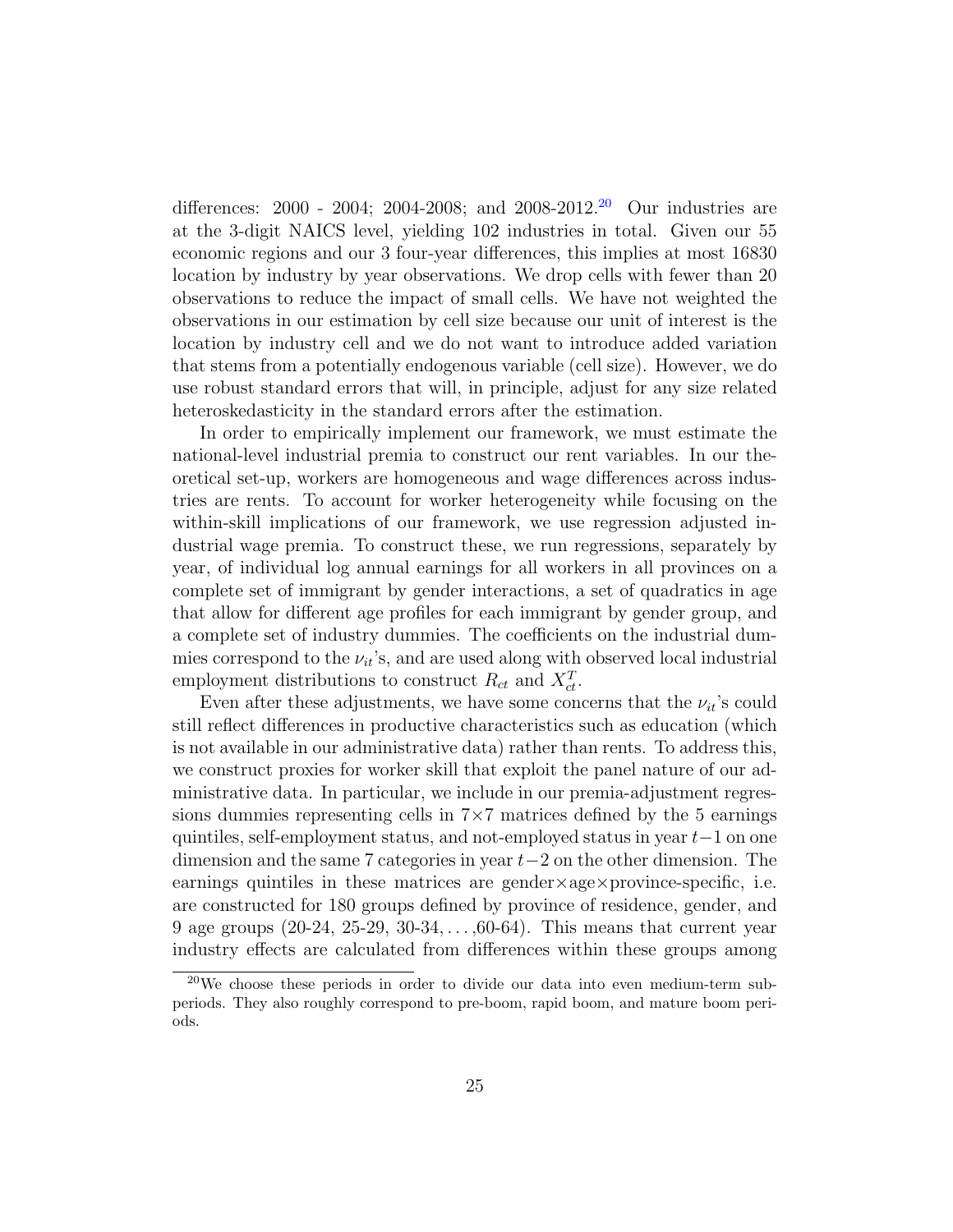differences: 2000 - 2004; 2004-2008; and 2008-2012.[20] Our industries are at the 3-digit NAICS level, yielding 102 industries in total. Given our 55 economic regions and our 3 four-year differences, this implies at most 16830 location by industry by year observations. We drop cells with fewer than 20 observations to reduce the impact of small cells. We have not weighted the observations in our estimation by cell size because our unit of interest is the location by industry cell and we do not want to introduce added variation that stems from a potentially endogenous variable (cell size). However, we do use robust standard errors that will, in principle, adjust for any size related heteroskedasticity in the standard errors after the estimation.

In order to empirically implement our framework, we must estimate the national-level industrial premia to construct our rent variables. In our theoretical set-up, workers are homogeneous and wage differences across industries are rents. To account for worker heterogeneity while focusing on the within-skill implications of our framework, we use regression adjusted industrial wage premia. To construct these, we run regressions, separately by year, of individual log annual earnings for all workers in all provinces on a complete set of immigrant by gender interactions, a set of quadratics in age that allow for different age profiles for each immigrant by gender group, and a complete set of industry dummies. The coefficients on the industrial dummies correspond to the $\nu_{it}$'s, and are used along with observed local industrial employment distributions to construct $R_{ct}$ and $X_{ct}^T$.

Even after these adjustments, we have some concerns that the $\nu_{it}$'s could still reflect differences in productive characteristics such as education (which is not available in our administrative data) rather than rents. To address this, we construct proxies for worker skill that exploit the panel nature of our administrative data. In particular, we include in our premia-adjustment regressions dummies representing cells in $7 \times 7$ matrices defined by the 5 earnings quintiles, self-employment status, and not-employed status in year $t-1$ on one dimension and the same 7 categories in year $t-2$ on the other dimension. The earnings quintiles in these matrices are gender$\times$age$\times$province-specific, i.e. are constructed for 180 groups defined by province of residence, gender, and 9 age groups (20-24, 25-29, 30-34, ... ,60-64). This means that current year industry effects are calculated from differences within these groups among

[20] We choose these periods in order to divide our data into even medium-term subperiods. They also roughly correspond to pre-boom, rapid boom, and mature boom periods.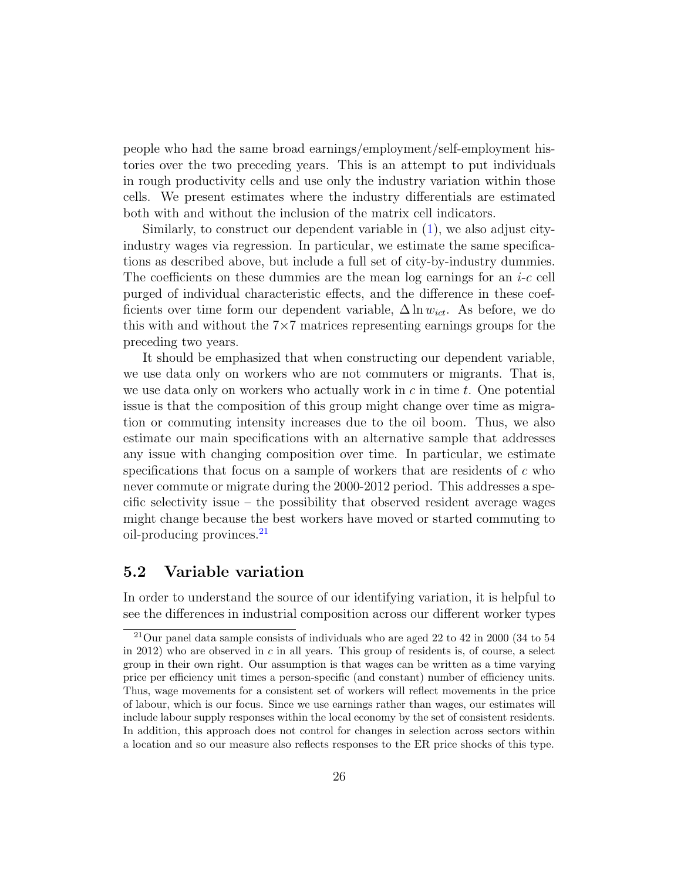people who had the same broad earnings/employment/self-employment histories over the two preceding years. This is an attempt to put individuals in rough productivity cells and use only the industry variation within those cells. We present estimates where the industry differentials are estimated both with and without the inclusion of the matrix cell indicators.

Similarly, to construct our dependent variable in (1), we also adjust city-industry wages via regression. In particular, we estimate the same specifications as described above, but include a full set of city-by-industry dummies. The coefficients on these dummies are the mean log earnings for an $i$-$c$ cell purged of individual characteristic effects, and the difference in these coefficients over time form our dependent variable, $\Delta \ln w_{ict}$. As before, we do this with and without the $7 \times 7$ matrices representing earnings groups for the preceding two years.

It should be emphasized that when constructing our dependent variable, we use data only on workers who are not commuters or migrants. That is, we use data only on workers who actually work in $c$ in time $t$. One potential issue is that the composition of this group might change over time as migration or commuting intensity increases due to the oil boom. Thus, we also estimate our main specifications with an alternative sample that addresses any issue with changing composition over time. In particular, we estimate specifications that focus on a sample of workers that are residents of $c$ who never commute or migrate during the 2000-2012 period. This addresses a specific selectivity issue – the possibility that observed resident average wages might change because the best workers have moved or started commuting to oil-producing provinces.[21]

## 5.2 Variable variation

In order to understand the source of our identifying variation, it is helpful to see the differences in industrial composition across our different worker types

[21] Our panel data sample consists of individuals who are aged 22 to 42 in 2000 (34 to 54 in 2012) who are observed in $c$ in all years. This group of residents is, of course, a select group in their own right. Our assumption is that wages can be written as a time varying price per efficiency unit times a person-specific (and constant) number of efficiency units. Thus, wage movements for a consistent set of workers will reflect movements in the price of labour, which is our focus. Since we use earnings rather than wages, our estimates will include labour supply responses within the local economy by the set of consistent residents. In addition, this approach does not control for changes in selection across sectors within a location and so our measure also reflects responses to the ER price shocks of this type.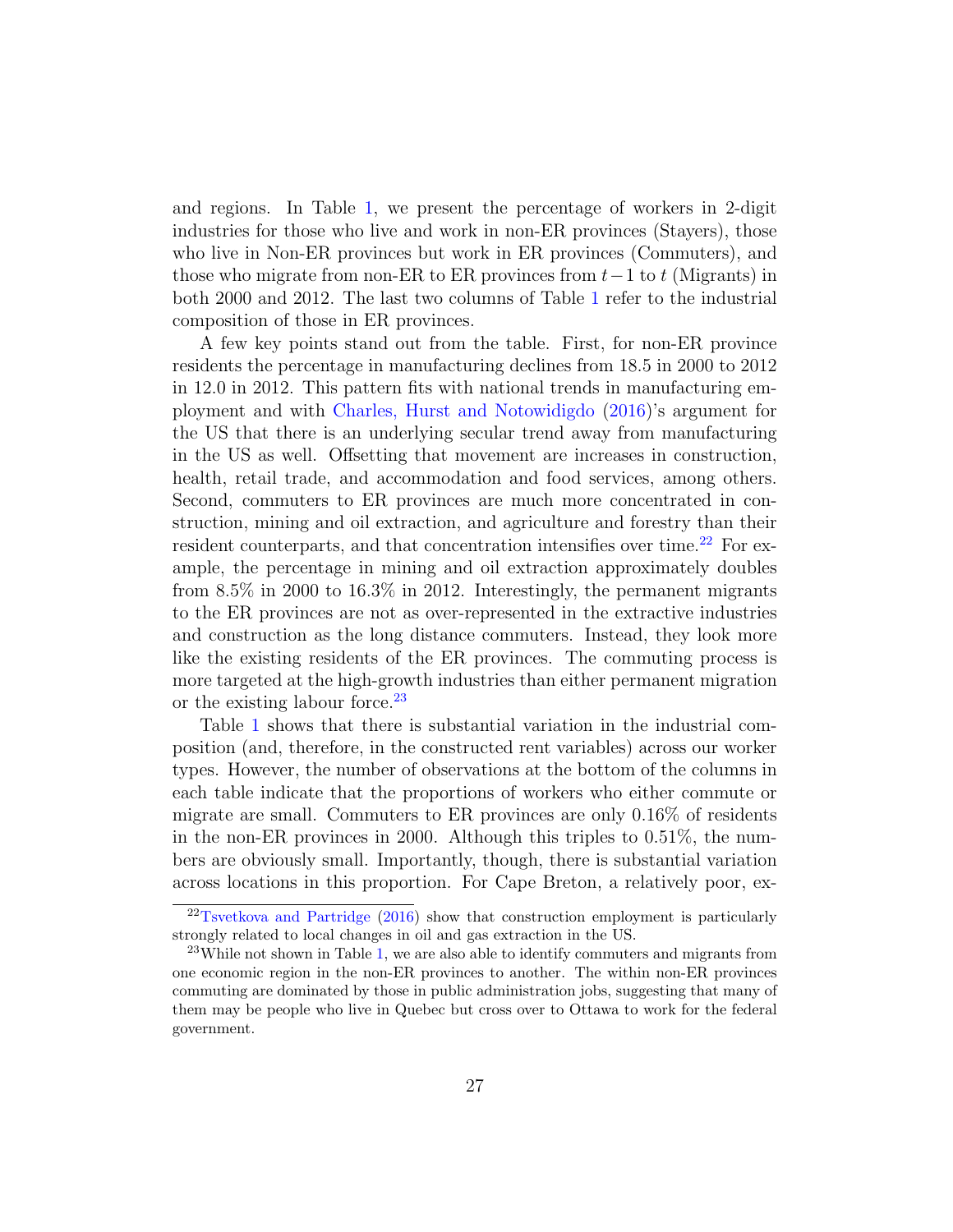and regions. In Table 1, we present the percentage of workers in 2-digit industries for those who live and work in non-ER provinces (Stayers), those who live in Non-ER provinces but work in ER provinces (Commuters), and those who migrate from non-ER to ER provinces from $t-1$ to $t$ (Migrants) in both 2000 and 2012. The last two columns of Table 1 refer to the industrial composition of those in ER provinces.

A few key points stand out from the table. First, for non-ER province residents the percentage in manufacturing declines from 18.5 in 2000 to 2012 in 12.0 in 2012. This pattern fits with national trends in manufacturing employment and with Charles, Hurst and Notowidigdo (2016)'s argument for the US that there is an underlying secular trend away from manufacturing in the US as well. Offsetting that movement are increases in construction, health, retail trade, and accommodation and food services, among others. Second, commuters to ER provinces are much more concentrated in construction, mining and oil extraction, and agriculture and forestry than their resident counterparts, and that concentration intensifies over time.[22] For example, the percentage in mining and oil extraction approximately doubles from 8.5% in 2000 to 16.3% in 2012. Interestingly, the permanent migrants to the ER provinces are not as over-represented in the extractive industries and construction as the long distance commuters. Instead, they look more like the existing residents of the ER provinces. The commuting process is more targeted at the high-growth industries than either permanent migration or the existing labour force.[23]

Table 1 shows that there is substantial variation in the industrial composition (and, therefore, in the constructed rent variables) across our worker types. However, the number of observations at the bottom of the columns in each table indicate that the proportions of workers who either commute or migrate are small. Commuters to ER provinces are only 0.16% of residents in the non-ER provinces in 2000. Although this triples to 0.51%, the numbers are obviously small. Importantly, though, there is substantial variation across locations in this proportion. For Cape Breton, a relatively poor, ex-

[22] Tsvetkova and Partridge (2016) show that construction employment is particularly strongly related to local changes in oil and gas extraction in the US.

[23] While not shown in Table 1, we are also able to identify commuters and migrants from one economic region in the non-ER provinces to another. The within non-ER provinces commuting are dominated by those in public administration jobs, suggesting that many of them may be people who live in Quebec but cross over to Ottawa to work for the federal government.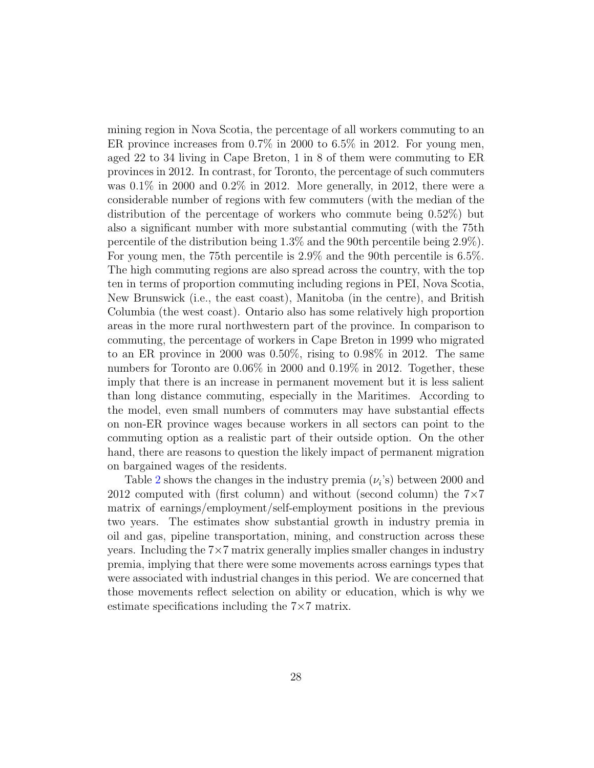mining region in Nova Scotia, the percentage of all workers commuting to an ER province increases from 0.7% in 2000 to 6.5% in 2012. For young men, aged 22 to 34 living in Cape Breton, 1 in 8 of them were commuting to ER provinces in 2012. In contrast, for Toronto, the percentage of such commuters was 0.1% in 2000 and 0.2% in 2012. More generally, in 2012, there were a considerable number of regions with few commuters (with the median of the distribution of the percentage of workers who commute being 0.52%) but also a significant number with more substantial commuting (with the 75th percentile of the distribution being 1.3% and the 90th percentile being 2.9%). For young men, the 75th percentile is 2.9% and the 90th percentile is 6.5%. The high commuting regions are also spread across the country, with the top ten in terms of proportion commuting including regions in PEI, Nova Scotia, New Brunswick (i.e., the east coast), Manitoba (in the centre), and British Columbia (the west coast). Ontario also has some relatively high proportion areas in the more rural northwestern part of the province. In comparison to commuting, the percentage of workers in Cape Breton in 1999 who migrated to an ER province in 2000 was 0.50%, rising to 0.98% in 2012. The same numbers for Toronto are 0.06% in 2000 and 0.19% in 2012. Together, these imply that there is an increase in permanent movement but it is less salient than long distance commuting, especially in the Maritimes. According to the model, even small numbers of commuters may have substantial effects on non-ER province wages because workers in all sectors can point to the commuting option as a realistic part of their outside option. On the other hand, there are reasons to question the likely impact of permanent migration on bargained wages of the residents.

Table 2 shows the changes in the industry premia ($\nu_i$'s) between 2000 and 2012 computed with (first column) and without (second column) the $7{\times}7$ matrix of earnings/employment/self-employment positions in the previous two years. The estimates show substantial growth in industry premia in oil and gas, pipeline transportation, mining, and construction across these years. Including the $7{\times}7$ matrix generally implies smaller changes in industry premia, implying that there were some movements across earnings types that were associated with industrial changes in this period. We are concerned that those movements reflect selection on ability or education, which is why we estimate specifications including the $7{\times}7$ matrix.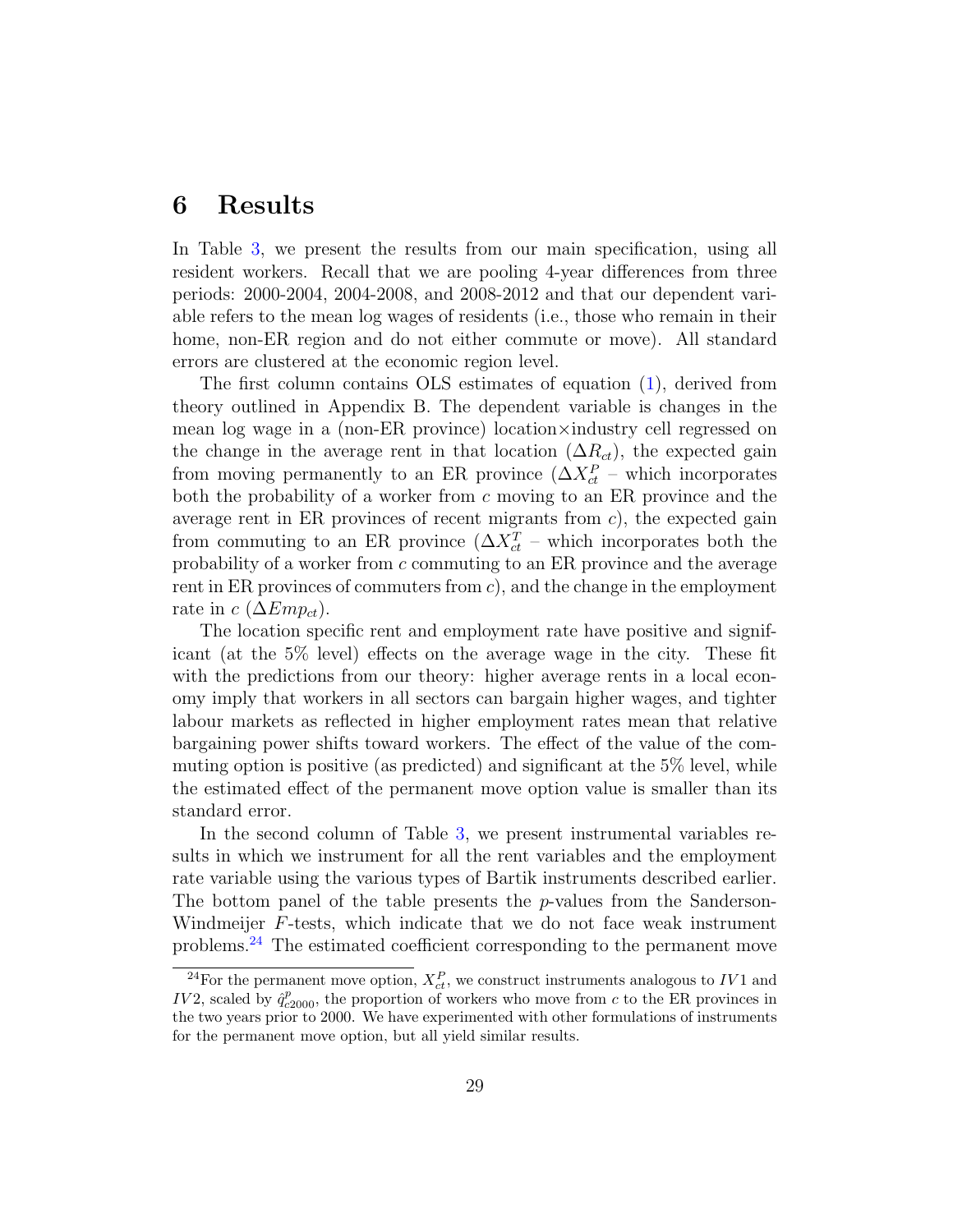# 6 Results

In Table 3, we present the results from our main specification, using all resident workers. Recall that we are pooling 4-year differences from three periods: 2000-2004, 2004-2008, and 2008-2012 and that our dependent variable refers to the mean log wages of residents (i.e., those who remain in their home, non-ER region and do not either commute or move). All standard errors are clustered at the economic region level.

The first column contains OLS estimates of equation (1), derived from theory outlined in Appendix B. The dependent variable is changes in the mean log wage in a (non-ER province) location×industry cell regressed on the change in the average rent in that location ($\Delta R_{ct}$), the expected gain from moving permanently to an ER province ($\Delta X^{P}_{ct}$ – which incorporates both the probability of a worker from $c$ moving to an ER province and the average rent in ER provinces of recent migrants from $c$), the expected gain from commuting to an ER province ($\Delta X^{T}_{ct}$ – which incorporates both the probability of a worker from $c$ commuting to an ER province and the average rent in ER provinces of commuters from $c$), and the change in the employment rate in $c$ ($\Delta Emp_{ct}$).

The location specific rent and employment rate have positive and significant (at the 5% level) effects on the average wage in the city. These fit with the predictions from our theory: higher average rents in a local economy imply that workers in all sectors can bargain higher wages, and tighter labour markets as reflected in higher employment rates mean that relative bargaining power shifts toward workers. The effect of the value of the commuting option is positive (as predicted) and significant at the 5% level, while the estimated effect of the permanent move option value is smaller than its standard error.

In the second column of Table 3, we present instrumental variables results in which we instrument for all the rent variables and the employment rate variable using the various types of Bartik instruments described earlier. The bottom panel of the table presents the $p$-values from the Sanderson-Windmeijer $F$-tests, which indicate that we do not face weak instrument problems.[24] The estimated coefficient corresponding to the permanent move

[24] For the permanent move option, $X^{P}_{ct}$, we construct instruments analogous to $IV1$ and $IV2$, scaled by $\hat{q}^{p}_{c2000}$, the proportion of workers who move from $c$ to the ER provinces in the two years prior to 2000. We have experimented with other formulations of instruments for the permanent move option, but all yield similar results.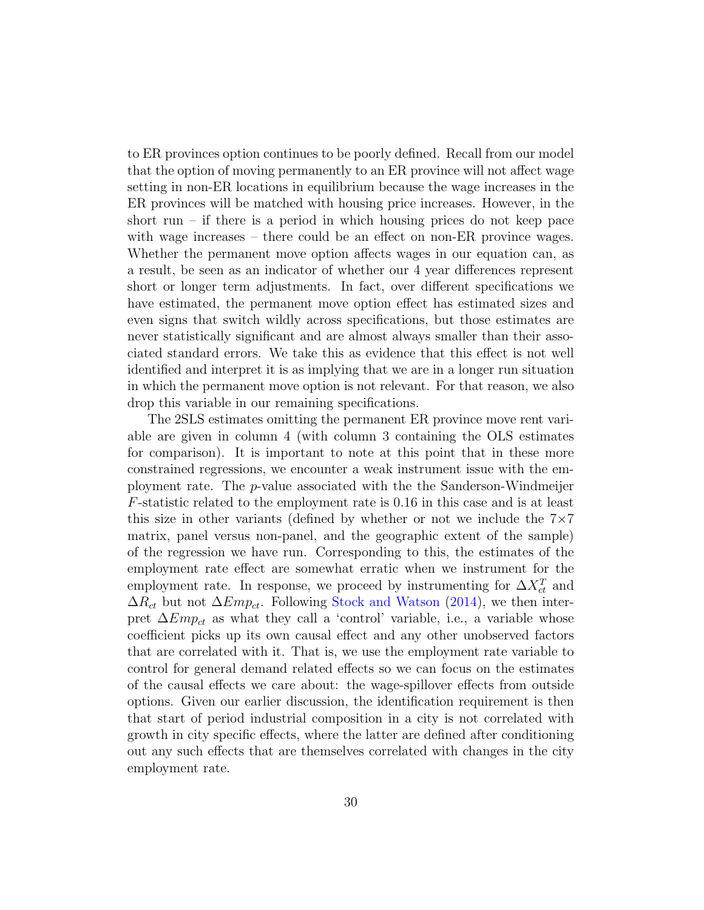to ER provinces option continues to be poorly defined. Recall from our model that the option of moving permanently to an ER province will not affect wage setting in non-ER locations in equilibrium because the wage increases in the ER provinces will be matched with housing price increases. However, in the short run – if there is a period in which housing prices do not keep pace with wage increases – there could be an effect on non-ER province wages. Whether the permanent move option affects wages in our equation can, as a result, be seen as an indicator of whether our 4 year differences represent short or longer term adjustments. In fact, over different specifications we have estimated, the permanent move option effect has estimated sizes and even signs that switch wildly across specifications, but those estimates are never statistically significant and are almost always smaller than their associated standard errors. We take this as evidence that this effect is not well identified and interpret it is as implying that we are in a longer run situation in which the permanent move option is not relevant. For that reason, we also drop this variable in our remaining specifications.

The 2SLS estimates omitting the permanent ER province move rent variable are given in column 4 (with column 3 containing the OLS estimates for comparison). It is important to note at this point that in these more constrained regressions, we encounter a weak instrument issue with the employment rate. The $p$-value associated with the the Sanderson-Windmeijer $F$-statistic related to the employment rate is 0.16 in this case and is at least this size in other variants (defined by whether or not we include the $7\times7$ matrix, panel versus non-panel, and the geographic extent of the sample) of the regression we have run. Corresponding to this, the estimates of the employment rate effect are somewhat erratic when we instrument for the employment rate. In response, we proceed by instrumenting for $\Delta X_{ct}^{T}$ and $\Delta R_{ct}$ but not $\Delta Emp_{ct}$. Following Stock and Watson (2014), we then interpret $\Delta Emp_{ct}$ as what they call a 'control' variable, i.e., a variable whose coefficient picks up its own causal effect and any other unobserved factors that are correlated with it. That is, we use the employment rate variable to control for general demand related effects so we can focus on the estimates of the causal effects we care about: the wage-spillover effects from outside options. Given our earlier discussion, the identification requirement is then that start of period industrial composition in a city is not correlated with growth in city specific effects, where the latter are defined after conditioning out any such effects that are themselves correlated with changes in the city employment rate.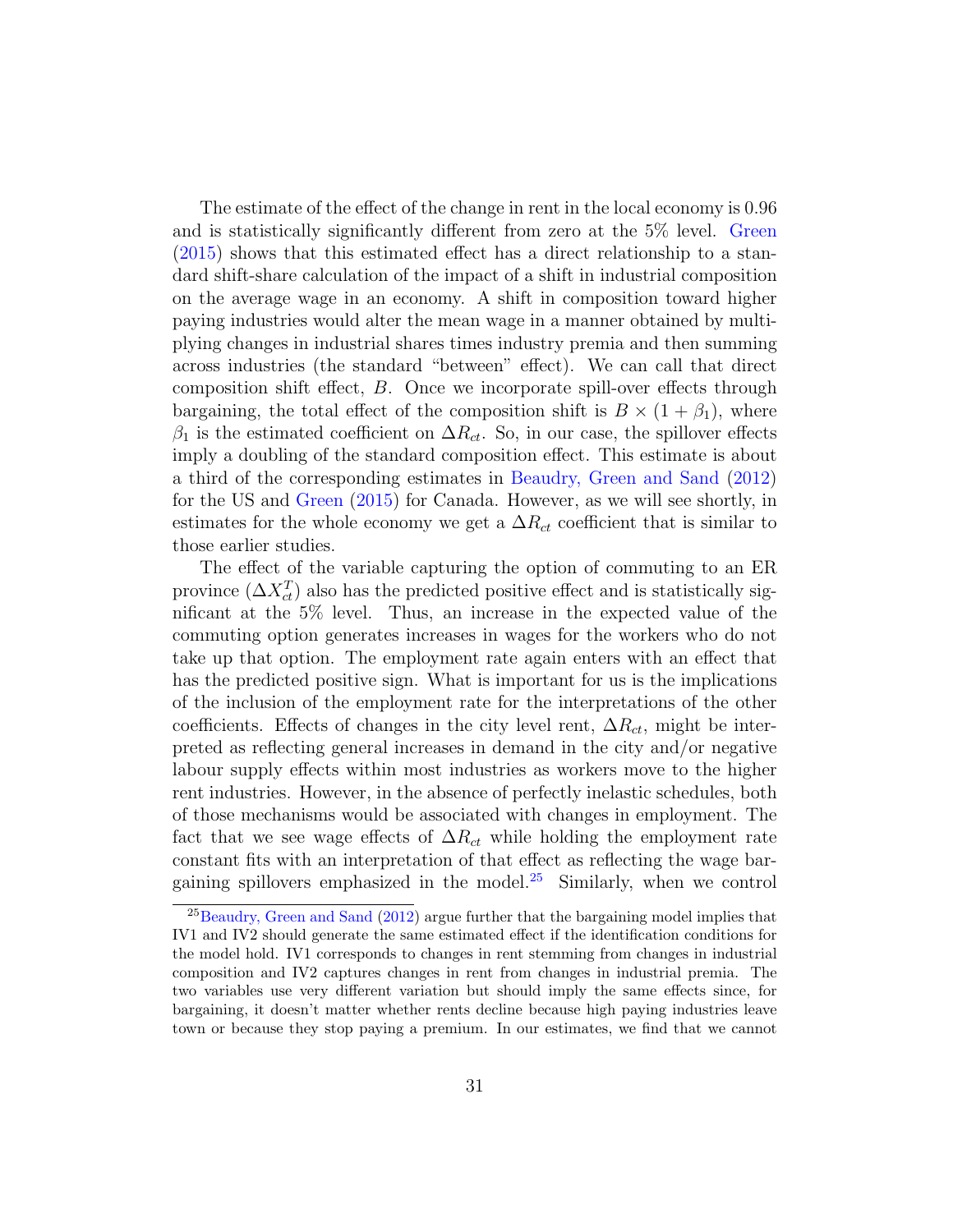The estimate of the effect of the change in rent in the local economy is 0.96 and is statistically significantly different from zero at the 5% level. Green (2015) shows that this estimated effect has a direct relationship to a standard shift-share calculation of the impact of a shift in industrial composition on the average wage in an economy. A shift in composition toward higher paying industries would alter the mean wage in a manner obtained by multiplying changes in industrial shares times industry premia and then summing across industries (the standard "between" effect). We can call that direct composition shift effect, $B$. Once we incorporate spill-over effects through bargaining, the total effect of the composition shift is $B \times (1 + \beta_1)$, where $\beta_1$ is the estimated coefficient on $\Delta R_{ct}$. So, in our case, the spillover effects imply a doubling of the standard composition effect. This estimate is about a third of the corresponding estimates in Beaudry, Green and Sand (2012) for the US and Green (2015) for Canada. However, as we will see shortly, in estimates for the whole economy we get a $\Delta R_{ct}$ coefficient that is similar to those earlier studies.

The effect of the variable capturing the option of commuting to an ER province ($\Delta X^T_{ct}$) also has the predicted positive effect and is statistically significant at the 5% level. Thus, an increase in the expected value of the commuting option generates increases in wages for the workers who do not take up that option. The employment rate again enters with an effect that has the predicted positive sign. What is important for us is the implications of the inclusion of the employment rate for the interpretations of the other coefficients. Effects of changes in the city level rent, $\Delta R_{ct}$, might be interpreted as reflecting general increases in demand in the city and/or negative labour supply effects within most industries as workers move to the higher rent industries. However, in the absence of perfectly inelastic schedules, both of those mechanisms would be associated with changes in employment. The fact that we see wage effects of $\Delta R_{ct}$ while holding the employment rate constant fits with an interpretation of that effect as reflecting the wage bargaining spillovers emphasized in the model.[25] Similarly, when we control

[25] Beaudry, Green and Sand (2012) argue further that the bargaining model implies that IV1 and IV2 should generate the same estimated effect if the identification conditions for the model hold. IV1 corresponds to changes in rent stemming from changes in industrial composition and IV2 captures changes in rent from changes in industrial premia. The two variables use very different variation but should imply the same effects since, for bargaining, it doesn't matter whether rents decline because high paying industries leave town or because they stop paying a premium. In our estimates, we find that we cannot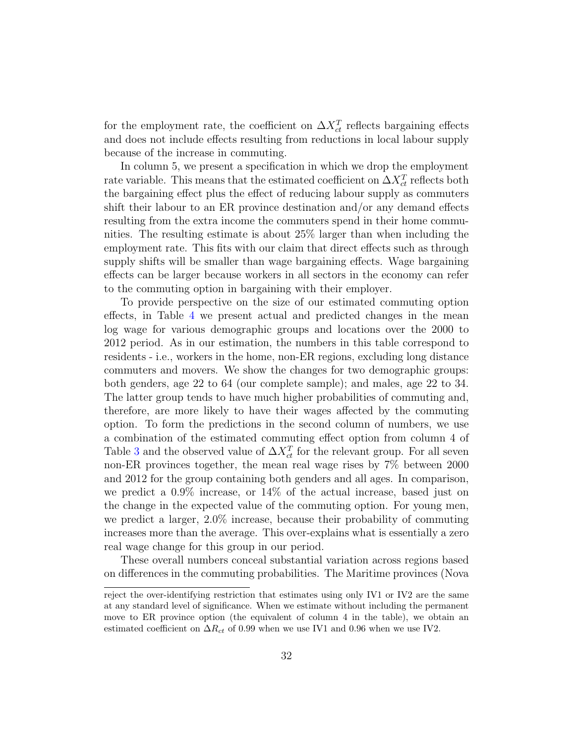for the employment rate, the coefficient on $\Delta X_{ct}^T$ reflects bargaining effects and does not include effects resulting from reductions in local labour supply because of the increase in commuting.

In column 5, we present a specification in which we drop the employment rate variable. This means that the estimated coefficient on $\Delta X_{ct}^T$ reflects both the bargaining effect plus the effect of reducing labour supply as commuters shift their labour to an ER province destination and/or any demand effects resulting from the extra income the commuters spend in their home communities. The resulting estimate is about 25% larger than when including the employment rate. This fits with our claim that direct effects such as through supply shifts will be smaller than wage bargaining effects. Wage bargaining effects can be larger because workers in all sectors in the economy can refer to the commuting option in bargaining with their employer.

To provide perspective on the size of our estimated commuting option effects, in Table 4 we present actual and predicted changes in the mean log wage for various demographic groups and locations over the 2000 to 2012 period. As in our estimation, the numbers in this table correspond to residents - i.e., workers in the home, non-ER regions, excluding long distance commuters and movers. We show the changes for two demographic groups: both genders, age 22 to 64 (our complete sample); and males, age 22 to 34. The latter group tends to have much higher probabilities of commuting and, therefore, are more likely to have their wages affected by the commuting option. To form the predictions in the second column of numbers, we use a combination of the estimated commuting effect option from column 4 of Table 3 and the observed value of $\Delta X_{ct}^T$ for the relevant group. For all seven non-ER provinces together, the mean real wage rises by 7% between 2000 and 2012 for the group containing both genders and all ages. In comparison, we predict a 0.9% increase, or 14% of the actual increase, based just on the change in the expected value of the commuting option. For young men, we predict a larger, 2.0% increase, because their probability of commuting increases more than the average. This over-explains what is essentially a zero real wage change for this group in our period.

These overall numbers conceal substantial variation across regions based on differences in the commuting probabilities. The Maritime provinces (Nova

---

reject the over-identifying restriction that estimates using only IV1 or IV2 are the same at any standard level of significance. When we estimate without including the permanent move to ER province option (the equivalent of column 4 in the table), we obtain an estimated coefficient on $\Delta R_{ct}$ of 0.99 when we use IV1 and 0.96 when we use IV2.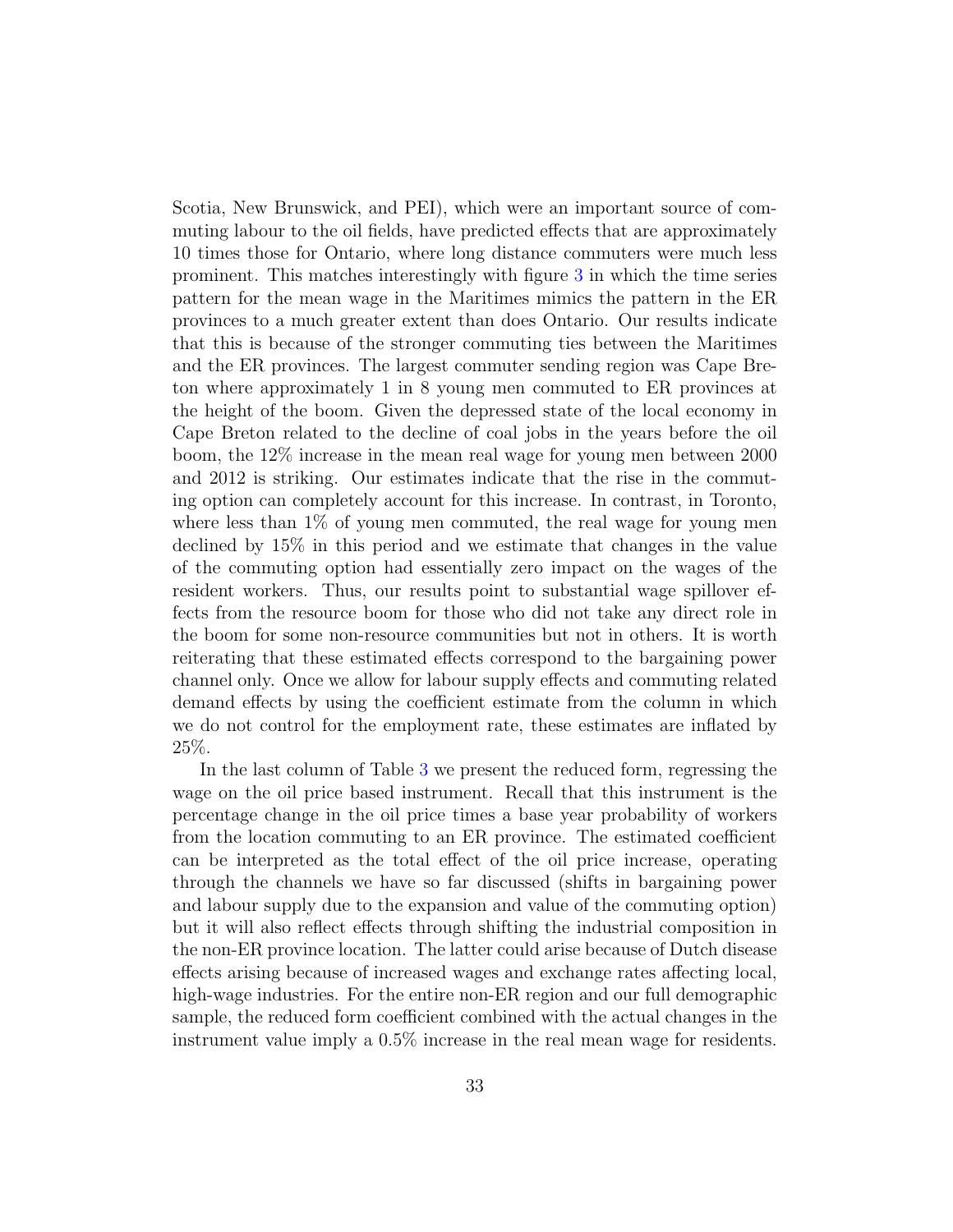Scotia, New Brunswick, and PEI), which were an important source of commuting labour to the oil fields, have predicted effects that are approximately 10 times those for Ontario, where long distance commuters were much less prominent. This matches interestingly with figure 3 in which the time series pattern for the mean wage in the Maritimes mimics the pattern in the ER provinces to a much greater extent than does Ontario. Our results indicate that this is because of the stronger commuting ties between the Maritimes and the ER provinces. The largest commuter sending region was Cape Breton where approximately 1 in 8 young men commuted to ER provinces at the height of the boom. Given the depressed state of the local economy in Cape Breton related to the decline of coal jobs in the years before the oil boom, the 12% increase in the mean real wage for young men between 2000 and 2012 is striking. Our estimates indicate that the rise in the commuting option can completely account for this increase. In contrast, in Toronto, where less than 1% of young men commuted, the real wage for young men declined by 15% in this period and we estimate that changes in the value of the commuting option had essentially zero impact on the wages of the resident workers. Thus, our results point to substantial wage spillover effects from the resource boom for those who did not take any direct role in the boom for some non-resource communities but not in others. It is worth reiterating that these estimated effects correspond to the bargaining power channel only. Once we allow for labour supply effects and commuting related demand effects by using the coefficient estimate from the column in which we do not control for the employment rate, these estimates are inflated by 25%.

In the last column of Table 3 we present the reduced form, regressing the wage on the oil price based instrument. Recall that this instrument is the percentage change in the oil price times a base year probability of workers from the location commuting to an ER province. The estimated coefficient can be interpreted as the total effect of the oil price increase, operating through the channels we have so far discussed (shifts in bargaining power and labour supply due to the expansion and value of the commuting option) but it will also reflect effects through shifting the industrial composition in the non-ER province location. The latter could arise because of Dutch disease effects arising because of increased wages and exchange rates affecting local, high-wage industries. For the entire non-ER region and our full demographic sample, the reduced form coefficient combined with the actual changes in the instrument value imply a 0.5% increase in the real mean wage for residents.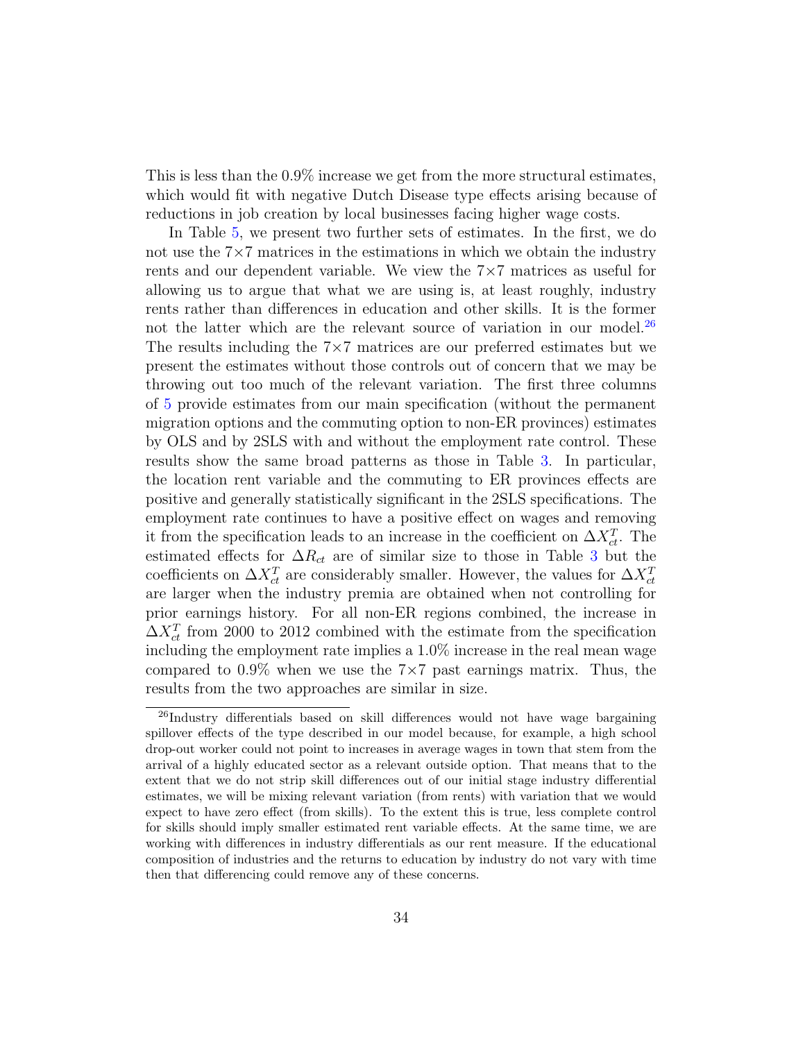This is less than the 0.9% increase we get from the more structural estimates, which would fit with negative Dutch Disease type effects arising because of reductions in job creation by local businesses facing higher wage costs.

In Table 5, we present two further sets of estimates. In the first, we do not use the 7×7 matrices in the estimations in which we obtain the industry rents and our dependent variable. We view the 7×7 matrices as useful for allowing us to argue that what we are using is, at least roughly, industry rents rather than differences in education and other skills. It is the former not the latter which are the relevant source of variation in our model.[26] The results including the 7×7 matrices are our preferred estimates but we present the estimates without those controls out of concern that we may be throwing out too much of the relevant variation. The first three columns of 5 provide estimates from our main specification (without the permanent migration options and the commuting option to non-ER provinces) estimates by OLS and by 2SLS with and without the employment rate control. These results show the same broad patterns as those in Table 3. In particular, the location rent variable and the commuting to ER provinces effects are positive and generally statistically significant in the 2SLS specifications. The employment rate continues to have a positive effect on wages and removing it from the specification leads to an increase in the coefficient on $\Delta X^T_{ct}$. The estimated effects for $\Delta R_{ct}$ are of similar size to those in Table 3 but the coefficients on $\Delta X^T_{ct}$ are considerably smaller. However, the values for $\Delta X^T_{ct}$ are larger when the industry premia are obtained when not controlling for prior earnings history. For all non-ER regions combined, the increase in $\Delta X^T_{ct}$ from 2000 to 2012 combined with the estimate from the specification including the employment rate implies a 1.0% increase in the real mean wage compared to 0.9% when we use the 7×7 past earnings matrix. Thus, the results from the two approaches are similar in size.

[26]Industry differentials based on skill differences would not have wage bargaining spillover effects of the type described in our model because, for example, a high school drop-out worker could not point to increases in average wages in town that stem from the arrival of a highly educated sector as a relevant outside option. That means that to the extent that we do not strip skill differences out of our initial stage industry differential estimates, we will be mixing relevant variation (from rents) with variation that we would expect to have zero effect (from skills). To the extent this is true, less complete control for skills should imply smaller estimated rent variable effects. At the same time, we are working with differences in industry differentials as our rent measure. If the educational composition of industries and the returns to education by industry do not vary with time then that differencing could remove any of these concerns.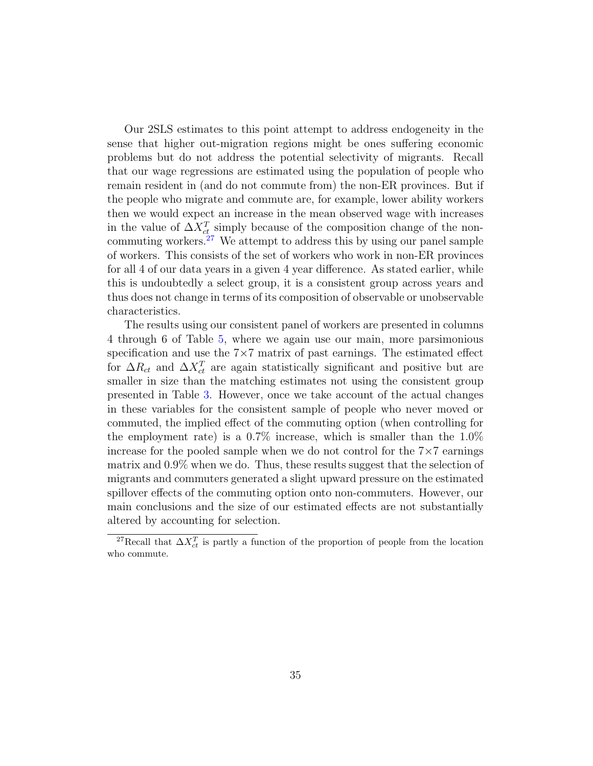Our 2SLS estimates to this point attempt to address endogeneity in the sense that higher out-migration regions might be ones suffering economic problems but do not address the potential selectivity of migrants. Recall that our wage regressions are estimated using the population of people who remain resident in (and do not commute from) the non-ER provinces. But if the people who migrate and commute are, for example, lower ability workers then we would expect an increase in the mean observed wage with increases in the value of $\Delta X_{ct}^{T}$ simply because of the composition change of the non-commuting workers.[27] We attempt to address this by using our panel sample of workers. This consists of the set of workers who work in non-ER provinces for all 4 of our data years in a given 4 year difference. As stated earlier, while this is undoubtedly a select group, it is a consistent group across years and thus does not change in terms of its composition of observable or unobservable characteristics.

The results using our consistent panel of workers are presented in columns 4 through 6 of Table 5, where we again use our main, more parsimonious specification and use the 7×7 matrix of past earnings. The estimated effect for $\Delta R_{ct}$ and $\Delta X_{ct}^{T}$ are again statistically significant and positive but are smaller in size than the matching estimates not using the consistent group presented in Table 3. However, once we take account of the actual changes in these variables for the consistent sample of people who never moved or commuted, the implied effect of the commuting option (when controlling for the employment rate) is a 0.7% increase, which is smaller than the 1.0% increase for the pooled sample when we do not control for the 7×7 earnings matrix and 0.9% when we do. Thus, these results suggest that the selection of migrants and commuters generated a slight upward pressure on the estimated spillover effects of the commuting option onto non-commuters. However, our main conclusions and the size of our estimated effects are not substantially altered by accounting for selection.

[27] Recall that $\Delta X_{ct}^{T}$ is partly a function of the proportion of people from the location who commute.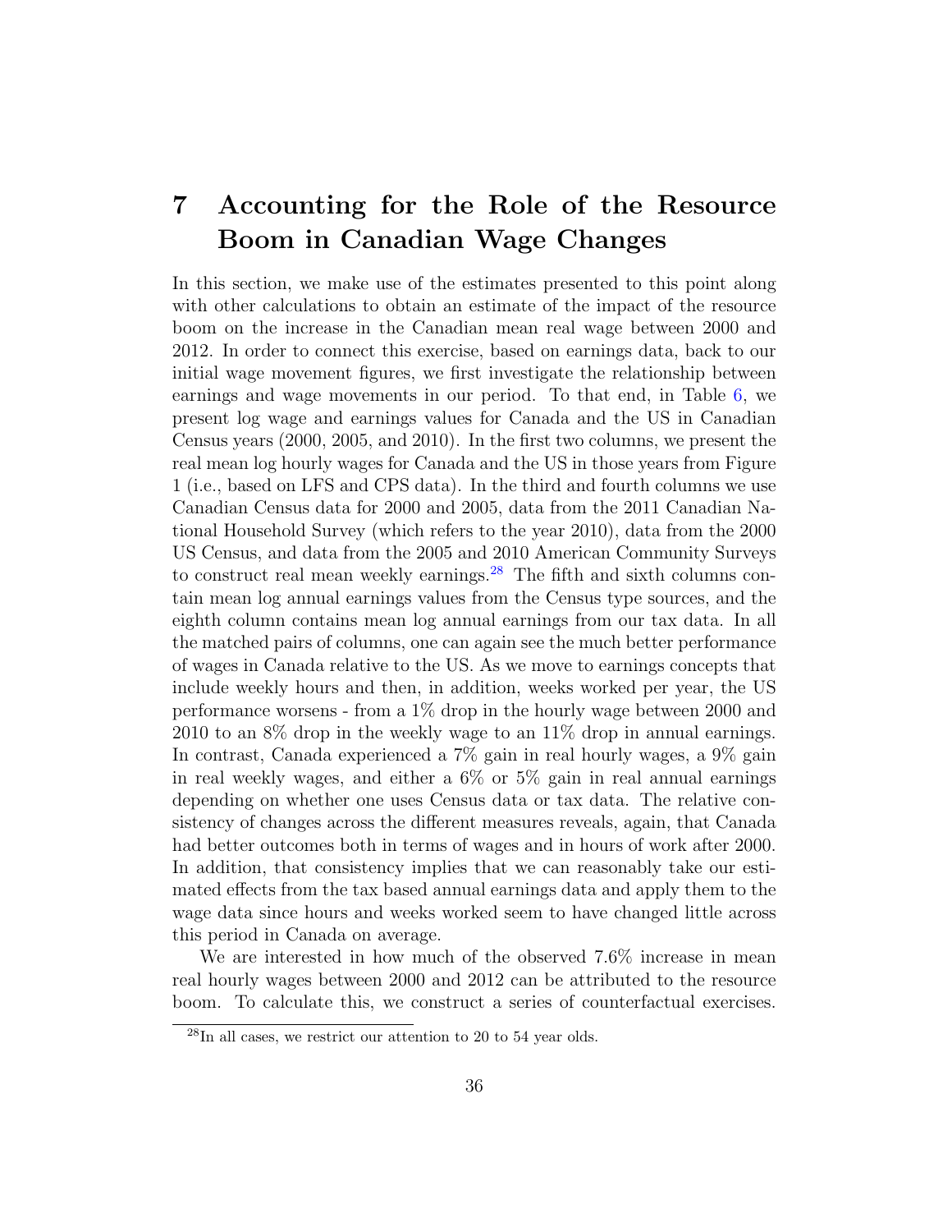# 7 Accounting for the Role of the Resource Boom in Canadian Wage Changes

In this section, we make use of the estimates presented to this point along with other calculations to obtain an estimate of the impact of the resource boom on the increase in the Canadian mean real wage between 2000 and 2012. In order to connect this exercise, based on earnings data, back to our initial wage movement figures, we first investigate the relationship between earnings and wage movements in our period. To that end, in Table 6, we present log wage and earnings values for Canada and the US in Canadian Census years (2000, 2005, and 2010). In the first two columns, we present the real mean log hourly wages for Canada and the US in those years from Figure 1 (i.e., based on LFS and CPS data). In the third and fourth columns we use Canadian Census data for 2000 and 2005, data from the 2011 Canadian National Household Survey (which refers to the year 2010), data from the 2000 US Census, and data from the 2005 and 2010 American Community Surveys to construct real mean weekly earnings.[28] The fifth and sixth columns contain mean log annual earnings values from the Census type sources, and the eighth column contains mean log annual earnings from our tax data. In all the matched pairs of columns, one can again see the much better performance of wages in Canada relative to the US. As we move to earnings concepts that include weekly hours and then, in addition, weeks worked per year, the US performance worsens - from a 1% drop in the hourly wage between 2000 and 2010 to an 8% drop in the weekly wage to an 11% drop in annual earnings. In contrast, Canada experienced a 7% gain in real hourly wages, a 9% gain in real weekly wages, and either a 6% or 5% gain in real annual earnings depending on whether one uses Census data or tax data. The relative consistency of changes across the different measures reveals, again, that Canada had better outcomes both in terms of wages and in hours of work after 2000. In addition, that consistency implies that we can reasonably take our estimated effects from the tax based annual earnings data and apply them to the wage data since hours and weeks worked seem to have changed little across this period in Canada on average.

We are interested in how much of the observed 7.6% increase in mean real hourly wages between 2000 and 2012 can be attributed to the resource boom. To calculate this, we construct a series of counterfactual exercises.

[28] In all cases, we restrict our attention to 20 to 54 year olds.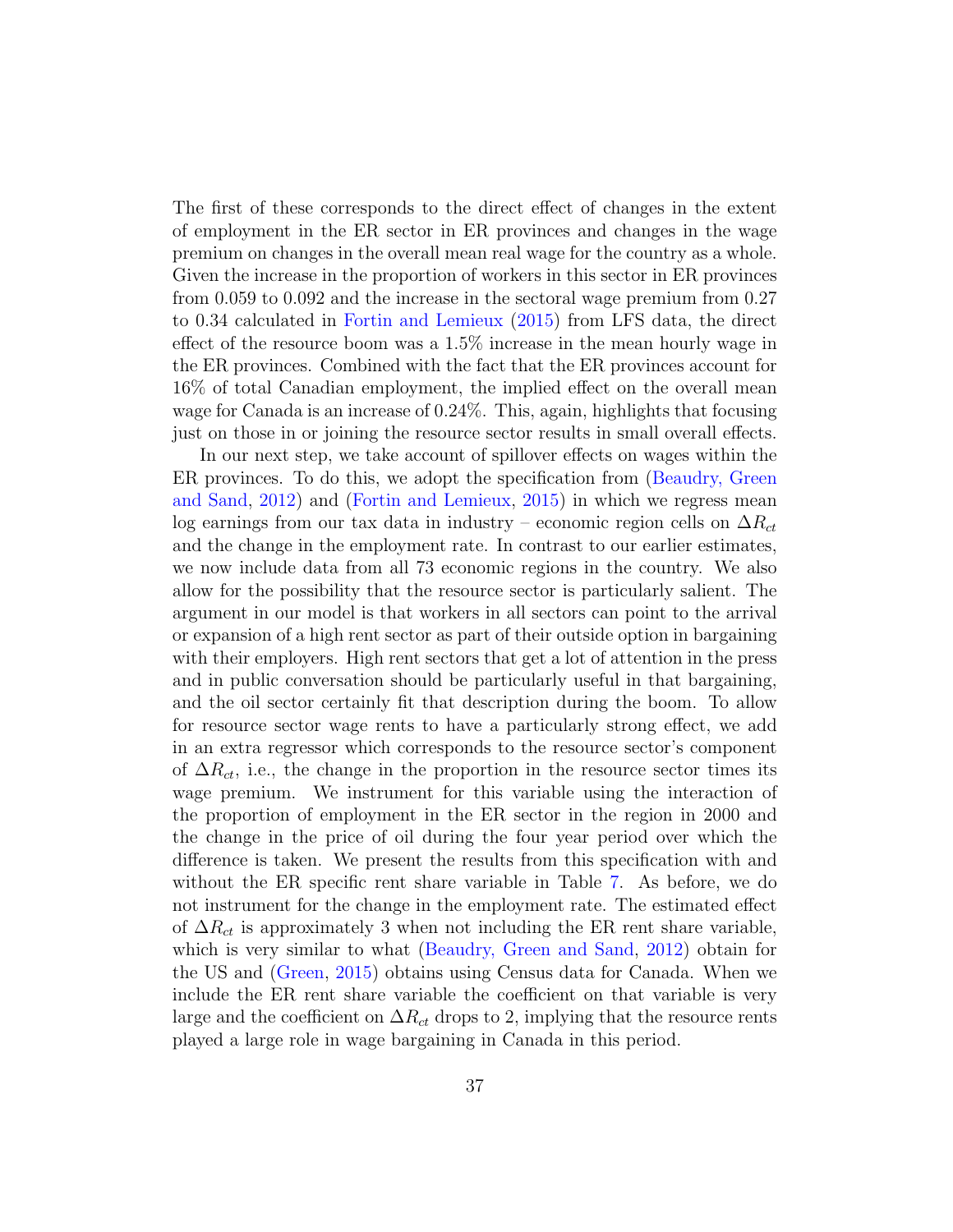The first of these corresponds to the direct effect of changes in the extent of employment in the ER sector in ER provinces and changes in the wage premium on changes in the overall mean real wage for the country as a whole. Given the increase in the proportion of workers in this sector in ER provinces from 0.059 to 0.092 and the increase in the sectoral wage premium from 0.27 to 0.34 calculated in Fortin and Lemieux (2015) from LFS data, the direct effect of the resource boom was a 1.5% increase in the mean hourly wage in the ER provinces. Combined with the fact that the ER provinces account for 16% of total Canadian employment, the implied effect on the overall mean wage for Canada is an increase of 0.24%. This, again, highlights that focusing just on those in or joining the resource sector results in small overall effects.

In our next step, we take account of spillover effects on wages within the ER provinces. To do this, we adopt the specification from (Beaudry, Green and Sand, 2012) and (Fortin and Lemieux, 2015) in which we regress mean log earnings from our tax data in industry – economic region cells on $\Delta R_{ct}$ and the change in the employment rate. In contrast to our earlier estimates, we now include data from all 73 economic regions in the country. We also allow for the possibility that the resource sector is particularly salient. The argument in our model is that workers in all sectors can point to the arrival or expansion of a high rent sector as part of their outside option in bargaining with their employers. High rent sectors that get a lot of attention in the press and in public conversation should be particularly useful in that bargaining, and the oil sector certainly fit that description during the boom. To allow for resource sector wage rents to have a particularly strong effect, we add in an extra regressor which corresponds to the resource sector's component of $\Delta R_{ct}$, i.e., the change in the proportion in the resource sector times its wage premium. We instrument for this variable using the interaction of the proportion of employment in the ER sector in the region in 2000 and the change in the price of oil during the four year period over which the difference is taken. We present the results from this specification with and without the ER specific rent share variable in Table 7. As before, we do not instrument for the change in the employment rate. The estimated effect of $\Delta R_{ct}$ is approximately 3 when not including the ER rent share variable, which is very similar to what (Beaudry, Green and Sand, 2012) obtain for the US and (Green, 2015) obtains using Census data for Canada. When we include the ER rent share variable the coefficient on that variable is very large and the coefficient on $\Delta R_{ct}$ drops to 2, implying that the resource rents played a large role in wage bargaining in Canada in this period.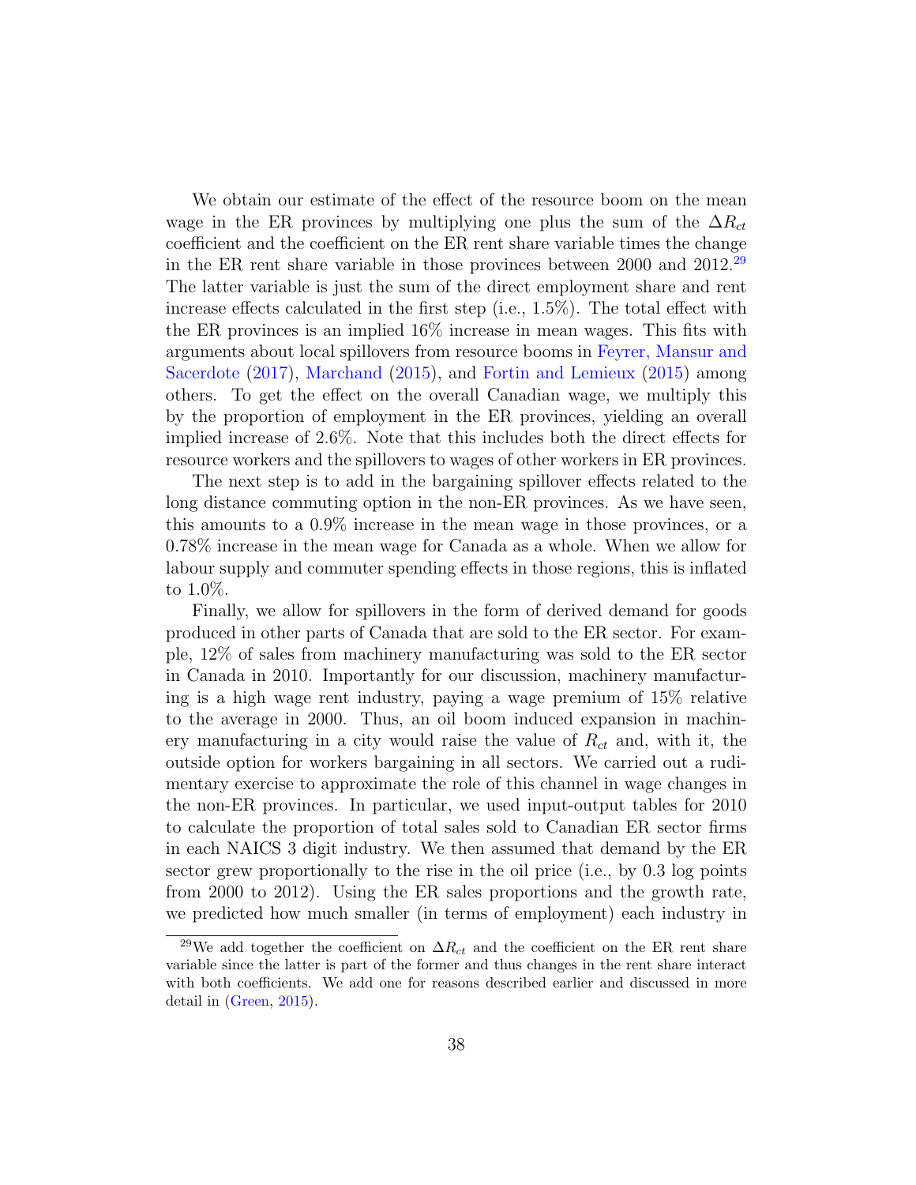We obtain our estimate of the effect of the resource boom on the mean wage in the ER provinces by multiplying one plus the sum of the $\Delta R_{ct}$ coefficient and the coefficient on the ER rent share variable times the change in the ER rent share variable in those provinces between 2000 and 2012.[29] The latter variable is just the sum of the direct employment share and rent increase effects calculated in the first step (i.e., 1.5%). The total effect with the ER provinces is an implied 16% increase in mean wages. This fits with arguments about local spillovers from resource booms in Feyrer, Mansur and Sacerdote (2017), Marchand (2015), and Fortin and Lemieux (2015) among others. To get the effect on the overall Canadian wage, we multiply this by the proportion of employment in the ER provinces, yielding an overall implied increase of 2.6%. Note that this includes both the direct effects for resource workers and the spillovers to wages of other workers in ER provinces.

The next step is to add in the bargaining spillover effects related to the long distance commuting option in the non-ER provinces. As we have seen, this amounts to a 0.9% increase in the mean wage in those provinces, or a 0.78% increase in the mean wage for Canada as a whole. When we allow for labour supply and commuter spending effects in those regions, this is inflated to 1.0%.

Finally, we allow for spillovers in the form of derived demand for goods produced in other parts of Canada that are sold to the ER sector. For example, 12% of sales from machinery manufacturing was sold to the ER sector in Canada in 2010. Importantly for our discussion, machinery manufacturing is a high wage rent industry, paying a wage premium of 15% relative to the average in 2000. Thus, an oil boom induced expansion in machinery manufacturing in a city would raise the value of $R_{ct}$ and, with it, the outside option for workers bargaining in all sectors. We carried out a rudimentary exercise to approximate the role of this channel in wage changes in the non-ER provinces. In particular, we used input-output tables for 2010 to calculate the proportion of total sales sold to Canadian ER sector firms in each NAICS 3 digit industry. We then assumed that demand by the ER sector grew proportionally to the rise in the oil price (i.e., by 0.3 log points from 2000 to 2012). Using the ER sales proportions and the growth rate, we predicted how much smaller (in terms of employment) each industry in

[29] We add together the coefficient on $\Delta R_{ct}$ and the coefficient on the ER rent share variable since the latter is part of the former and thus changes in the rent share interact with both coefficients. We add one for reasons described earlier and discussed in more detail in (Green, 2015).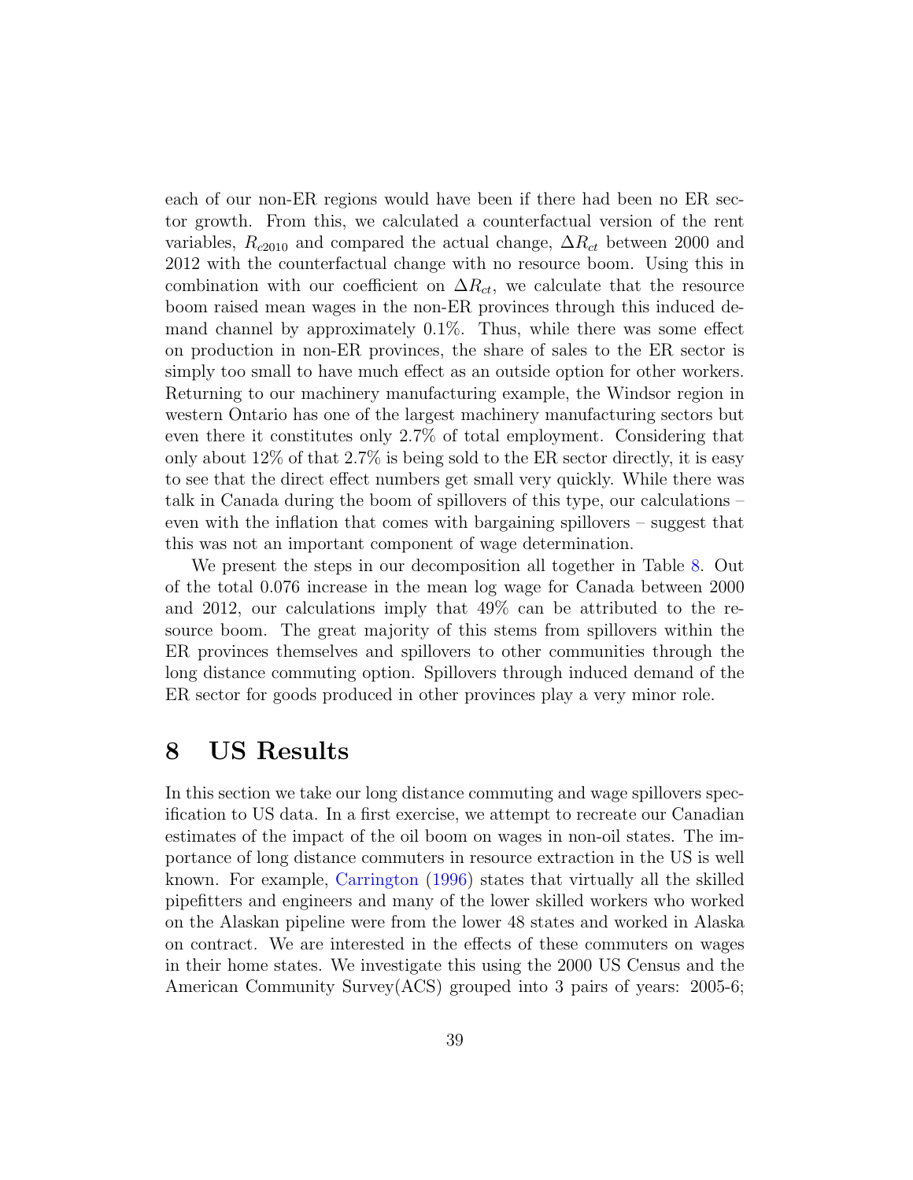each of our non-ER regions would have been if there had been no ER sector growth. From this, we calculated a counterfactual version of the rent variables, $R_{c2010}$ and compared the actual change, $\Delta R_{ct}$ between 2000 and 2012 with the counterfactual change with no resource boom. Using this in combination with our coefficient on $\Delta R_{ct}$, we calculate that the resource boom raised mean wages in the non-ER provinces through this induced demand channel by approximately 0.1%. Thus, while there was some effect on production in non-ER provinces, the share of sales to the ER sector is simply too small to have much effect as an outside option for other workers. Returning to our machinery manufacturing example, the Windsor region in western Ontario has one of the largest machinery manufacturing sectors but even there it constitutes only 2.7% of total employment. Considering that only about 12% of that 2.7% is being sold to the ER sector directly, it is easy to see that the direct effect numbers get small very quickly. While there was talk in Canada during the boom of spillovers of this type, our calculations – even with the inflation that comes with bargaining spillovers – suggest that this was not an important component of wage determination.

We present the steps in our decomposition all together in Table 8. Out of the total 0.076 increase in the mean log wage for Canada between 2000 and 2012, our calculations imply that 49% can be attributed to the resource boom. The great majority of this stems from spillovers within the ER provinces themselves and spillovers to other communities through the long distance commuting option. Spillovers through induced demand of the ER sector for goods produced in other provinces play a very minor role.

# 8 US Results

In this section we take our long distance commuting and wage spillovers specification to US data. In a first exercise, we attempt to recreate our Canadian estimates of the impact of the oil boom on wages in non-oil states. The importance of long distance commuters in resource extraction in the US is well known. For example, Carrington (1996) states that virtually all the skilled pipefitters and engineers and many of the lower skilled workers who worked on the Alaskan pipeline were from the lower 48 states and worked in Alaska on contract. We are interested in the effects of these commuters on wages in their home states. We investigate this using the 2000 US Census and the American Community Survey(ACS) grouped into 3 pairs of years: 2005-6;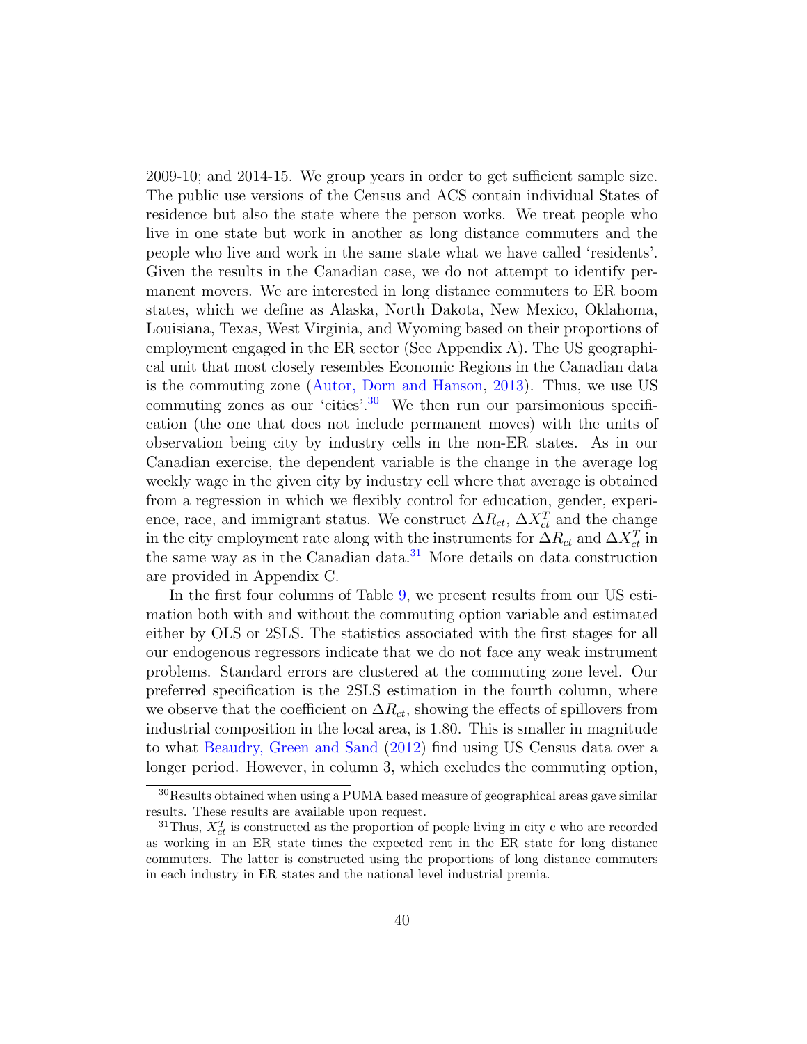2009-10; and 2014-15. We group years in order to get sufficient sample size. The public use versions of the Census and ACS contain individual States of residence but also the state where the person works. We treat people who live in one state but work in another as long distance commuters and the people who live and work in the same state what we have called 'residents'. Given the results in the Canadian case, we do not attempt to identify permanent movers. We are interested in long distance commuters to ER boom states, which we define as Alaska, North Dakota, New Mexico, Oklahoma, Louisiana, Texas, West Virginia, and Wyoming based on their proportions of employment engaged in the ER sector (See Appendix A). The US geographical unit that most closely resembles Economic Regions in the Canadian data is the commuting zone (Autor, Dorn and Hanson, 2013). Thus, we use US commuting zones as our 'cities'.[30] We then run our parsimonious specification (the one that does not include permanent moves) with the units of observation being city by industry cells in the non-ER states. As in our Canadian exercise, the dependent variable is the change in the average log weekly wage in the given city by industry cell where that average is obtained from a regression in which we flexibly control for education, gender, experience, race, and immigrant status. We construct $\Delta R_{ct}$, $\Delta X_{ct}^{T}$ and the change in the city employment rate along with the instruments for $\Delta R_{ct}$ and $\Delta X_{ct}^{T}$ in the same way as in the Canadian data.[31] More details on data construction are provided in Appendix C.

In the first four columns of Table 9, we present results from our US estimation both with and without the commuting option variable and estimated either by OLS or 2SLS. The statistics associated with the first stages for all our endogenous regressors indicate that we do not face any weak instrument problems. Standard errors are clustered at the commuting zone level. Our preferred specification is the 2SLS estimation in the fourth column, where we observe that the coefficient on $\Delta R_{ct}$, showing the effects of spillovers from industrial composition in the local area, is 1.80. This is smaller in magnitude to what Beaudry, Green and Sand (2012) find using US Census data over a longer period. However, in column 3, which excludes the commuting option,

[30] Results obtained when using a PUMA based measure of geographical areas gave similar results. These results are available upon request.

[31] Thus, $X_{ct}^{T}$ is constructed as the proportion of people living in city c who are recorded as working in an ER state times the expected rent in the ER state for long distance commuters. The latter is constructed using the proportions of long distance commuters in each industry in ER states and the national level industrial premia.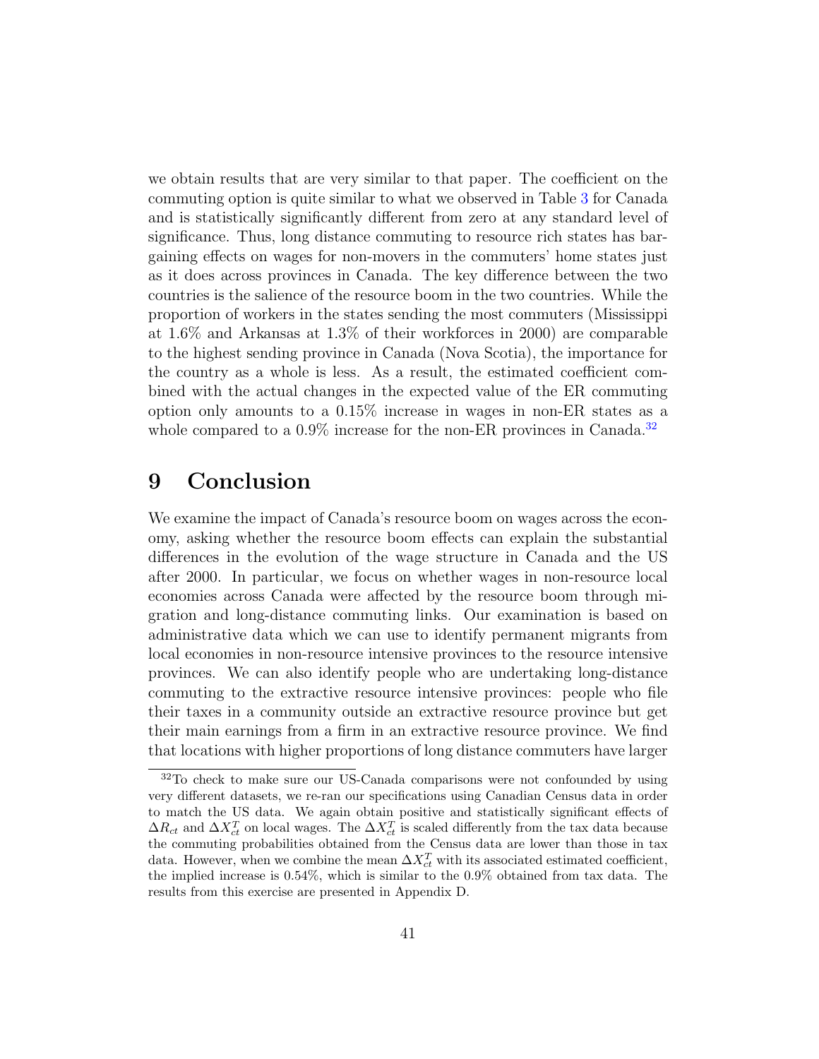we obtain results that are very similar to that paper. The coefficient on the commuting option is quite similar to what we observed in Table 3 for Canada and is statistically significantly different from zero at any standard level of significance. Thus, long distance commuting to resource rich states has bargaining effects on wages for non-movers in the commuters' home states just as it does across provinces in Canada. The key difference between the two countries is the salience of the resource boom in the two countries. While the proportion of workers in the states sending the most commuters (Mississippi at 1.6% and Arkansas at 1.3% of their workforces in 2000) are comparable to the highest sending province in Canada (Nova Scotia), the importance for the country as a whole is less. As a result, the estimated coefficient combined with the actual changes in the expected value of the ER commuting option only amounts to a 0.15% increase in wages in non-ER states as a whole compared to a 0.9% increase for the non-ER provinces in Canada.[32]

# 9 Conclusion

We examine the impact of Canada's resource boom on wages across the economy, asking whether the resource boom effects can explain the substantial differences in the evolution of the wage structure in Canada and the US after 2000. In particular, we focus on whether wages in non-resource local economies across Canada were affected by the resource boom through migration and long-distance commuting links. Our examination is based on administrative data which we can use to identify permanent migrants from local economies in non-resource intensive provinces to the resource intensive provinces. We can also identify people who are undertaking long-distance commuting to the extractive resource intensive provinces: people who file their taxes in a community outside an extractive resource province but get their main earnings from a firm in an extractive resource province. We find that locations with higher proportions of long distance commuters have larger

---

[32] To check to make sure our US-Canada comparisons were not confounded by using very different datasets, we re-ran our specifications using Canadian Census data in order to match the US data. We again obtain positive and statistically significant effects of $\Delta R_{ct}$ and $\Delta X_{ct}^{T}$ on local wages. The $\Delta X_{ct}^{T}$ is scaled differently from the tax data because the commuting probabilities obtained from the Census data are lower than those in tax data. However, when we combine the mean $\Delta X_{ct}^{T}$ with its associated estimated coefficient, the implied increase is 0.54%, which is similar to the 0.9% obtained from tax data. The results from this exercise are presented in Appendix D.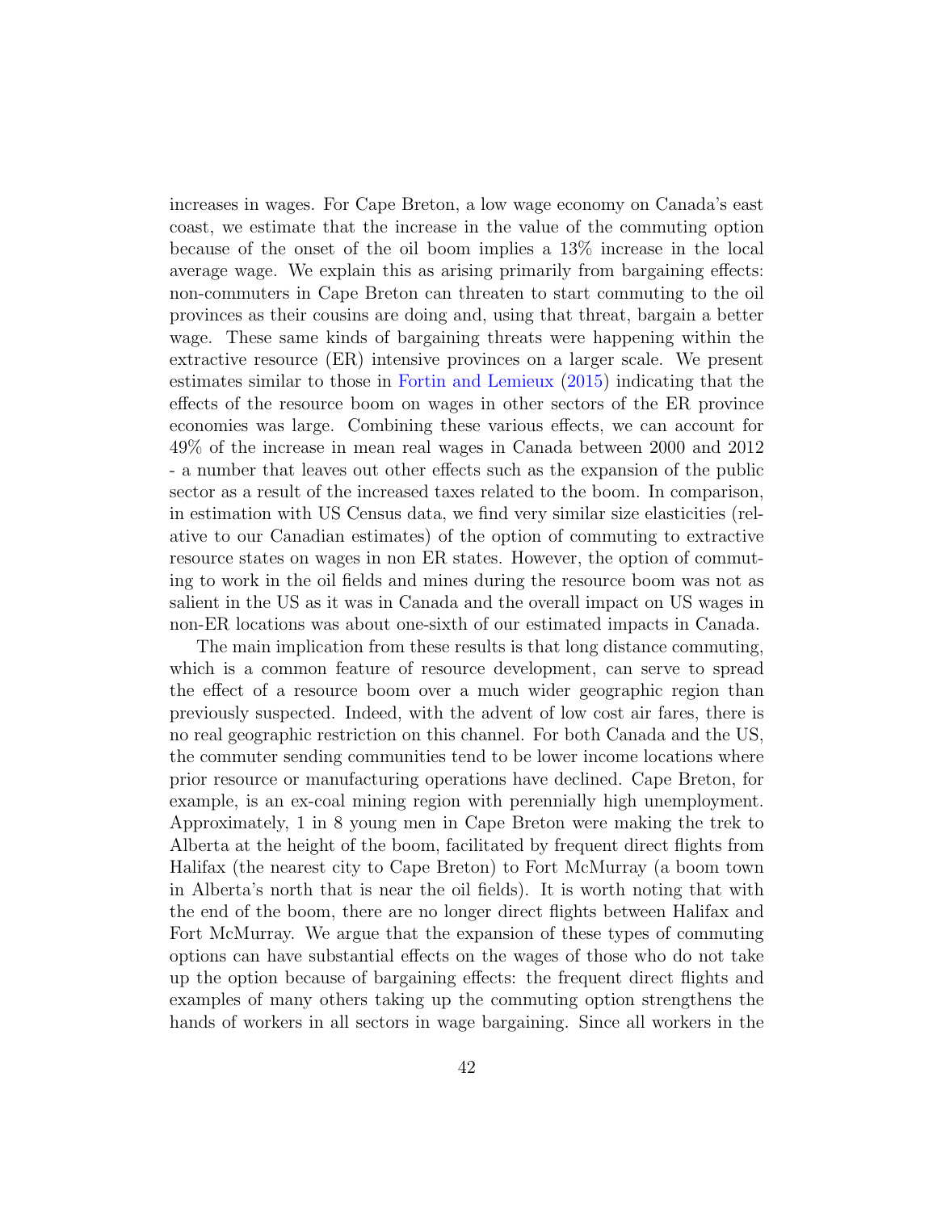increases in wages. For Cape Breton, a low wage economy on Canada's east coast, we estimate that the increase in the value of the commuting option because of the onset of the oil boom implies a 13% increase in the local average wage. We explain this as arising primarily from bargaining effects: non-commuters in Cape Breton can threaten to start commuting to the oil provinces as their cousins are doing and, using that threat, bargain a better wage. These same kinds of bargaining threats were happening within the extractive resource (ER) intensive provinces on a larger scale. We present estimates similar to those in Fortin and Lemieux (2015) indicating that the effects of the resource boom on wages in other sectors of the ER province economies was large. Combining these various effects, we can account for 49% of the increase in mean real wages in Canada between 2000 and 2012 - a number that leaves out other effects such as the expansion of the public sector as a result of the increased taxes related to the boom. In comparison, in estimation with US Census data, we find very similar size elasticities (relative to our Canadian estimates) of the option of commuting to extractive resource states on wages in non ER states. However, the option of commuting to work in the oil fields and mines during the resource boom was not as salient in the US as it was in Canada and the overall impact on US wages in non-ER locations was about one-sixth of our estimated impacts in Canada.

The main implication from these results is that long distance commuting, which is a common feature of resource development, can serve to spread the effect of a resource boom over a much wider geographic region than previously suspected. Indeed, with the advent of low cost air fares, there is no real geographic restriction on this channel. For both Canada and the US, the commuter sending communities tend to be lower income locations where prior resource or manufacturing operations have declined. Cape Breton, for example, is an ex-coal mining region with perennially high unemployment. Approximately, 1 in 8 young men in Cape Breton were making the trek to Alberta at the height of the boom, facilitated by frequent direct flights from Halifax (the nearest city to Cape Breton) to Fort McMurray (a boom town in Alberta's north that is near the oil fields). It is worth noting that with the end of the boom, there are no longer direct flights between Halifax and Fort McMurray. We argue that the expansion of these types of commuting options can have substantial effects on the wages of those who do not take up the option because of bargaining effects: the frequent direct flights and examples of many others taking up the commuting option strengthens the hands of workers in all sectors in wage bargaining. Since all workers in the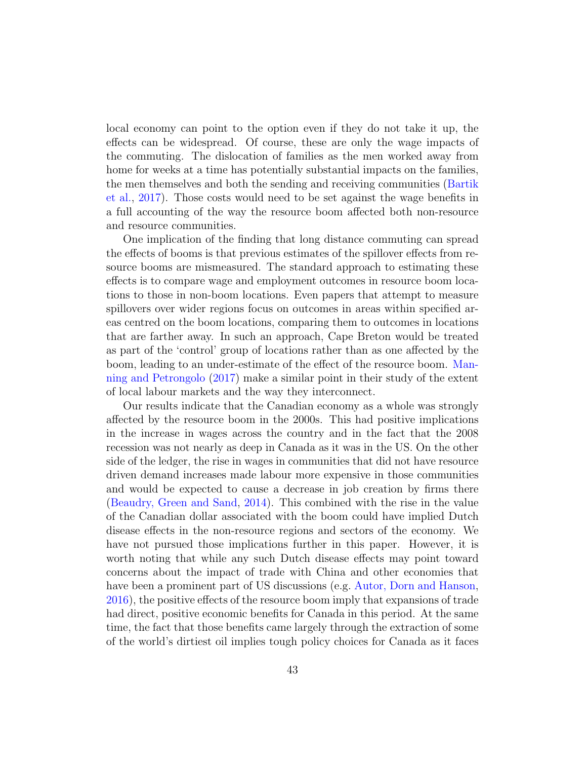local economy can point to the option even if they do not take it up, the effects can be widespread. Of course, these are only the wage impacts of the commuting. The dislocation of families as the men worked away from home for weeks at a time has potentially substantial impacts on the families, the men themselves and both the sending and receiving communities (Bartik et al., 2017). Those costs would need to be set against the wage benefits in a full accounting of the way the resource boom affected both non-resource and resource communities.

One implication of the finding that long distance commuting can spread the effects of booms is that previous estimates of the spillover effects from resource booms are mismeasured. The standard approach to estimating these effects is to compare wage and employment outcomes in resource boom locations to those in non-boom locations. Even papers that attempt to measure spillovers over wider regions focus on outcomes in areas within specified areas centred on the boom locations, comparing them to outcomes in locations that are farther away. In such an approach, Cape Breton would be treated as part of the 'control' group of locations rather than as one affected by the boom, leading to an under-estimate of the effect of the resource boom. Manning and Petrongolo (2017) make a similar point in their study of the extent of local labour markets and the way they interconnect.

Our results indicate that the Canadian economy as a whole was strongly affected by the resource boom in the 2000s. This had positive implications in the increase in wages across the country and in the fact that the 2008 recession was not nearly as deep in Canada as it was in the US. On the other side of the ledger, the rise in wages in communities that did not have resource driven demand increases made labour more expensive in those communities and would be expected to cause a decrease in job creation by firms there (Beaudry, Green and Sand, 2014). This combined with the rise in the value of the Canadian dollar associated with the boom could have implied Dutch disease effects in the non-resource regions and sectors of the economy. We have not pursued those implications further in this paper. However, it is worth noting that while any such Dutch disease effects may point toward concerns about the impact of trade with China and other economies that have been a prominent part of US discussions (e.g. Autor, Dorn and Hanson, 2016), the positive effects of the resource boom imply that expansions of trade had direct, positive economic benefits for Canada in this period. At the same time, the fact that those benefits came largely through the extraction of some of the world's dirtiest oil implies tough policy choices for Canada as it faces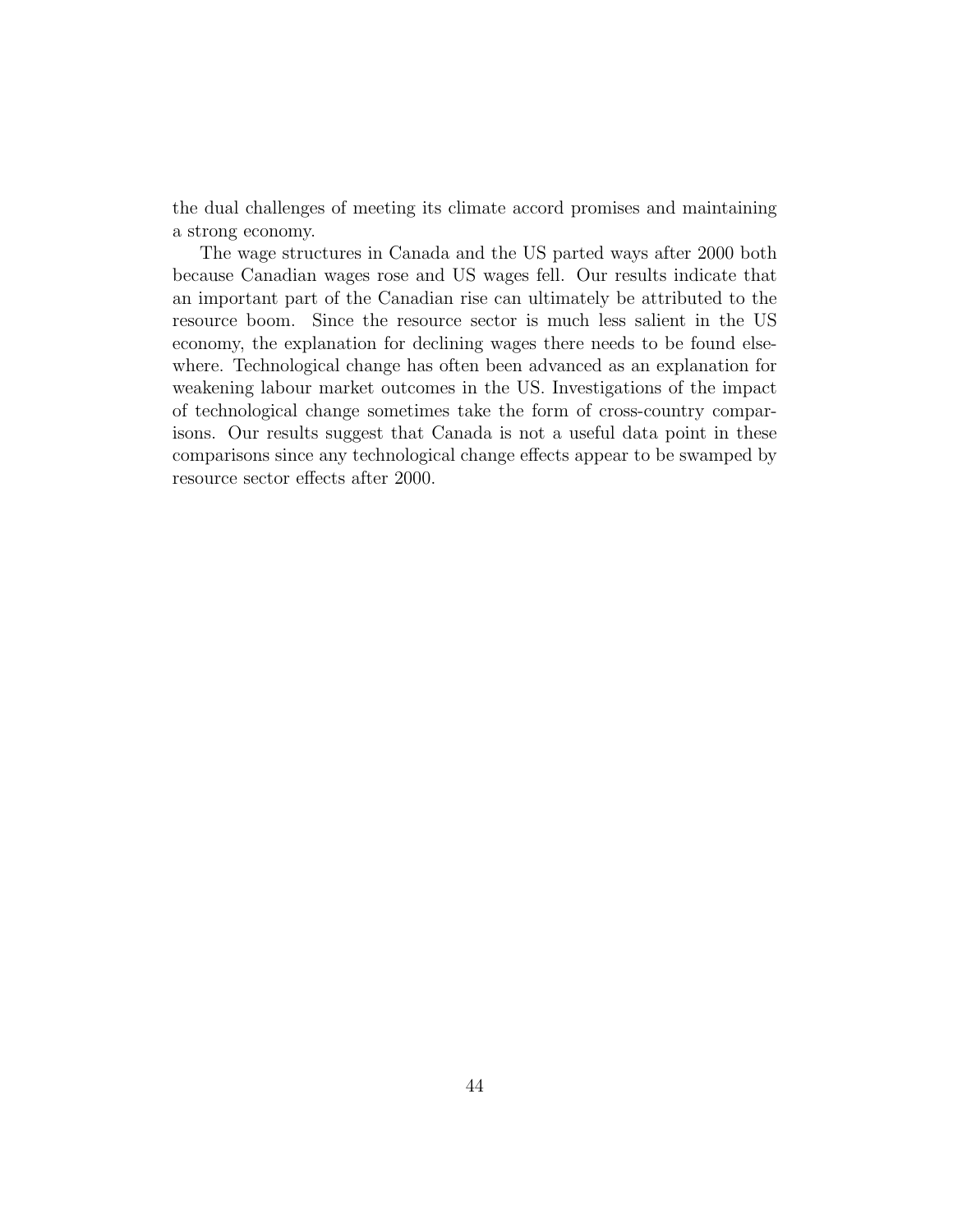the dual challenges of meeting its climate accord promises and maintaining a strong economy.

The wage structures in Canada and the US parted ways after 2000 both because Canadian wages rose and US wages fell. Our results indicate that an important part of the Canadian rise can ultimately be attributed to the resource boom. Since the resource sector is much less salient in the US economy, the explanation for declining wages there needs to be found elsewhere. Technological change has often been advanced as an explanation for weakening labour market outcomes in the US. Investigations of the impact of technological change sometimes take the form of cross-country comparisons. Our results suggest that Canada is not a useful data point in these comparisons since any technological change effects appear to be swamped by resource sector effects after 2000.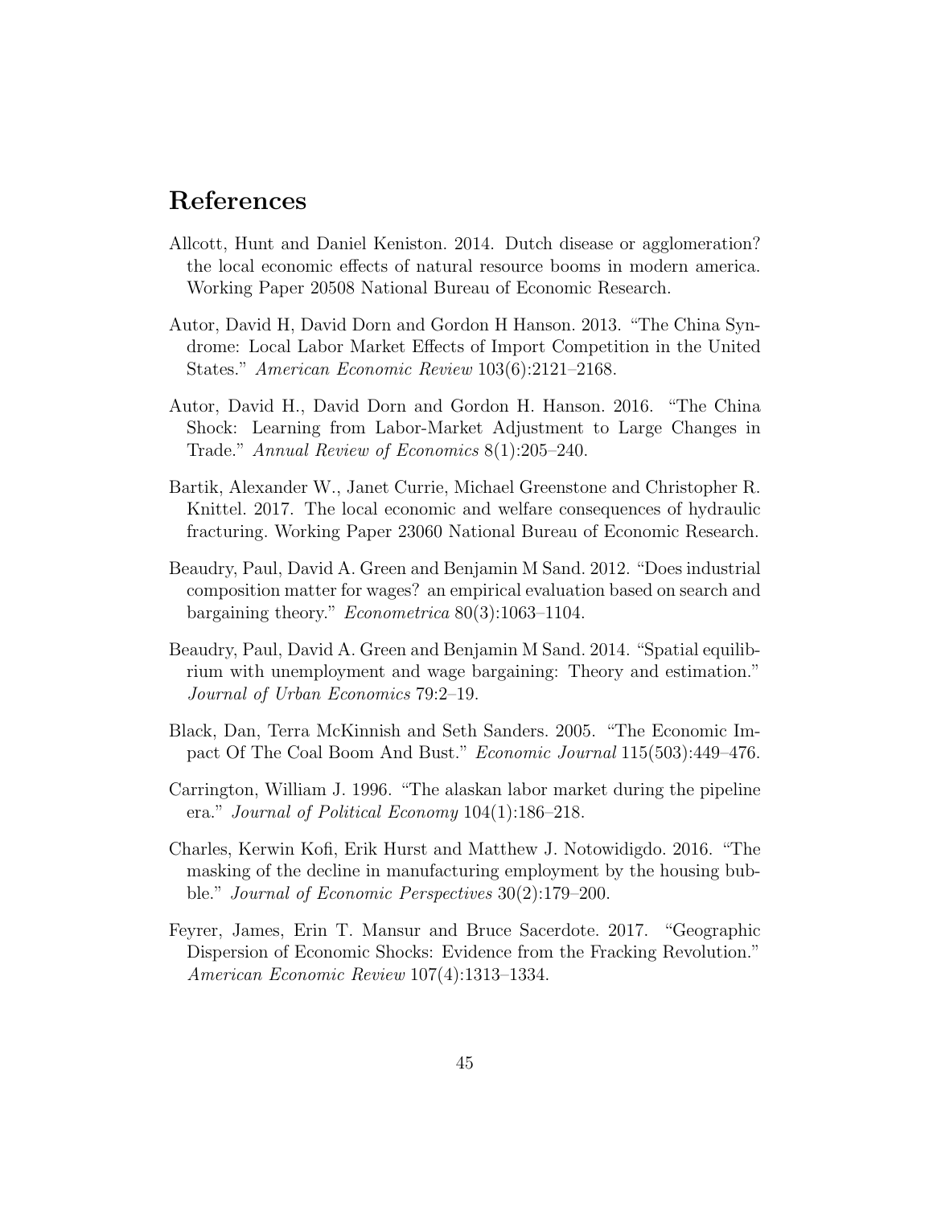# References

Allcott, Hunt and Daniel Keniston. 2014. Dutch disease or agglomeration? the local economic effects of natural resource booms in modern america. Working Paper 20508 National Bureau of Economic Research.

Autor, David H, David Dorn and Gordon H Hanson. 2013. "The China Syndrome: Local Labor Market Effects of Import Competition in the United States." *American Economic Review* 103(6):2121–2168.

Autor, David H., David Dorn and Gordon H. Hanson. 2016. "The China Shock: Learning from Labor-Market Adjustment to Large Changes in Trade." *Annual Review of Economics* 8(1):205–240.

Bartik, Alexander W., Janet Currie, Michael Greenstone and Christopher R. Knittel. 2017. The local economic and welfare consequences of hydraulic fracturing. Working Paper 23060 National Bureau of Economic Research.

Beaudry, Paul, David A. Green and Benjamin M Sand. 2012. "Does industrial composition matter for wages? an empirical evaluation based on search and bargaining theory." *Econometrica* 80(3):1063–1104.

Beaudry, Paul, David A. Green and Benjamin M Sand. 2014. "Spatial equilibrium with unemployment and wage bargaining: Theory and estimation." *Journal of Urban Economics* 79:2–19.

Black, Dan, Terra McKinnish and Seth Sanders. 2005. "The Economic Impact Of The Coal Boom And Bust." *Economic Journal* 115(503):449–476.

Carrington, William J. 1996. "The alaskan labor market during the pipeline era." *Journal of Political Economy* 104(1):186–218.

Charles, Kerwin Kofi, Erik Hurst and Matthew J. Notowidigdo. 2016. "The masking of the decline in manufacturing employment by the housing bubble." *Journal of Economic Perspectives* 30(2):179–200.

Feyrer, James, Erin T. Mansur and Bruce Sacerdote. 2017. "Geographic Dispersion of Economic Shocks: Evidence from the Fracking Revolution." *American Economic Review* 107(4):1313–1334.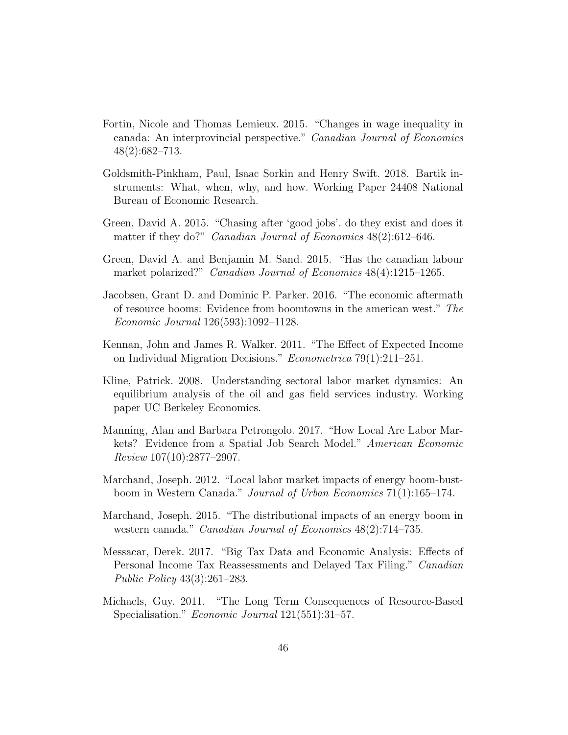Fortin, Nicole and Thomas Lemieux. 2015. "Changes in wage inequality in canada: An interprovincial perspective." *Canadian Journal of Economics* 48(2):682–713.

Goldsmith-Pinkham, Paul, Isaac Sorkin and Henry Swift. 2018. Bartik instruments: What, when, why, and how. Working Paper 24408 National Bureau of Economic Research.

Green, David A. 2015. "Chasing after 'good jobs'. do they exist and does it matter if they do?" *Canadian Journal of Economics* 48(2):612–646.

Green, David A. and Benjamin M. Sand. 2015. "Has the canadian labour market polarized?" *Canadian Journal of Economics* 48(4):1215–1265.

Jacobsen, Grant D. and Dominic P. Parker. 2016. "The economic aftermath of resource booms: Evidence from boomtowns in the american west." *The Economic Journal* 126(593):1092–1128.

Kennan, John and James R. Walker. 2011. "The Effect of Expected Income on Individual Migration Decisions." *Econometrica* 79(1):211–251.

Kline, Patrick. 2008. Understanding sectoral labor market dynamics: An equilibrium analysis of the oil and gas field services industry. Working paper UC Berkeley Economics.

Manning, Alan and Barbara Petrongolo. 2017. "How Local Are Labor Markets? Evidence from a Spatial Job Search Model." *American Economic Review* 107(10):2877–2907.

Marchand, Joseph. 2012. "Local labor market impacts of energy boom-bust-boom in Western Canada." *Journal of Urban Economics* 71(1):165–174.

Marchand, Joseph. 2015. "The distributional impacts of an energy boom in western canada." *Canadian Journal of Economics* 48(2):714–735.

Messacar, Derek. 2017. "Big Tax Data and Economic Analysis: Effects of Personal Income Tax Reassessments and Delayed Tax Filing." *Canadian Public Policy* 43(3):261–283.

Michaels, Guy. 2011. "The Long Term Consequences of Resource-Based Specialisation." *Economic Journal* 121(551):31–57.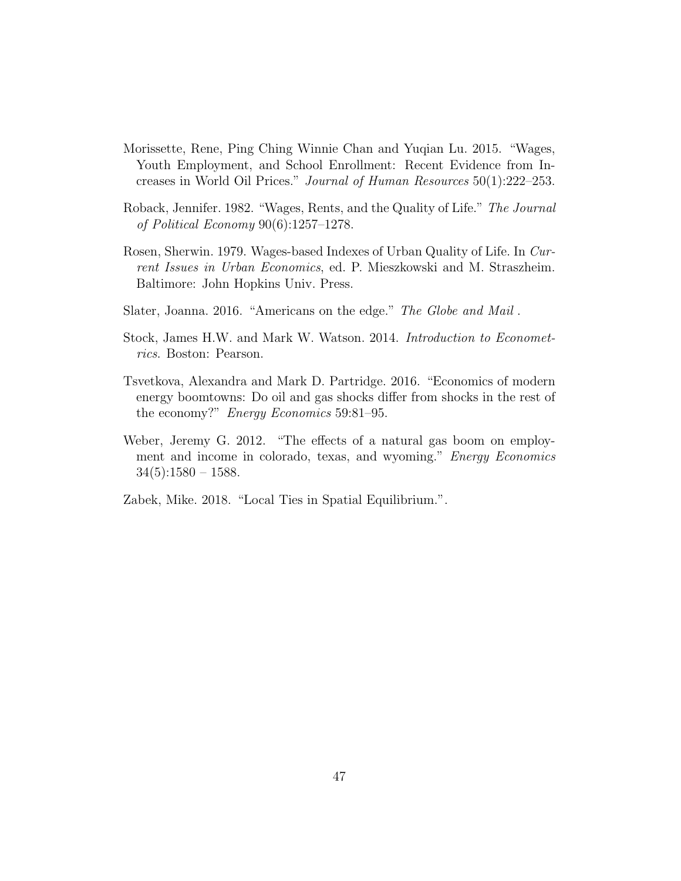Morissette, Rene, Ping Ching Winnie Chan and Yuqian Lu. 2015. "Wages, Youth Employment, and School Enrollment: Recent Evidence from Increases in World Oil Prices." *Journal of Human Resources* 50(1):222–253.

Roback, Jennifer. 1982. "Wages, Rents, and the Quality of Life." *The Journal of Political Economy* 90(6):1257–1278.

Rosen, Sherwin. 1979. Wages-based Indexes of Urban Quality of Life. In *Current Issues in Urban Economics*, ed. P. Mieszkowski and M. Straszheim. Baltimore: John Hopkins Univ. Press.

Slater, Joanna. 2016. "Americans on the edge." *The Globe and Mail* .

Stock, James H.W. and Mark W. Watson. 2014. *Introduction to Econometrics*. Boston: Pearson.

Tsvetkova, Alexandra and Mark D. Partridge. 2016. "Economics of modern energy boomtowns: Do oil and gas shocks differ from shocks in the rest of the economy?" *Energy Economics* 59:81–95.

Weber, Jeremy G. 2012. "The effects of a natural gas boom on employment and income in colorado, texas, and wyoming." *Energy Economics* 34(5):1580 – 1588.

Zabek, Mike. 2018. "Local Ties in Spatial Equilibrium.".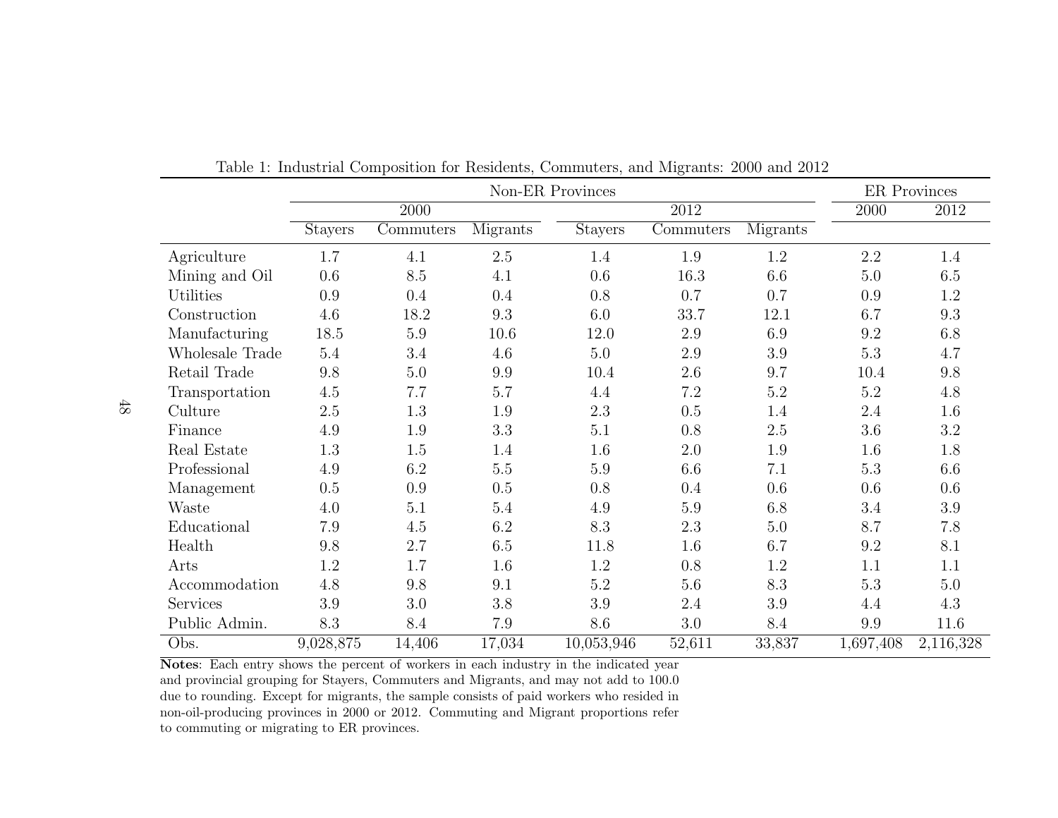Table 1: Industrial Composition for Residents, Commuters, and Migrants: 2000 and 2012

| | Non-ER Provinces | | | | | | ER Provinces | |
|---|---|---|---|---|---|---|---|---|
| | 2000 | | | 2012 | | | 2000 | 2012 |
| | Stayers | Commuters | Migrants | Stayers | Commuters | Migrants | | |
| Agriculture | 1.7 | 4.1 | 2.5 | 1.4 | 1.9 | 1.2 | 2.2 | 1.4 |
| Mining and Oil | 0.6 | 8.5 | 4.1 | 0.6 | 16.3 | 6.6 | 5.0 | 6.5 |
| Utilities | 0.9 | 0.4 | 0.4 | 0.8 | 0.7 | 0.7 | 0.9 | 1.2 |
| Construction | 4.6 | 18.2 | 9.3 | 6.0 | 33.7 | 12.1 | 6.7 | 9.3 |
| Manufacturing | 18.5 | 5.9 | 10.6 | 12.0 | 2.9 | 6.9 | 9.2 | 6.8 |
| Wholesale Trade | 5.4 | 3.4 | 4.6 | 5.0 | 2.9 | 3.9 | 5.3 | 4.7 |
| Retail Trade | 9.8 | 5.0 | 9.9 | 10.4 | 2.6 | 9.7 | 10.4 | 9.8 |
| Transportation | 4.5 | 7.7 | 5.7 | 4.4 | 7.2 | 5.2 | 5.2 | 4.8 |
| Culture | 2.5 | 1.3 | 1.9 | 2.3 | 0.5 | 1.4 | 2.4 | 1.6 |
| Finance | 4.9 | 1.9 | 3.3 | 5.1 | 0.8 | 2.5 | 3.6 | 3.2 |
| Real Estate | 1.3 | 1.5 | 1.4 | 1.6 | 2.0 | 1.9 | 1.6 | 1.8 |
| Professional | 4.9 | 6.2 | 5.5 | 5.9 | 6.6 | 7.1 | 5.3 | 6.6 |
| Management | 0.5 | 0.9 | 0.5 | 0.8 | 0.4 | 0.6 | 0.6 | 0.6 |
| Waste | 4.0 | 5.1 | 5.4 | 4.9 | 5.9 | 6.8 | 3.4 | 3.9 |
| Educational | 7.9 | 4.5 | 6.2 | 8.3 | 2.3 | 5.0 | 8.7 | 7.8 |
| Health | 9.8 | 2.7 | 6.5 | 11.8 | 1.6 | 6.7 | 9.2 | 8.1 |
| Arts | 1.2 | 1.7 | 1.6 | 1.2 | 0.8 | 1.2 | 1.1 | 1.1 |
| Accommodation | 4.8 | 9.8 | 9.1 | 5.2 | 5.6 | 8.3 | 5.3 | 5.0 |
| Services | 3.9 | 3.0 | 3.8 | 3.9 | 2.4 | 3.9 | 4.4 | 4.3 |
| Public Admin. | 8.3 | 8.4 | 7.9 | 8.6 | 3.0 | 8.4 | 9.9 | 11.6 |
| Obs. | 9,028,875 | 14,406 | 17,034 | 10,053,946 | 52,611 | 33,837 | 1,697,408 | 2,116,328 |

**Notes**: Each entry shows the percent of workers in each industry in the indicated year and provincial grouping for Stayers, Commuters and Migrants, and may not add to 100.0 due to rounding. Except for migrants, the sample consists of paid workers who resided in non-oil-producing provinces in 2000 or 2012. Commuting and Migrant proportions refer to commuting or migrating to ER provinces.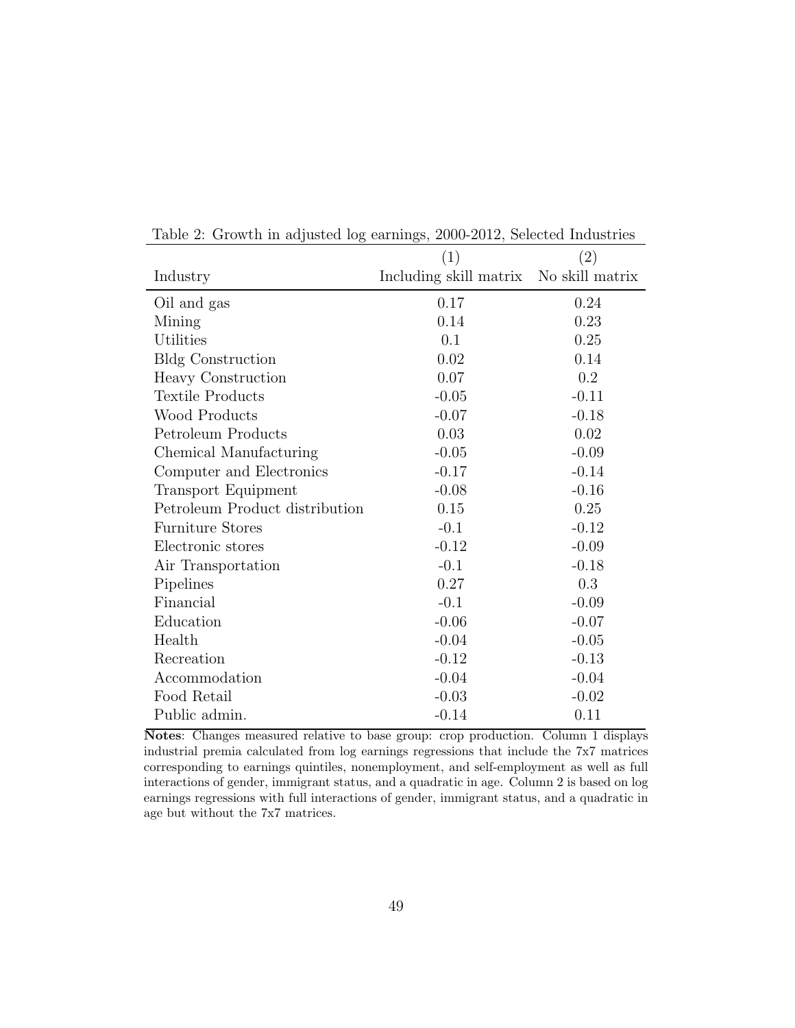Table 2: Growth in adjusted log earnings, 2000-2012, Selected Industries

| Industry | (1) Including skill matrix | (2) No skill matrix |
|---|---|---|
| Oil and gas | 0.17 | 0.24 |
| Mining | 0.14 | 0.23 |
| Utilities | 0.1 | 0.25 |
| Bldg Construction | 0.02 | 0.14 |
| Heavy Construction | 0.07 | 0.2 |
| Textile Products | -0.05 | -0.11 |
| Wood Products | -0.07 | -0.18 |
| Petroleum Products | 0.03 | 0.02 |
| Chemical Manufacturing | -0.05 | -0.09 |
| Computer and Electronics | -0.17 | -0.14 |
| Transport Equipment | -0.08 | -0.16 |
| Petroleum Product distribution | 0.15 | 0.25 |
| Furniture Stores | -0.1 | -0.12 |
| Electronic stores | -0.12 | -0.09 |
| Air Transportation | -0.1 | -0.18 |
| Pipelines | 0.27 | 0.3 |
| Financial | -0.1 | -0.09 |
| Education | -0.06 | -0.07 |
| Health | -0.04 | -0.05 |
| Recreation | -0.12 | -0.13 |
| Accommodation | -0.04 | -0.04 |
| Food Retail | -0.03 | -0.02 |
| Public admin. | -0.14 | 0.11 |

**Notes**: Changes measured relative to base group: crop production. Column 1 displays industrial premia calculated from log earnings regressions that include the 7x7 matrices corresponding to earnings quintiles, nonemployment, and self-employment as well as full interactions of gender, immigrant status, and a quadratic in age. Column 2 is based on log earnings regressions with full interactions of gender, immigrant status, and a quadratic in age but without the 7x7 matrices.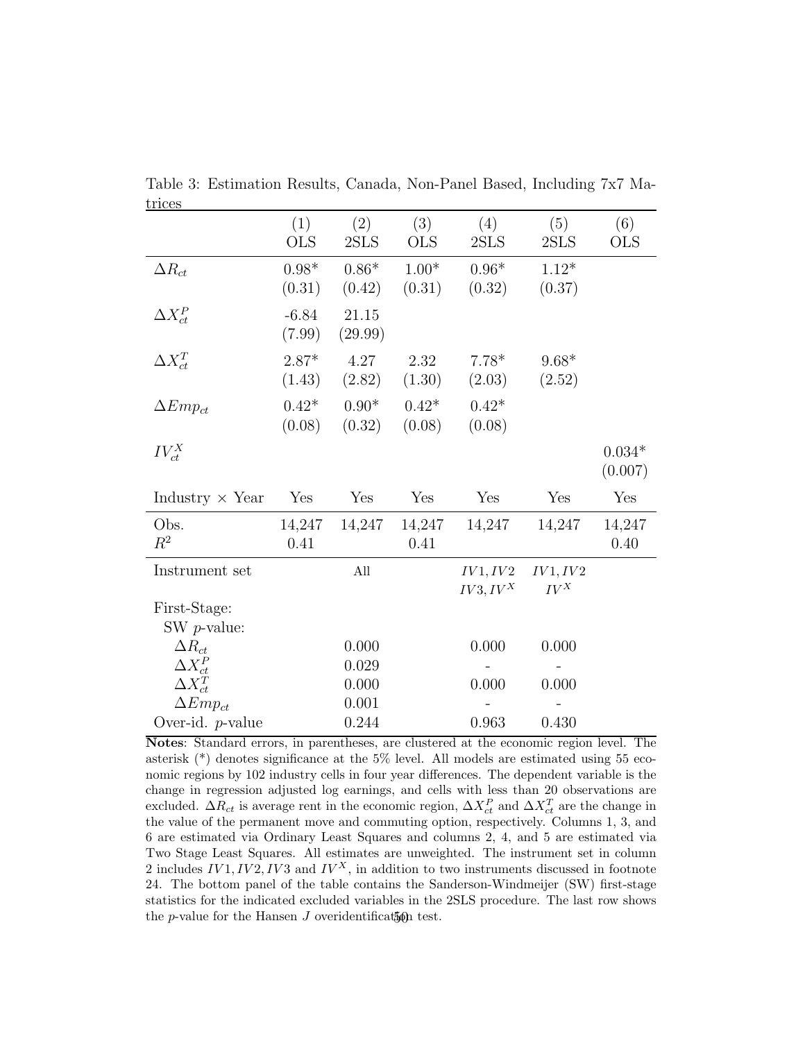Table 3: Estimation Results, Canada, Non-Panel Based, Including 7x7 Matrices

| | (1) OLS | (2) 2SLS | (3) OLS | (4) 2SLS | (5) 2SLS | (6) OLS |
|---|---|---|---|---|---|---|
| $\Delta R_{ct}$ | 0.98* | 0.86* | 1.00* | 0.96* | 1.12* | |
| | (0.31) | (0.42) | (0.31) | (0.32) | (0.37) | |
| $\Delta X^P_{ct}$ | -6.84 | 21.15 | | | | |
| | (7.99) | (29.99) | | | | |
| $\Delta X^T_{ct}$ | 2.87* | 4.27 | 2.32 | 7.78* | 9.68* | |
| | (1.43) | (2.82) | (1.30) | (2.03) | (2.52) | |
| $\Delta Emp_{ct}$ | 0.42* | 0.90* | 0.42* | 0.42* | | |
| | (0.08) | (0.32) | (0.08) | (0.08) | | |
| $IV^X_{ct}$ | | | | | | 0.034* |
| | | | | | | (0.007) |
| Industry × Year | Yes | Yes | Yes | Yes | Yes | Yes |
| Obs. | 14,247 | 14,247 | 14,247 | 14,247 | 14,247 | 14,247 |
| $R^2$ | 0.41 | | 0.41 | | | 0.40 |
| Instrument set | | All | | $IV1, IV2$ $IV3, IV^X$ | $IV1, IV2$ $IV^X$ | |
| First-Stage: | | | | | | |
| SW $p$-value: | | | | | | |
| $\Delta R_{ct}$ | | 0.000 | | 0.000 | 0.000 | |
| $\Delta X^P_{ct}$ | | 0.029 | | - | - | |
| $\Delta X^T_{ct}$ | | 0.000 | | 0.000 | 0.000 | |
| $\Delta Emp_{ct}$ | | 0.001 | | - | - | |
| Over-id. $p$-value | | 0.244 | | 0.963 | 0.430 | |

**Notes**: Standard errors, in parentheses, are clustered at the economic region level. The asterisk (*) denotes significance at the 5% level. All models are estimated using 55 economic regions by 102 industry cells in four year differences. The dependent variable is the change in regression adjusted log earnings, and cells with less than 20 observations are excluded. $\Delta R_{ct}$ is average rent in the economic region, $\Delta X^P_{ct}$ and $\Delta X^T_{ct}$ are the change in the value of the permanent move and commuting option, respectively. Columns 1, 3, and 6 are estimated via Ordinary Least Squares and columns 2, 4, and 5 are estimated via Two Stage Least Squares. All estimates are unweighted. The instrument set in column 2 includes $IV1, IV2, IV3$ and $IV^X$, in addition to two instruments discussed in footnote 24. The bottom panel of the table contains the Sanderson-Windmeijer (SW) first-stage statistics for the indicated excluded variables in the 2SLS procedure. The last row shows the $p$-value for the Hansen $J$ overidentification test.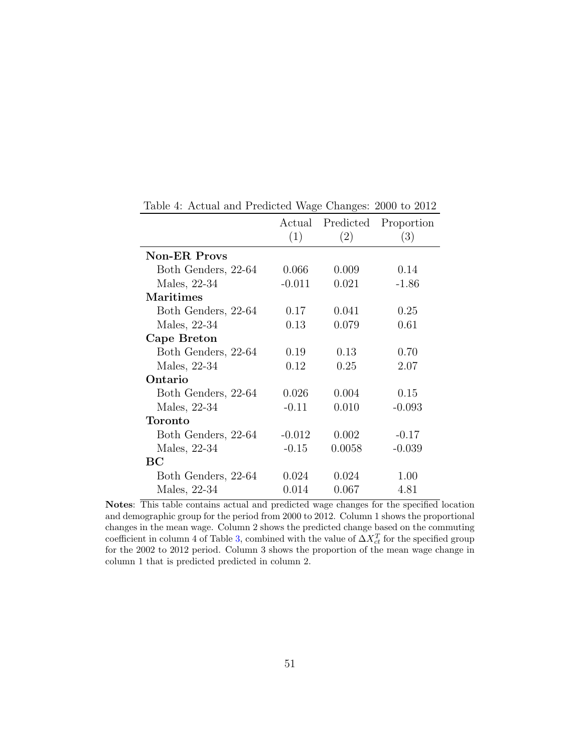Table 4: Actual and Predicted Wage Changes: 2000 to 2012

| | Actual (1) | Predicted (2) | Proportion (3) |
|---|---|---|---|
| **Non-ER Provs** | | | |
| Both Genders, 22-64 | 0.066 | 0.009 | 0.14 |
| Males, 22-34 | -0.011 | 0.021 | -1.86 |
| **Maritimes** | | | |
| Both Genders, 22-64 | 0.17 | 0.041 | 0.25 |
| Males, 22-34 | 0.13 | 0.079 | 0.61 |
| **Cape Breton** | | | |
| Both Genders, 22-64 | 0.19 | 0.13 | 0.70 |
| Males, 22-34 | 0.12 | 0.25 | 2.07 |
| **Ontario** | | | |
| Both Genders, 22-64 | 0.026 | 0.004 | 0.15 |
| Males, 22-34 | -0.11 | 0.010 | -0.093 |
| **Toronto** | | | |
| Both Genders, 22-64 | -0.012 | 0.002 | -0.17 |
| Males, 22-34 | -0.15 | 0.0058 | -0.039 |
| **BC** | | | |
| Both Genders, 22-64 | 0.024 | 0.024 | 1.00 |
| Males, 22-34 | 0.014 | 0.067 | 4.81 |

**Notes**: This table contains actual and predicted wage changes for the specified location and demographic group for the period from 2000 to 2012. Column 1 shows the proportional changes in the mean wage. Column 2 shows the predicted change based on the commuting coefficient in column 4 of Table 3, combined with the value of $\Delta X_{ct}^{T}$ for the specified group for the 2002 to 2012 period. Column 3 shows the proportion of the mean wage change in column 1 that is predicted predicted in column 2.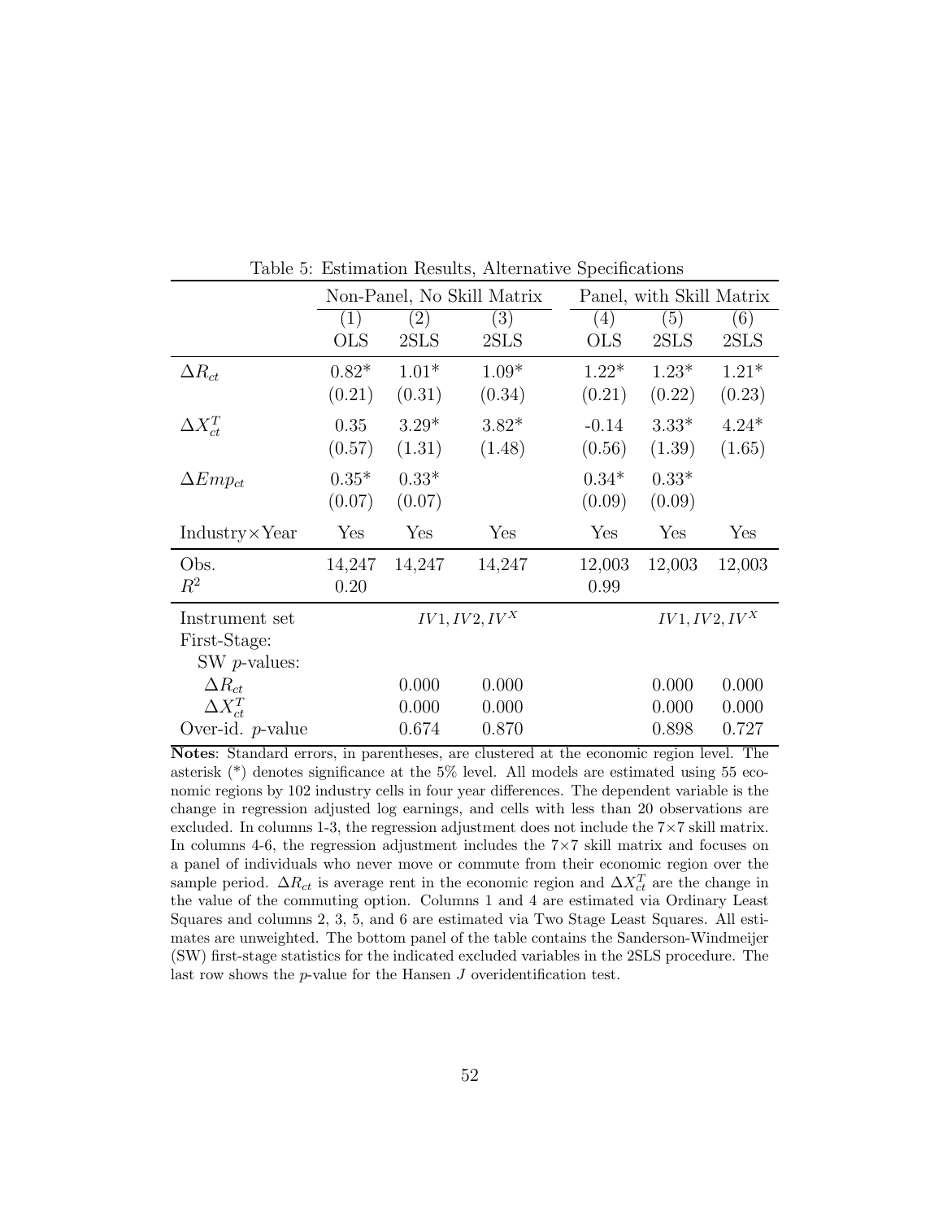Table 5: Estimation Results, Alternative Specifications

| | Non-Panel, No Skill Matrix | | | Panel, with Skill Matrix | | |
|---|---|---|---|---|---|---|
| | (1) | (2) | (3) | (4) | (5) | (6) |
| | OLS | 2SLS | 2SLS | OLS | 2SLS | 2SLS |
| $\Delta R_{ct}$ | 0.82* | 1.01* | 1.09* | 1.22* | 1.23* | 1.21* |
| | (0.21) | (0.31) | (0.34) | (0.21) | (0.22) | (0.23) |
| $\Delta X_{ct}^{T}$ | 0.35 | 3.29* | 3.82* | -0.14 | 3.33* | 4.24* |
| | (0.57) | (1.31) | (1.48) | (0.56) | (1.39) | (1.65) |
| $\Delta Emp_{ct}$ | 0.35* | 0.33* | | 0.34* | 0.33* | |
| | (0.07) | (0.07) | | (0.09) | (0.09) | |
| Industry×Year | Yes | Yes | Yes | Yes | Yes | Yes |
| Obs. | 14,247 | 14,247 | 14,247 | 12,003 | 12,003 | 12,003 |
| $R^2$ | 0.20 | | | 0.99 | | |
| Instrument set | | $IV1, IV2, IV^X$ | | | $IV1, IV2, IV^X$ | |
| First-Stage: | | | | | | |
| SW $p$-values: | | | | | | |
| $\Delta R_{ct}$ | | 0.000 | 0.000 | | 0.000 | 0.000 |
| $\Delta X_{ct}^{T}$ | | 0.000 | 0.000 | | 0.000 | 0.000 |
| Over-id. $p$-value | | 0.674 | 0.870 | | 0.898 | 0.727 |

**Notes**: Standard errors, in parentheses, are clustered at the economic region level. The asterisk (*) denotes significance at the 5% level. All models are estimated using 55 economic regions by 102 industry cells in four year differences. The dependent variable is the change in regression adjusted log earnings, and cells with less than 20 observations are excluded. In columns 1-3, the regression adjustment does not include the 7×7 skill matrix. In columns 4-6, the regression adjustment includes the 7×7 skill matrix and focuses on a panel of individuals who never move or commute from their economic region over the sample period. $\Delta R_{ct}$ is average rent in the economic region and $\Delta X_{ct}^{T}$ are the change in the value of the commuting option. Columns 1 and 4 are estimated via Ordinary Least Squares and columns 2, 3, 5, and 6 are estimated via Two Stage Least Squares. All estimates are unweighted. The bottom panel of the table contains the Sanderson-Windmeijer (SW) first-stage statistics for the indicated excluded variables in the 2SLS procedure. The last row shows the $p$-value for the Hansen $J$ overidentification test.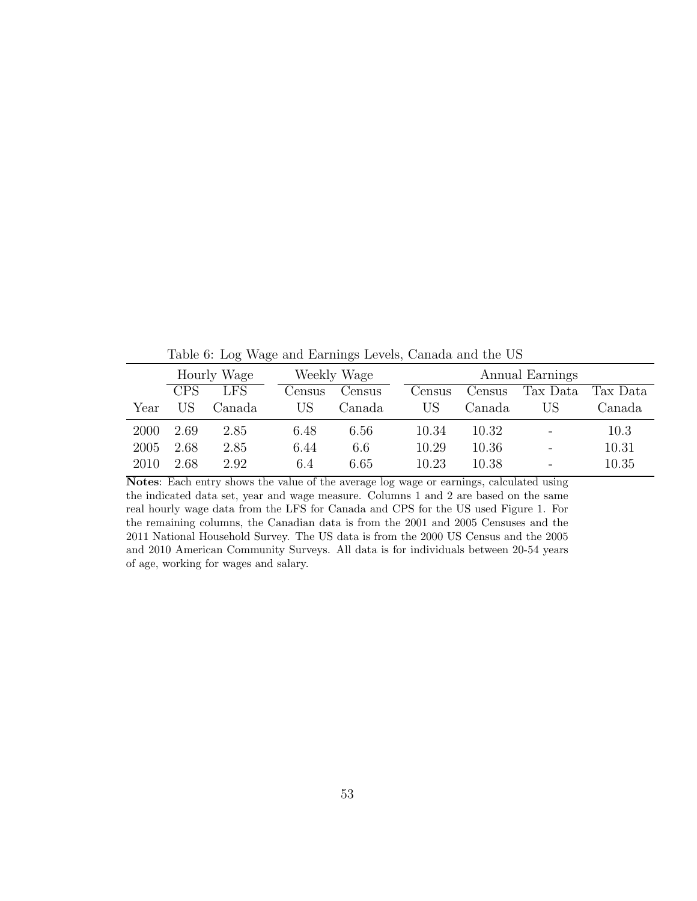Table 6: Log Wage and Earnings Levels, Canada and the US

| | Hourly Wage | | Weekly Wage | | Annual Earnings | | | |
|---|---|---|---|---|---|---|---|---|
| | CPS | LFS | Census | Census | Census | Census | Tax Data | Tax Data |
| Year | US | Canada | US | Canada | US | Canada | US | Canada |
| 2000 | 2.69 | 2.85 | 6.48 | 6.56 | 10.34 | 10.32 | - | 10.3 |
| 2005 | 2.68 | 2.85 | 6.44 | 6.6 | 10.29 | 10.36 | - | 10.31 |
| 2010 | 2.68 | 2.92 | 6.4 | 6.65 | 10.23 | 10.38 | - | 10.35 |

**Notes**: Each entry shows the value of the average log wage or earnings, calculated using the indicated data set, year and wage measure. Columns 1 and 2 are based on the same real hourly wage data from the LFS for Canada and CPS for the US used Figure 1. For the remaining columns, the Canadian data is from the 2001 and 2005 Censuses and the 2011 National Household Survey. The US data is from the 2000 US Census and the 2005 and 2010 American Community Surveys. All data is for individuals between 20-54 years of age, working for wages and salary.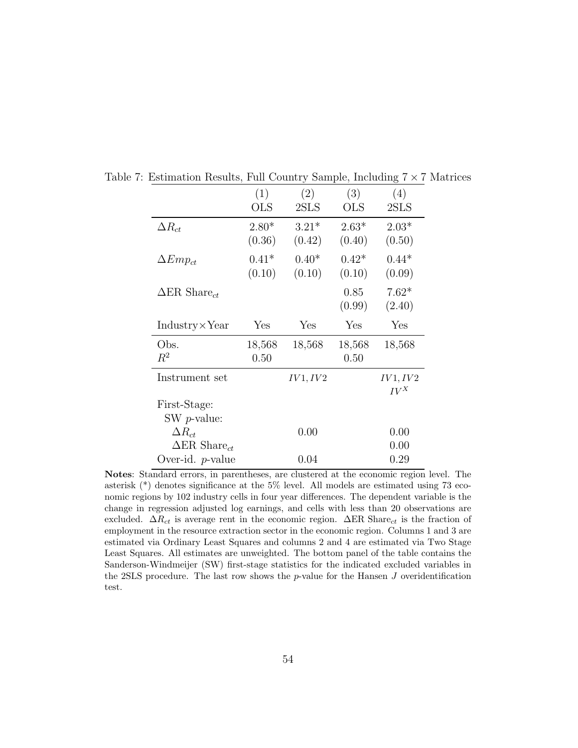Table 7: Estimation Results, Full Country Sample, Including $7 \times 7$ Matrices

| | (1) OLS | (2) 2SLS | (3) OLS | (4) 2SLS |
|---|---|---|---|---|
| $\Delta R_{ct}$ | 2.80* | 3.21* | 2.63* | 2.03* |
| | (0.36) | (0.42) | (0.40) | (0.50) |
| $\Delta Emp_{ct}$ | 0.41* | 0.40* | 0.42* | 0.44* |
| | (0.10) | (0.10) | (0.10) | (0.09) |
| $\Delta$ER Share$_{ct}$ | | | 0.85 | 7.62* |
| | | | (0.99) | (2.40) |
| Industry×Year | Yes | Yes | Yes | Yes |
| Obs. | 18,568 | 18,568 | 18,568 | 18,568 |
| $R^2$ | 0.50 | | 0.50 | |
| Instrument set | | $IV1, IV2$ | | $IV1, IV2$ $IV^X$ |
| First-Stage: | | | | |
| SW $p$-value: | | | | |
| $\Delta R_{ct}$ | | 0.00 | | 0.00 |
| $\Delta$ER Share$_{ct}$ | | | | 0.00 |
| Over-id. $p$-value | | 0.04 | | 0.29 |

**Notes**: Standard errors, in parentheses, are clustered at the economic region level. The asterisk (*) denotes significance at the 5% level. All models are estimated using 73 economic regions by 102 industry cells in four year differences. The dependent variable is the change in regression adjusted log earnings, and cells with less than 20 observations are excluded. $\Delta R_{ct}$ is average rent in the economic region. $\Delta$ER Share$_{ct}$ is the fraction of employment in the resource extraction sector in the economic region. Columns 1 and 3 are estimated via Ordinary Least Squares and columns 2 and 4 are estimated via Two Stage Least Squares. All estimates are unweighted. The bottom panel of the table contains the Sanderson-Windmeijer (SW) first-stage statistics for the indicated excluded variables in the 2SLS procedure. The last row shows the $p$-value for the Hansen $J$ overidentification test.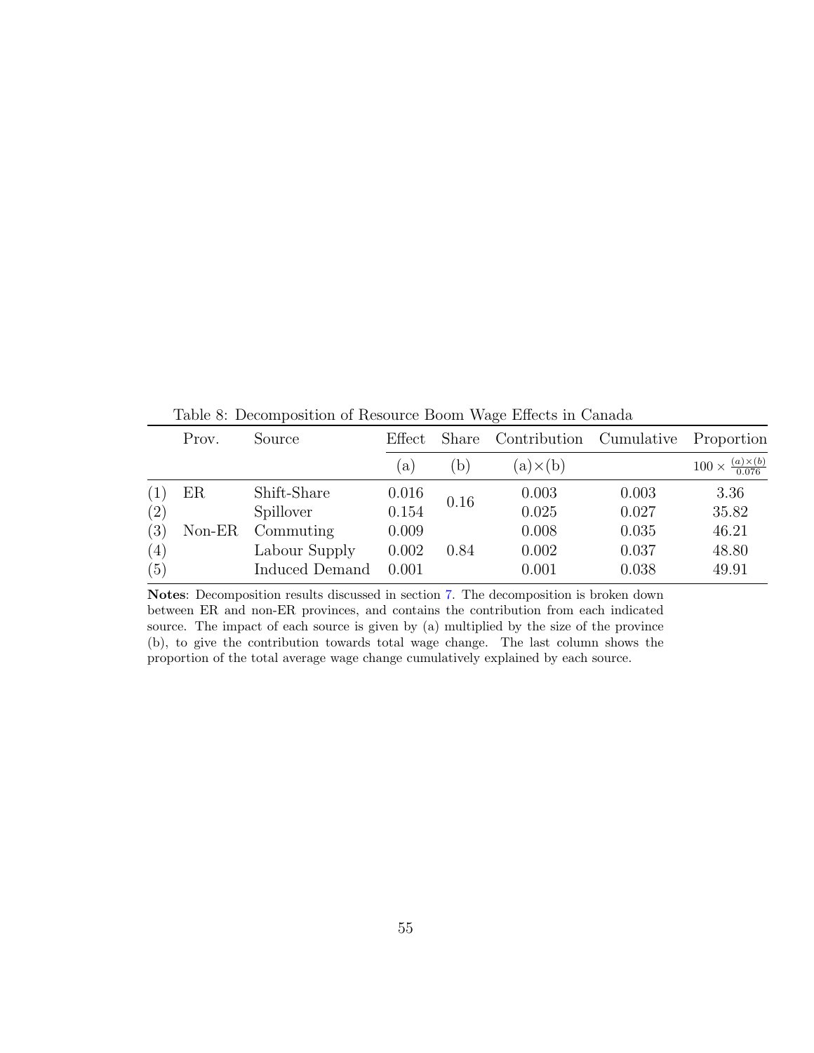Table 8: Decomposition of Resource Boom Wage Effects in Canada

| | Prov. | Source | Effect | Share | Contribution | Cumulative | Proportion |
|---|---|---|---|---|---|---|---|
| | | | (a) | (b) | (a)×(b) | | $100 \times \frac{(a)\times(b)}{0.076}$ |
| (1) | ER | Shift-Share | 0.016 | 0.16 | 0.003 | 0.003 | 3.36 |
| (2) | | Spillover | 0.154 | | 0.025 | 0.027 | 35.82 |
| (3) | Non-ER | Commuting | 0.009 | | 0.008 | 0.035 | 46.21 |
| (4) | | Labour Supply | 0.002 | 0.84 | 0.002 | 0.037 | 48.80 |
| (5) | | Induced Demand | 0.001 | | 0.001 | 0.038 | 49.91 |

**Notes**: Decomposition results discussed in section 7. The decomposition is broken down between ER and non-ER provinces, and contains the contribution from each indicated source. The impact of each source is given by (a) multiplied by the size of the province (b), to give the contribution towards total wage change. The last column shows the proportion of the total average wage change cumulatively explained by each source.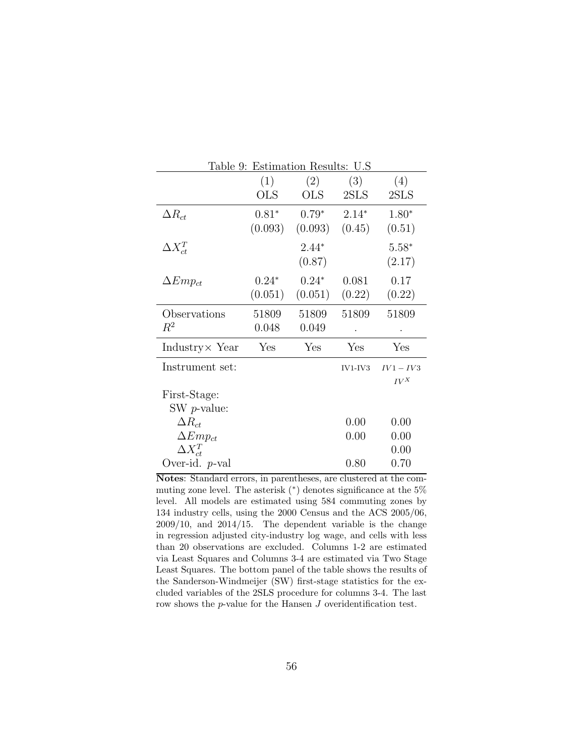Table 9: Estimation Results: U.S

| | (1) OLS | (2) OLS | (3) 2SLS | (4) 2SLS |
|---|---|---|---|---|
| $\Delta R_{ct}$ | $0.81^{*}$ | $0.79^{*}$ | $2.14^{*}$ | $1.80^{*}$ |
| | (0.093) | (0.093) | (0.45) | (0.51) |
| $\Delta X^{T}_{ct}$ | | $2.44^{*}$ | | $5.58^{*}$ |
| | | (0.87) | | (2.17) |
| $\Delta Emp_{ct}$ | $0.24^{*}$ | $0.24^{*}$ | 0.081 | 0.17 |
| | (0.051) | (0.051) | (0.22) | (0.22) |
| Observations | 51809 | 51809 | 51809 | 51809 |
| $R^2$ | 0.048 | 0.049 | . | . |
| Industry× Year | Yes | Yes | Yes | Yes |
| Instrument set: | | | IV1-IV3 | $IV1-IV3$ $IV^{X}$ |
| First-Stage: | | | | |
| SW $p$-value: | | | | |
| $\Delta R_{ct}$ | | | 0.00 | 0.00 |
| $\Delta Emp_{ct}$ | | | 0.00 | 0.00 |
| $\Delta X^{T}_{ct}$ | | | | 0.00 |
| Over-id. $p$-val | | | 0.80 | 0.70 |

**Notes**: Standard errors, in parentheses, are clustered at the commuting zone level. The asterisk ($^{*}$) denotes significance at the 5% level. All models are estimated using 584 commuting zones by 134 industry cells, using the 2000 Census and the ACS 2005/06, 2009/10, and 2014/15. The dependent variable is the change in regression adjusted city-industry log wage, and cells with less than 20 observations are excluded. Columns 1-2 are estimated via Least Squares and Columns 3-4 are estimated via Two Stage Least Squares. The bottom panel of the table shows the results of the Sanderson-Windmeijer (SW) first-stage statistics for the excluded variables of the 2SLS procedure for columns 3-4. The last row shows the $p$-value for the Hansen $J$ overidentification test.